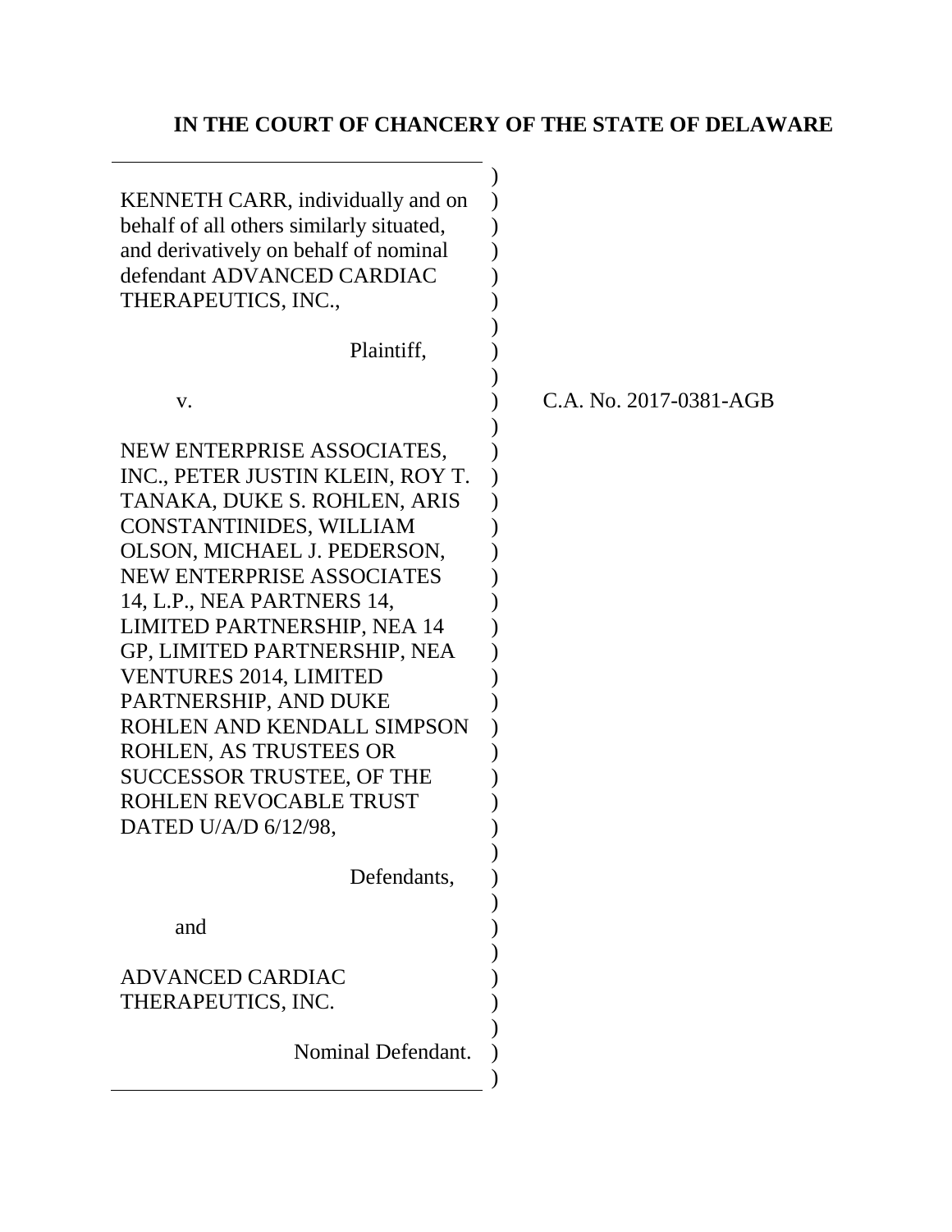# IN THE COURT OF CHANCERY OF THE STATE OF DELAWARE

KENNETH CARR, individually and on behalf of all others similarly situated, and derivatively on behalf of nominal defendant ADVANCED CARDIAC THERAPEUTICS, INC.,

Plaintiff,

v.

NEW ENTERPRISE ASSOCIATES, INC., PETER JUSTIN KLEIN, ROY T. TANAKA, DUKE S. ROHLEN, ARIS CONSTANTINIDES, WILLIAM OLSON, MICHAEL J. PEDERSON, NEW ENTERPRISE ASSOCIATES 14, L.P., NEA PARTNERS 14, LIMITED PARTNERSHIP, NEA 14 GP, LIMITED PARTNERSHIP, NEA VENTURES 2014, LIMITED PARTNERSHIP, AND DUKE ROHLEN AND KENDALL SIMPSON ROHLEN, AS TRUSTEES OR SUCCESSOR TRUSTEE, OF THE ROHLEN REVOCABLE TRUST DATED U/A/D 6/12/98,

Defendants,

and

ADVANCED CARDIAC THERAPEUTICS, INC.

Nominal Defendant.

C.A. No. 2017-0381-AGB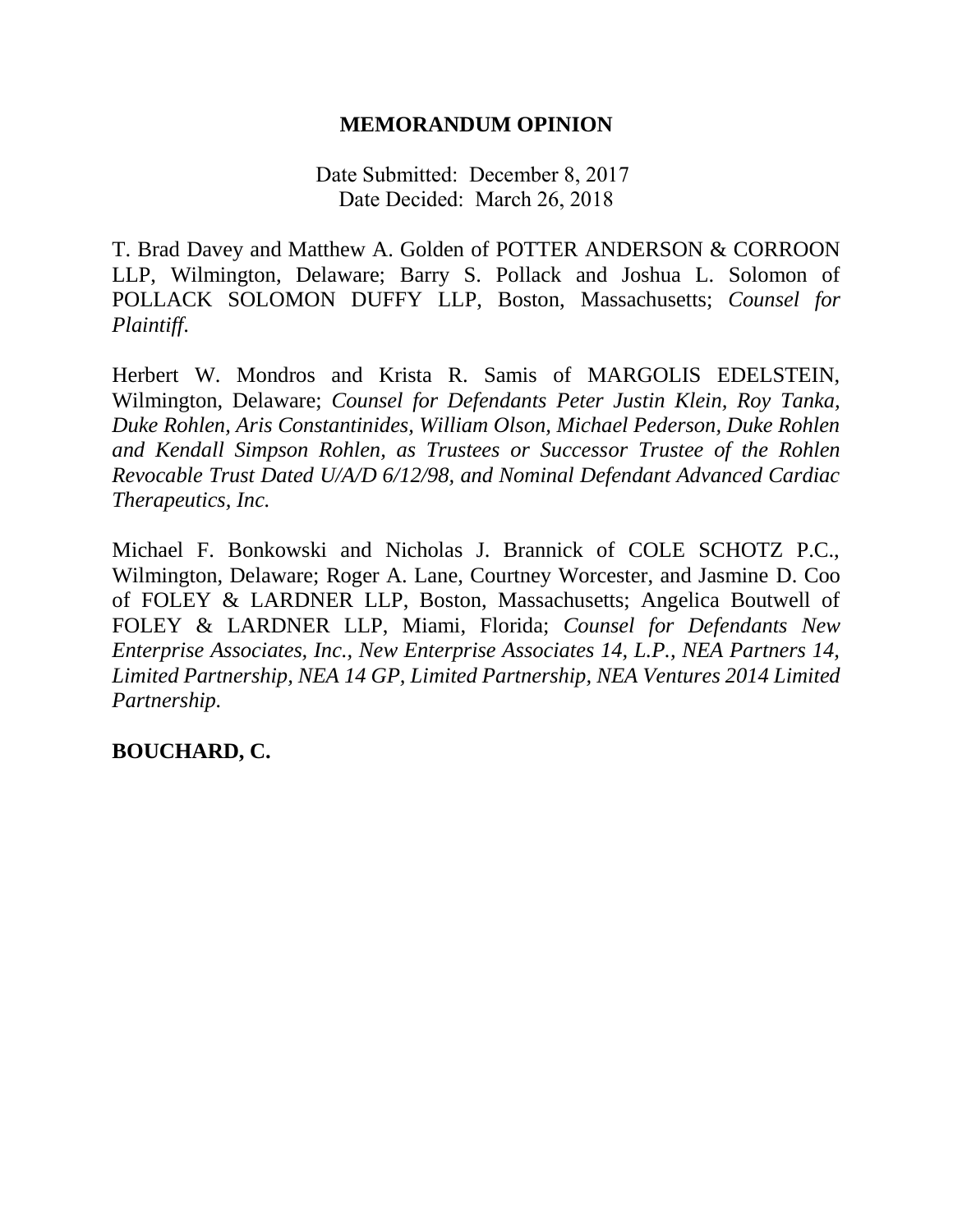**MEMORANDUM OPINION**

Date Submitted: December 8, 2017
Date Decided: March 26, 2018

T. Brad Davey and Matthew A. Golden of POTTER ANDERSON & CORROON LLP, Wilmington, Delaware; Barry S. Pollack and Joshua L. Solomon of POLLACK SOLOMON DUFFY LLP, Boston, Massachusetts; *Counsel for Plaintiff.*

Herbert W. Mondros and Krista R. Samis of MARGOLIS EDELSTEIN, Wilmington, Delaware; *Counsel for Defendants Peter Justin Klein, Roy Tanka, Duke Rohlen, Aris Constantinides, William Olson, Michael Pederson, Duke Rohlen and Kendall Simpson Rohlen, as Trustees or Successor Trustee of the Rohlen Revocable Trust Dated U/A/D 6/12/98, and Nominal Defendant Advanced Cardiac Therapeutics, Inc.*

Michael F. Bonkowski and Nicholas J. Brannick of COLE SCHOTZ P.C., Wilmington, Delaware; Roger A. Lane, Courtney Worcester, and Jasmine D. Coo of FOLEY & LARDNER LLP, Boston, Massachusetts; Angelica Boutwell of FOLEY & LARDNER LLP, Miami, Florida; *Counsel for Defendants New Enterprise Associates, Inc., New Enterprise Associates 14, L.P., NEA Partners 14, Limited Partnership, NEA 14 GP, Limited Partnership, NEA Ventures 2014 Limited Partnership.*

**BOUCHARD, C.**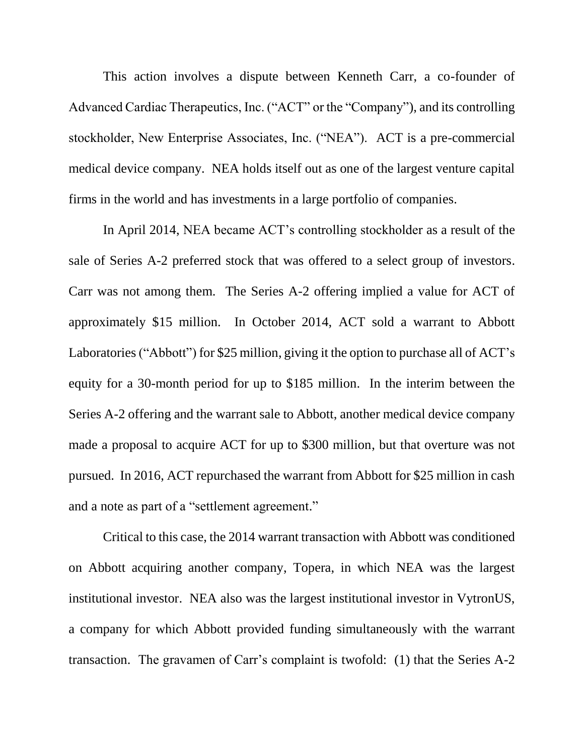This action involves a dispute between Kenneth Carr, a co-founder of Advanced Cardiac Therapeutics, Inc. ("ACT" or the "Company"), and its controlling stockholder, New Enterprise Associates, Inc. ("NEA"). ACT is a pre-commercial medical device company. NEA holds itself out as one of the largest venture capital firms in the world and has investments in a large portfolio of companies.

In April 2014, NEA became ACT's controlling stockholder as a result of the sale of Series A-2 preferred stock that was offered to a select group of investors. Carr was not among them. The Series A-2 offering implied a value for ACT of approximately $15 million. In October 2014, ACT sold a warrant to Abbott Laboratories ("Abbott") for $25 million, giving it the option to purchase all of ACT's equity for a 30-month period for up to $185 million. In the interim between the Series A-2 offering and the warrant sale to Abbott, another medical device company made a proposal to acquire ACT for up to $300 million, but that overture was not pursued. In 2016, ACT repurchased the warrant from Abbott for $25 million in cash and a note as part of a "settlement agreement."

Critical to this case, the 2014 warrant transaction with Abbott was conditioned on Abbott acquiring another company, Topera, in which NEA was the largest institutional investor. NEA also was the largest institutional investor in VytronUS, a company for which Abbott provided funding simultaneously with the warrant transaction. The gravamen of Carr's complaint is twofold: (1) that the Series A-2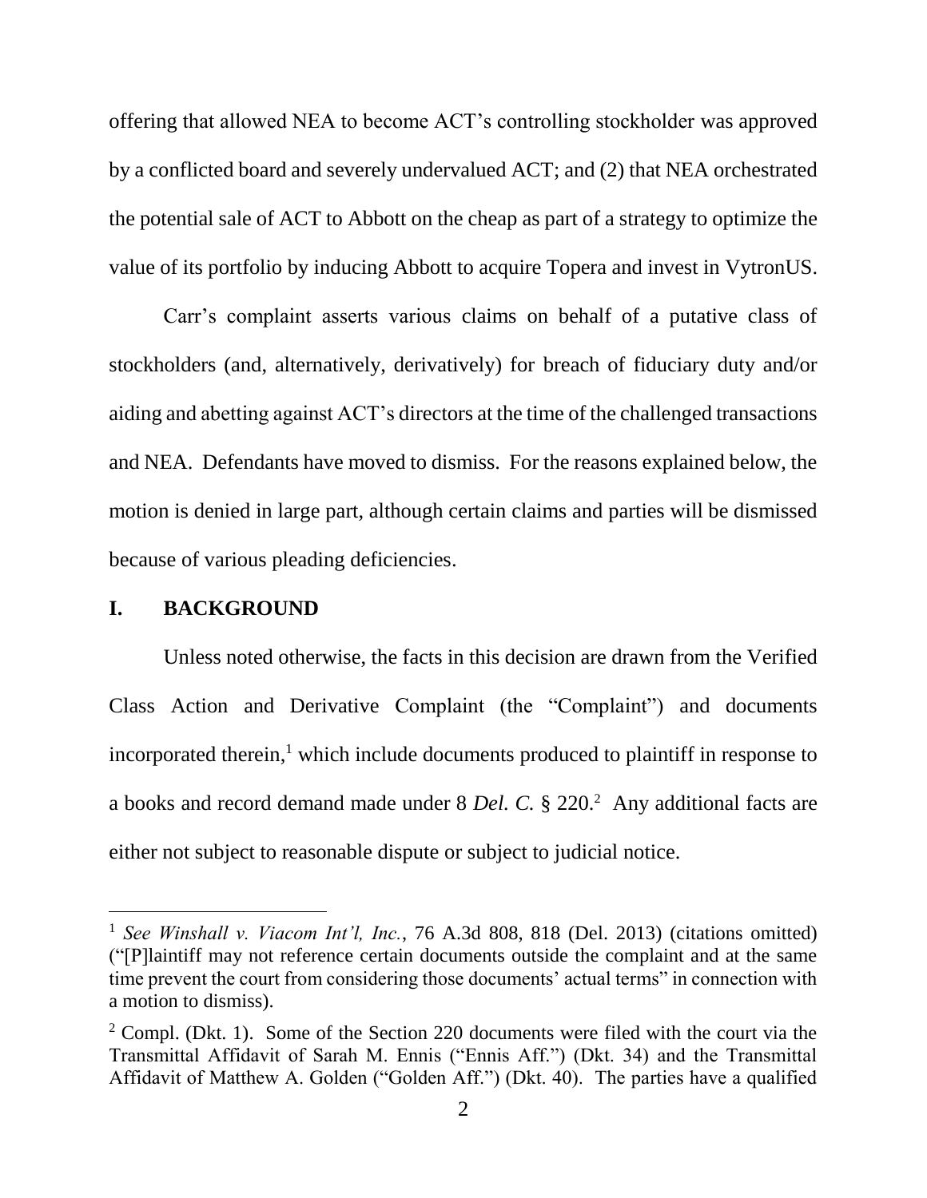offering that allowed NEA to become ACT's controlling stockholder was approved by a conflicted board and severely undervalued ACT; and (2) that NEA orchestrated the potential sale of ACT to Abbott on the cheap as part of a strategy to optimize the value of its portfolio by inducing Abbott to acquire Topera and invest in VytronUS.

Carr's complaint asserts various claims on behalf of a putative class of stockholders (and, alternatively, derivatively) for breach of fiduciary duty and/or aiding and abetting against ACT's directors at the time of the challenged transactions and NEA. Defendants have moved to dismiss. For the reasons explained below, the motion is denied in large part, although certain claims and parties will be dismissed because of various pleading deficiencies.

## I. BACKGROUND

Unless noted otherwise, the facts in this decision are drawn from the Verified Class Action and Derivative Complaint (the "Complaint") and documents incorporated therein,[1] which include documents produced to plaintiff in response to a books and record demand made under 8 *Del. C.* § 220.[2] Any additional facts are either not subject to reasonable dispute or subject to judicial notice.

---

[1] *See Winshall v. Viacom Int'l, Inc.*, 76 A.3d 808, 818 (Del. 2013) (citations omitted) ("[P]laintiff may not reference certain documents outside the complaint and at the same time prevent the court from considering those documents' actual terms" in connection with a motion to dismiss).

[2] Compl. (Dkt. 1). Some of the Section 220 documents were filed with the court via the Transmittal Affidavit of Sarah M. Ennis ("Ennis Aff.") (Dkt. 34) and the Transmittal Affidavit of Matthew A. Golden ("Golden Aff.") (Dkt. 40). The parties have a qualified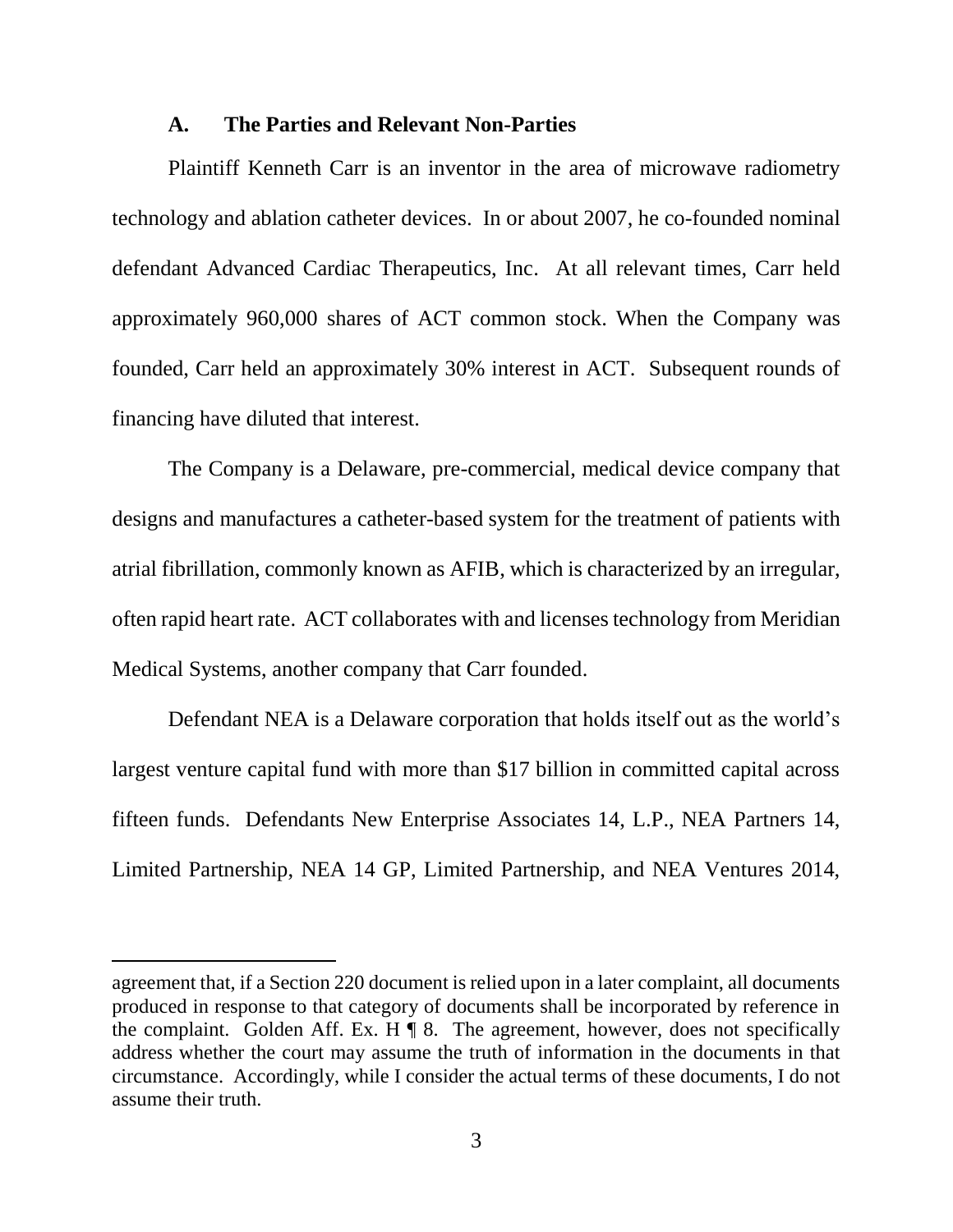### A. The Parties and Relevant Non-Parties

Plaintiff Kenneth Carr is an inventor in the area of microwave radiometry technology and ablation catheter devices. In or about 2007, he co-founded nominal defendant Advanced Cardiac Therapeutics, Inc. At all relevant times, Carr held approximately 960,000 shares of ACT common stock. When the Company was founded, Carr held an approximately 30% interest in ACT. Subsequent rounds of financing have diluted that interest.

The Company is a Delaware, pre-commercial, medical device company that designs and manufactures a catheter-based system for the treatment of patients with atrial fibrillation, commonly known as AFIB, which is characterized by an irregular, often rapid heart rate. ACT collaborates with and licenses technology from Meridian Medical Systems, another company that Carr founded.

Defendant NEA is a Delaware corporation that holds itself out as the world's largest venture capital fund with more than $17 billion in committed capital across fifteen funds. Defendants New Enterprise Associates 14, L.P., NEA Partners 14, Limited Partnership, NEA 14 GP, Limited Partnership, and NEA Ventures 2014,

---

agreement that, if a Section 220 document is relied upon in a later complaint, all documents produced in response to that category of documents shall be incorporated by reference in the complaint. Golden Aff. Ex. H ¶ 8. The agreement, however, does not specifically address whether the court may assume the truth of information in the documents in that circumstance. Accordingly, while I consider the actual terms of these documents, I do not assume their truth.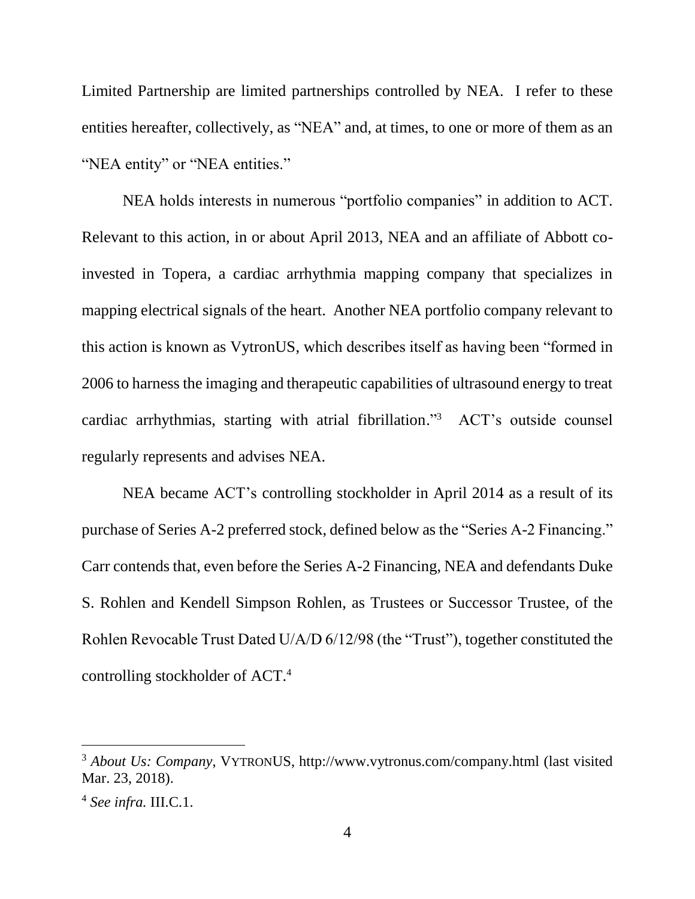Limited Partnership are limited partnerships controlled by NEA. I refer to these entities hereafter, collectively, as "NEA" and, at times, to one or more of them as an "NEA entity" or "NEA entities."

NEA holds interests in numerous "portfolio companies" in addition to ACT. Relevant to this action, in or about April 2013, NEA and an affiliate of Abbott co-invested in Topera, a cardiac arrhythmia mapping company that specializes in mapping electrical signals of the heart. Another NEA portfolio company relevant to this action is known as VytronUS, which describes itself as having been "formed in 2006 to harness the imaging and therapeutic capabilities of ultrasound energy to treat cardiac arrhythmias, starting with atrial fibrillation."[3] ACT's outside counsel regularly represents and advises NEA.

NEA became ACT's controlling stockholder in April 2014 as a result of its purchase of Series A-2 preferred stock, defined below as the "Series A-2 Financing." Carr contends that, even before the Series A-2 Financing, NEA and defendants Duke S. Rohlen and Kendell Simpson Rohlen, as Trustees or Successor Trustee, of the Rohlen Revocable Trust Dated U/A/D 6/12/98 (the "Trust"), together constituted the controlling stockholder of ACT.[4]

---

[3] *About Us: Company*, VYTRONUS, http://www.vytronus.com/company.html (last visited Mar. 23, 2018).

[4] *See infra.* III.C.1.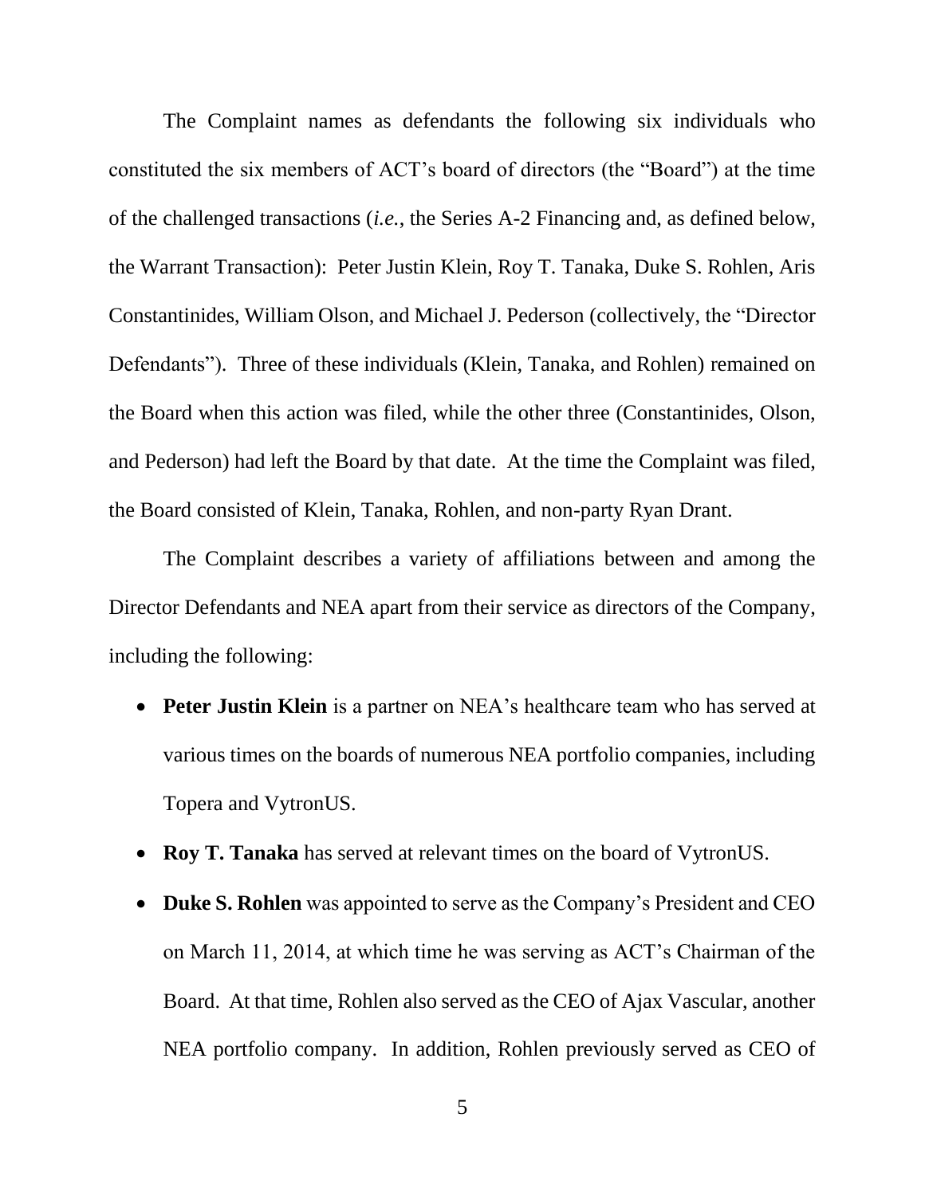The Complaint names as defendants the following six individuals who constituted the six members of ACT's board of directors (the "Board") at the time of the challenged transactions (*i.e.*, the Series A-2 Financing and, as defined below, the Warrant Transaction): Peter Justin Klein, Roy T. Tanaka, Duke S. Rohlen, Aris Constantinides, William Olson, and Michael J. Pederson (collectively, the "Director Defendants"). Three of these individuals (Klein, Tanaka, and Rohlen) remained on the Board when this action was filed, while the other three (Constantinides, Olson, and Pederson) had left the Board by that date. At the time the Complaint was filed, the Board consisted of Klein, Tanaka, Rohlen, and non-party Ryan Drant.

The Complaint describes a variety of affiliations between and among the Director Defendants and NEA apart from their service as directors of the Company, including the following:

- **Peter Justin Klein** is a partner on NEA's healthcare team who has served at various times on the boards of numerous NEA portfolio companies, including Topera and VytronUS.
- **Roy T. Tanaka** has served at relevant times on the board of VytronUS.
- **Duke S. Rohlen** was appointed to serve as the Company's President and CEO on March 11, 2014, at which time he was serving as ACT's Chairman of the Board. At that time, Rohlen also served as the CEO of Ajax Vascular, another NEA portfolio company. In addition, Rohlen previously served as CEO of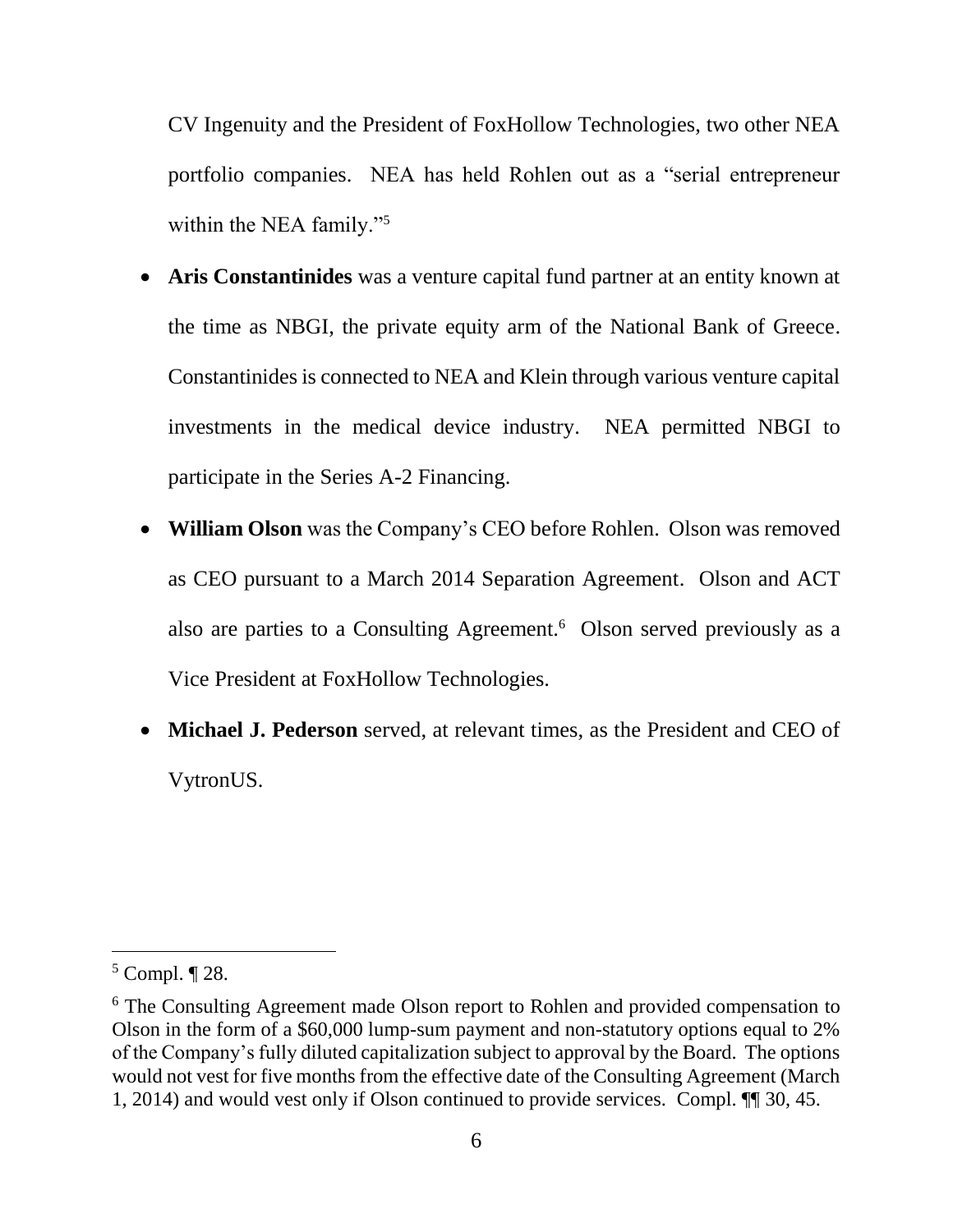CV Ingenuity and the President of FoxHollow Technologies, two other NEA portfolio companies. NEA has held Rohlen out as a "serial entrepreneur within the NEA family."[5]

- **Aris Constantinides** was a venture capital fund partner at an entity known at the time as NBGI, the private equity arm of the National Bank of Greece. Constantinides is connected to NEA and Klein through various venture capital investments in the medical device industry. NEA permitted NBGI to participate in the Series A-2 Financing.
- **William Olson** was the Company's CEO before Rohlen. Olson was removed as CEO pursuant to a March 2014 Separation Agreement. Olson and ACT also are parties to a Consulting Agreement.[6] Olson served previously as a Vice President at FoxHollow Technologies.
- **Michael J. Pederson** served, at relevant times, as the President and CEO of VytronUS.

---

[5] Compl. ¶ 28.

[6] The Consulting Agreement made Olson report to Rohlen and provided compensation to Olson in the form of a $60,000 lump-sum payment and non-statutory options equal to 2% of the Company's fully diluted capitalization subject to approval by the Board. The options would not vest for five months from the effective date of the Consulting Agreement (March 1, 2014) and would vest only if Olson continued to provide services. Compl. ¶¶ 30, 45.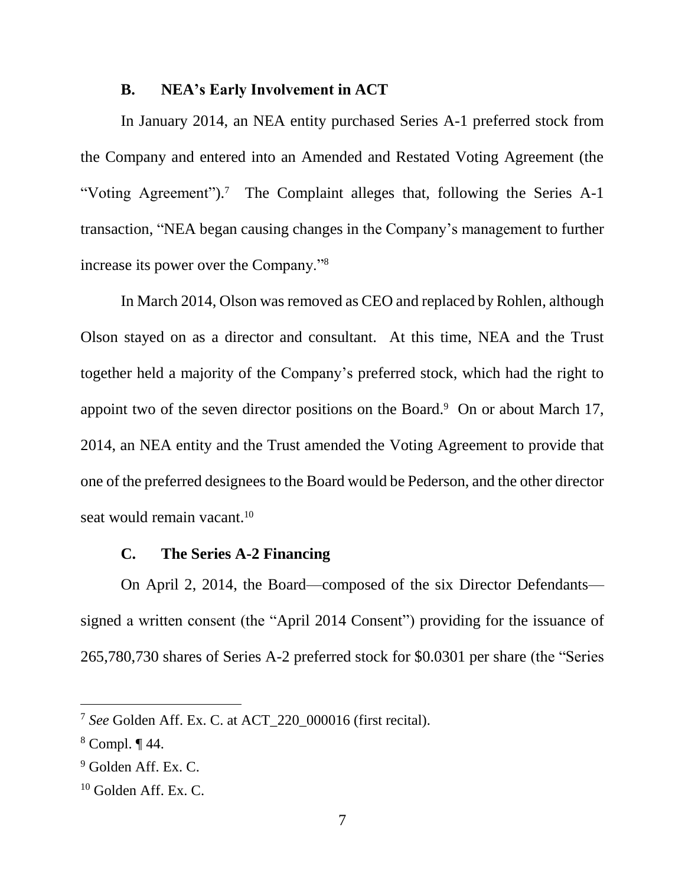### B. NEA's Early Involvement in ACT

In January 2014, an NEA entity purchased Series A-1 preferred stock from the Company and entered into an Amended and Restated Voting Agreement (the "Voting Agreement").[7] The Complaint alleges that, following the Series A-1 transaction, "NEA began causing changes in the Company's management to further increase its power over the Company."[8]

In March 2014, Olson was removed as CEO and replaced by Rohlen, although Olson stayed on as a director and consultant. At this time, NEA and the Trust together held a majority of the Company's preferred stock, which had the right to appoint two of the seven director positions on the Board.[9] On or about March 17, 2014, an NEA entity and the Trust amended the Voting Agreement to provide that one of the preferred designees to the Board would be Pederson, and the other director seat would remain vacant.[10]

### C. The Series A-2 Financing

On April 2, 2014, the Board—composed of the six Director Defendants—signed a written consent (the "April 2014 Consent") providing for the issuance of 265,780,730 shares of Series A-2 preferred stock for $0.0301 per share (the "Series

---

[7] *See* Golden Aff. Ex. C. at ACT_220_000016 (first recital).

[8] Compl. ¶ 44.

[9] Golden Aff. Ex. C.

[10] Golden Aff. Ex. C.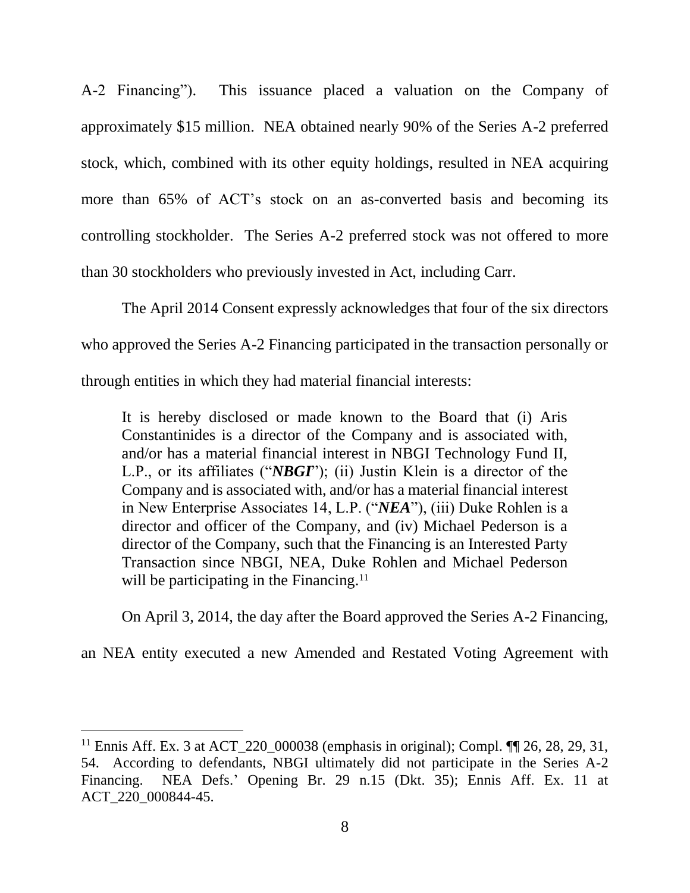A-2 Financing"). This issuance placed a valuation on the Company of approximately $15 million. NEA obtained nearly 90% of the Series A-2 preferred stock, which, combined with its other equity holdings, resulted in NEA acquiring more than 65% of ACT's stock on an as-converted basis and becoming its controlling stockholder. The Series A-2 preferred stock was not offered to more than 30 stockholders who previously invested in Act, including Carr.

The April 2014 Consent expressly acknowledges that four of the six directors who approved the Series A-2 Financing participated in the transaction personally or through entities in which they had material financial interests:

> It is hereby disclosed or made known to the Board that (i) Aris Constantinides is a director of the Company and is associated with, and/or has a material financial interest in NBGI Technology Fund II, L.P., or its affiliates ("***NBGI***"); (ii) Justin Klein is a director of the Company and is associated with, and/or has a material financial interest in New Enterprise Associates 14, L.P. ("***NEA***"), (iii) Duke Rohlen is a director and officer of the Company, and (iv) Michael Pederson is a director of the Company, such that the Financing is an Interested Party Transaction since NBGI, NEA, Duke Rohlen and Michael Pederson will be participating in the Financing.[11]

On April 3, 2014, the day after the Board approved the Series A-2 Financing, an NEA entity executed a new Amended and Restated Voting Agreement with

---

[11] Ennis Aff. Ex. 3 at ACT_220_000038 (emphasis in original); Compl. ¶¶ 26, 28, 29, 31, 54. According to defendants, NBGI ultimately did not participate in the Series A-2 Financing. NEA Defs.' Opening Br. 29 n.15 (Dkt. 35); Ennis Aff. Ex. 11 at ACT_220_000844-45.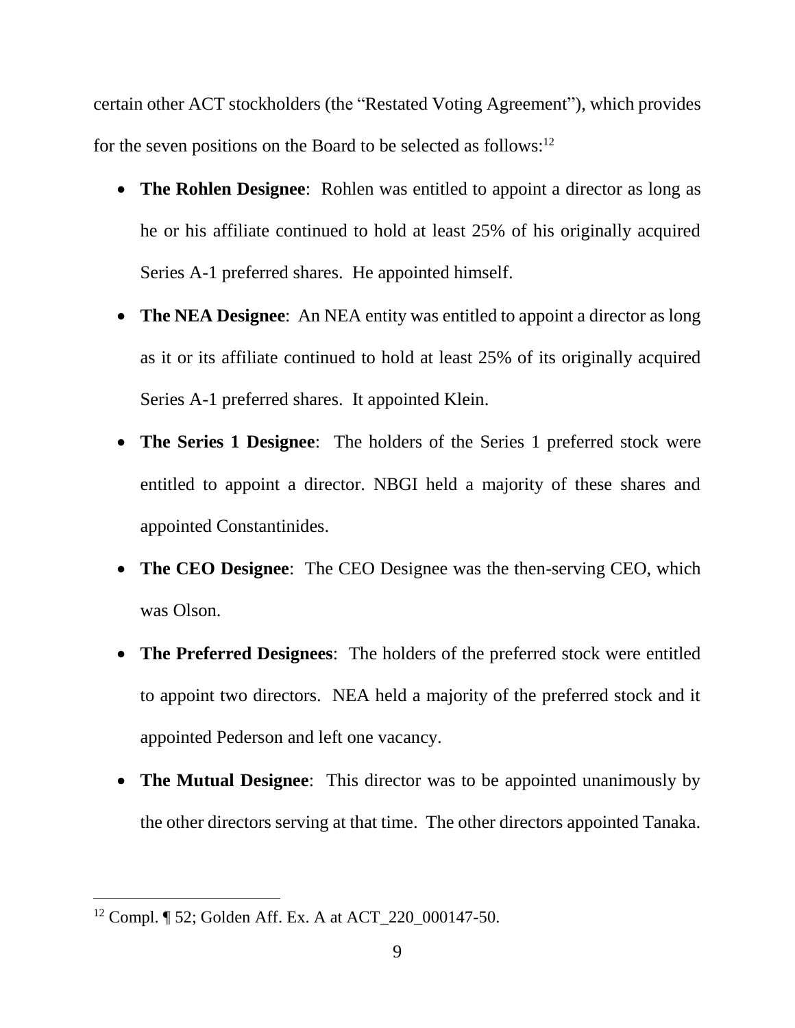certain other ACT stockholders (the "Restated Voting Agreement"), which provides for the seven positions on the Board to be selected as follows:[12]

- **The Rohlen Designee**: Rohlen was entitled to appoint a director as long as he or his affiliate continued to hold at least 25% of his originally acquired Series A-1 preferred shares. He appointed himself.
- **The NEA Designee**: An NEA entity was entitled to appoint a director as long as it or its affiliate continued to hold at least 25% of its originally acquired Series A-1 preferred shares. It appointed Klein.
- **The Series 1 Designee**: The holders of the Series 1 preferred stock were entitled to appoint a director. NBGI held a majority of these shares and appointed Constantinides.
- **The CEO Designee**: The CEO Designee was the then-serving CEO, which was Olson.
- **The Preferred Designees**: The holders of the preferred stock were entitled to appoint two directors. NEA held a majority of the preferred stock and it appointed Pederson and left one vacancy.
- **The Mutual Designee**: This director was to be appointed unanimously by the other directors serving at that time. The other directors appointed Tanaka.

[12] Compl. ¶ 52; Golden Aff. Ex. A at ACT_220_000147-50.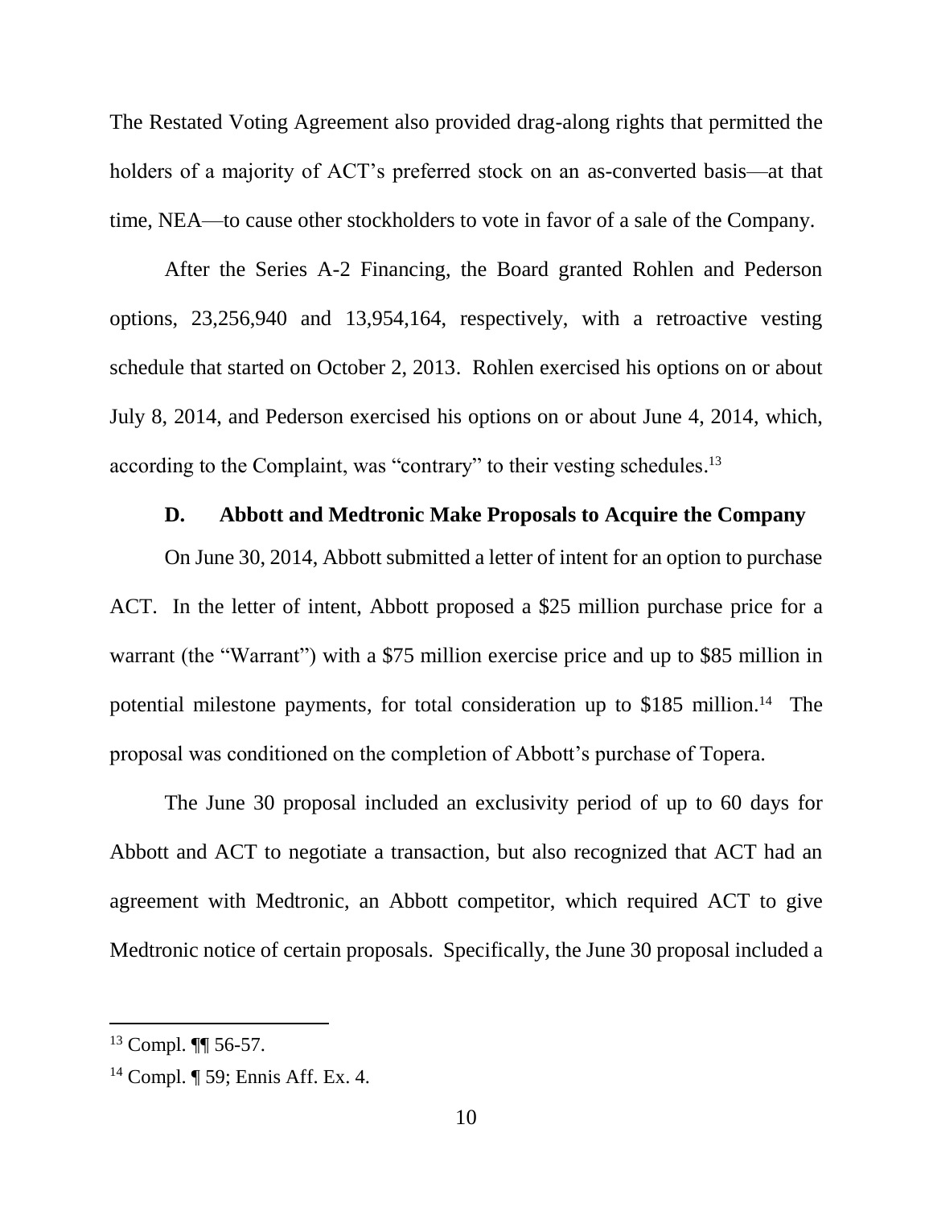The Restated Voting Agreement also provided drag-along rights that permitted the holders of a majority of ACT's preferred stock on an as-converted basis—at that time, NEA—to cause other stockholders to vote in favor of a sale of the Company.

After the Series A-2 Financing, the Board granted Rohlen and Pederson options, 23,256,940 and 13,954,164, respectively, with a retroactive vesting schedule that started on October 2, 2013. Rohlen exercised his options on or about July 8, 2014, and Pederson exercised his options on or about June 4, 2014, which, according to the Complaint, was "contrary" to their vesting schedules.[13]

### D. Abbott and Medtronic Make Proposals to Acquire the Company

On June 30, 2014, Abbott submitted a letter of intent for an option to purchase ACT. In the letter of intent, Abbott proposed a $25 million purchase price for a warrant (the "Warrant") with a $75 million exercise price and up to $85 million in potential milestone payments, for total consideration up to $185 million.[14] The proposal was conditioned on the completion of Abbott's purchase of Topera.

The June 30 proposal included an exclusivity period of up to 60 days for Abbott and ACT to negotiate a transaction, but also recognized that ACT had an agreement with Medtronic, an Abbott competitor, which required ACT to give Medtronic notice of certain proposals. Specifically, the June 30 proposal included a

---

[13] Compl. ¶¶ 56-57.

[14] Compl. ¶ 59; Ennis Aff. Ex. 4.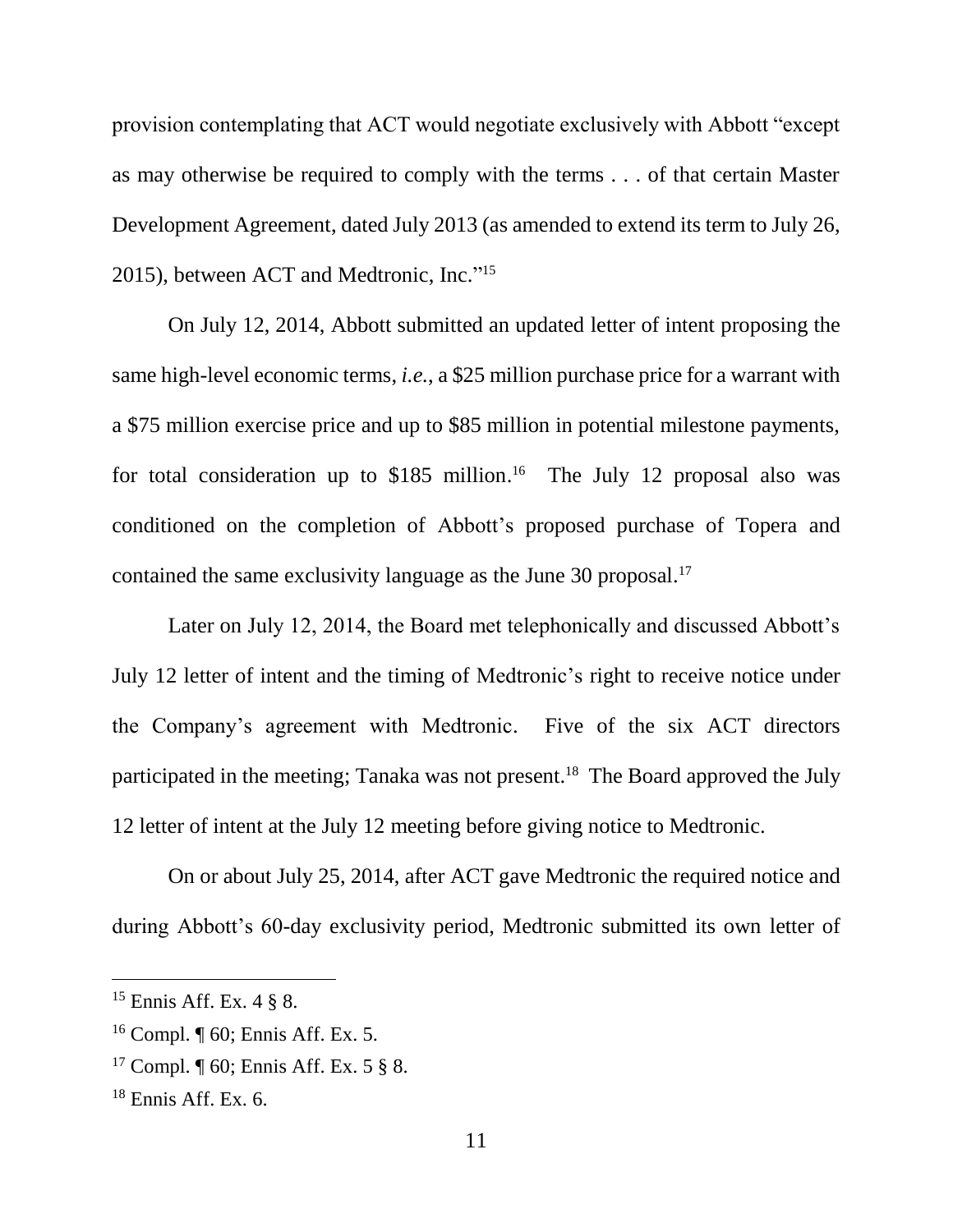provision contemplating that ACT would negotiate exclusively with Abbott "except as may otherwise be required to comply with the terms . . . of that certain Master Development Agreement, dated July 2013 (as amended to extend its term to July 26, 2015), between ACT and Medtronic, Inc."[15]

On July 12, 2014, Abbott submitted an updated letter of intent proposing the same high-level economic terms, *i.e.*, a $25 million purchase price for a warrant with a $75 million exercise price and up to $85 million in potential milestone payments, for total consideration up to $185 million.[16] The July 12 proposal also was conditioned on the completion of Abbott's proposed purchase of Topera and contained the same exclusivity language as the June 30 proposal.[17]

Later on July 12, 2014, the Board met telephonically and discussed Abbott's July 12 letter of intent and the timing of Medtronic's right to receive notice under the Company's agreement with Medtronic. Five of the six ACT directors participated in the meeting; Tanaka was not present.[18] The Board approved the July 12 letter of intent at the July 12 meeting before giving notice to Medtronic.

On or about July 25, 2014, after ACT gave Medtronic the required notice and during Abbott's 60-day exclusivity period, Medtronic submitted its own letter of

---

[15] Ennis Aff. Ex. 4 § 8.

[16] Compl. ¶ 60; Ennis Aff. Ex. 5.

[17] Compl. ¶ 60; Ennis Aff. Ex. 5 § 8.

[18] Ennis Aff. Ex. 6.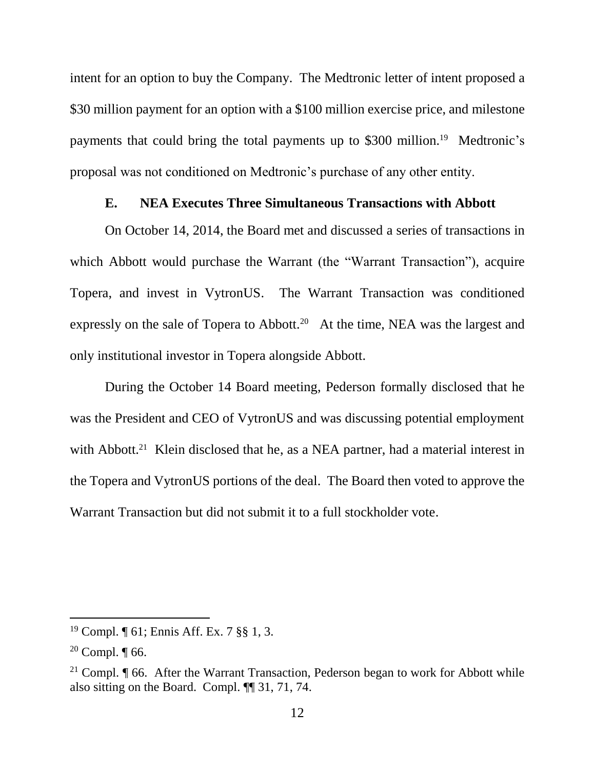intent for an option to buy the Company. The Medtronic letter of intent proposed a $30 million payment for an option with a $100 million exercise price, and milestone payments that could bring the total payments up to $300 million.[19] Medtronic's proposal was not conditioned on Medtronic's purchase of any other entity.

### E. NEA Executes Three Simultaneous Transactions with Abbott

On October 14, 2014, the Board met and discussed a series of transactions in which Abbott would purchase the Warrant (the "Warrant Transaction"), acquire Topera, and invest in VytronUS. The Warrant Transaction was conditioned expressly on the sale of Topera to Abbott.[20] At the time, NEA was the largest and only institutional investor in Topera alongside Abbott.

During the October 14 Board meeting, Pederson formally disclosed that he was the President and CEO of VytronUS and was discussing potential employment with Abbott.[21] Klein disclosed that he, as a NEA partner, had a material interest in the Topera and VytronUS portions of the deal. The Board then voted to approve the Warrant Transaction but did not submit it to a full stockholder vote.

---

[19] Compl. ¶ 61; Ennis Aff. Ex. 7 §§ 1, 3.

[20] Compl. ¶ 66.

[21] Compl. ¶ 66. After the Warrant Transaction, Pederson began to work for Abbott while also sitting on the Board. Compl. ¶¶ 31, 71, 74.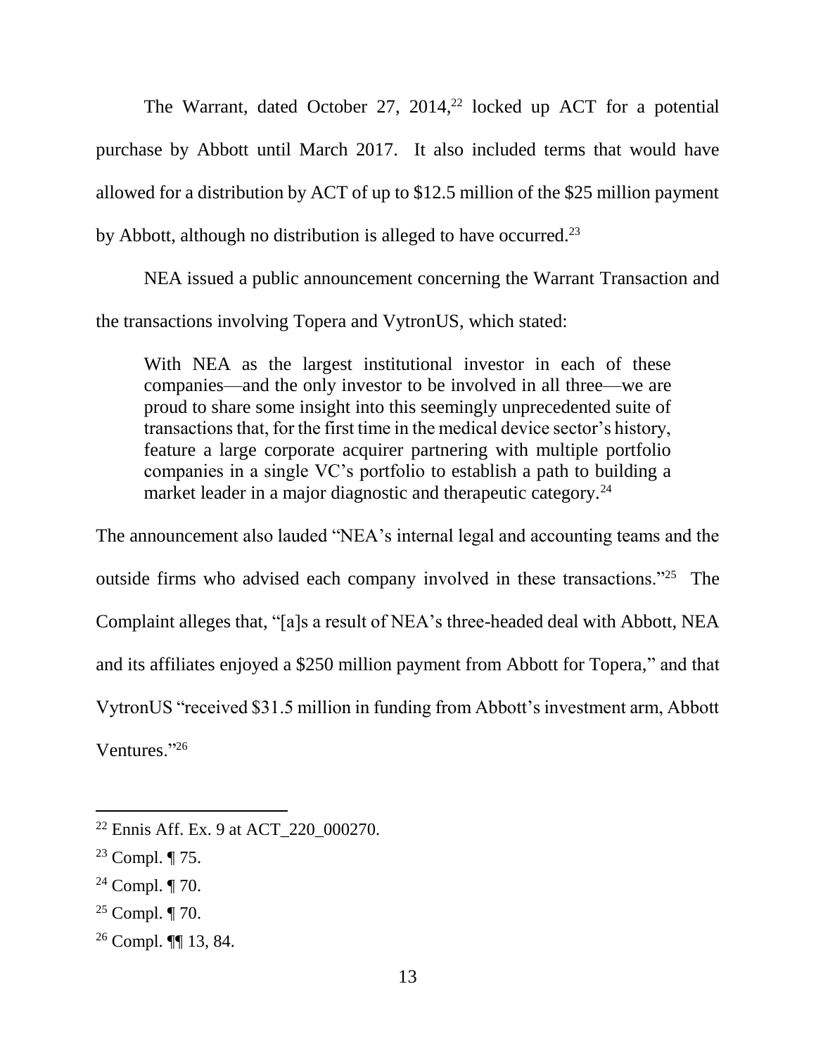The Warrant, dated October 27, 2014,[22] locked up ACT for a potential purchase by Abbott until March 2017. It also included terms that would have allowed for a distribution by ACT of up to $12.5 million of the $25 million payment by Abbott, although no distribution is alleged to have occurred.[23]

NEA issued a public announcement concerning the Warrant Transaction and the transactions involving Topera and VytronUS, which stated:

> With NEA as the largest institutional investor in each of these companies—and the only investor to be involved in all three—we are proud to share some insight into this seemingly unprecedented suite of transactions that, for the first time in the medical device sector's history, feature a large corporate acquirer partnering with multiple portfolio companies in a single VC's portfolio to establish a path to building a market leader in a major diagnostic and therapeutic category.[24]

The announcement also lauded "NEA's internal legal and accounting teams and the outside firms who advised each company involved in these transactions."[25] The Complaint alleges that, "[a]s a result of NEA's three-headed deal with Abbott, NEA and its affiliates enjoyed a $250 million payment from Abbott for Topera," and that VytronUS "received $31.5 million in funding from Abbott's investment arm, Abbott Ventures."[26]

---

[22] Ennis Aff. Ex. 9 at ACT_220_000270.

[23] Compl. ¶ 75.

[24] Compl. ¶ 70.

[25] Compl. ¶ 70.

[26] Compl. ¶¶ 13, 84.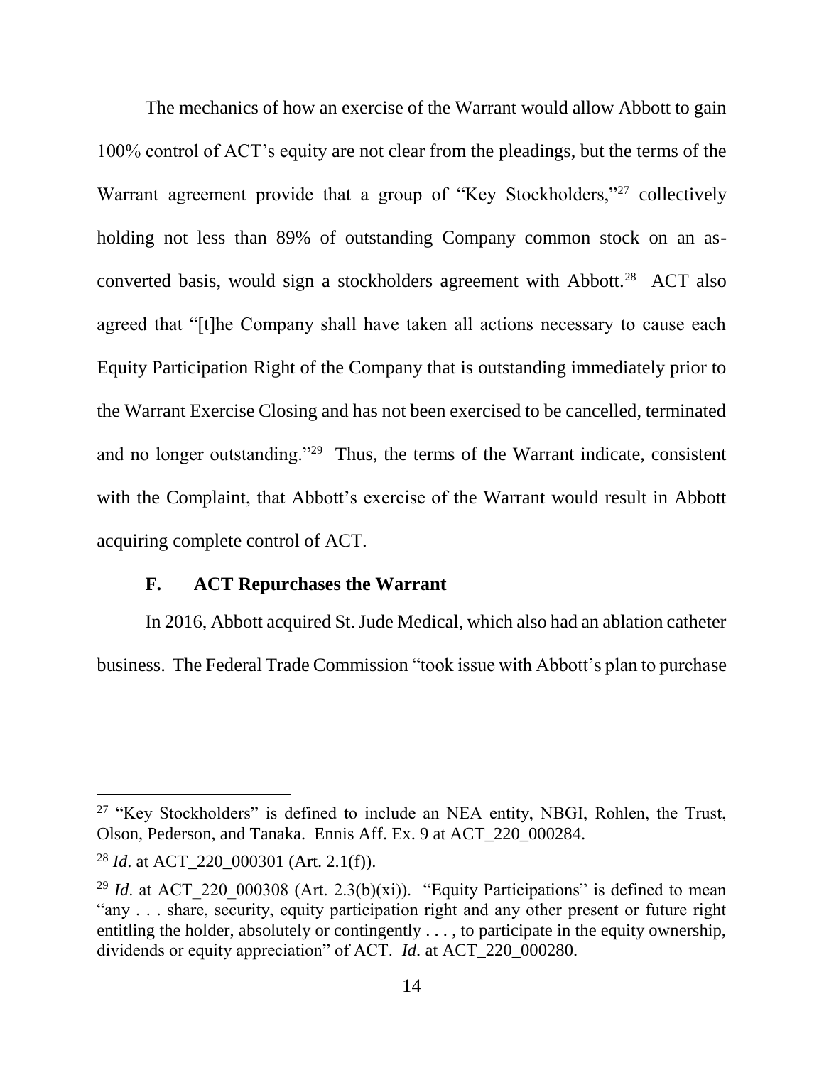The mechanics of how an exercise of the Warrant would allow Abbott to gain 100% control of ACT's equity are not clear from the pleadings, but the terms of the Warrant agreement provide that a group of "Key Stockholders,"[27] collectively holding not less than 89% of outstanding Company common stock on an as-converted basis, would sign a stockholders agreement with Abbott.[28] ACT also agreed that "[t]he Company shall have taken all actions necessary to cause each Equity Participation Right of the Company that is outstanding immediately prior to the Warrant Exercise Closing and has not been exercised to be cancelled, terminated and no longer outstanding."[29] Thus, the terms of the Warrant indicate, consistent with the Complaint, that Abbott's exercise of the Warrant would result in Abbott acquiring complete control of ACT.

### F. ACT Repurchases the Warrant

In 2016, Abbott acquired St. Jude Medical, which also had an ablation catheter business. The Federal Trade Commission "took issue with Abbott's plan to purchase

---

[27] "Key Stockholders" is defined to include an NEA entity, NBGI, Rohlen, the Trust, Olson, Pederson, and Tanaka. Ennis Aff. Ex. 9 at ACT_220_000284.

[28] *Id*. at ACT_220_000301 (Art. 2.1(f)).

[29] *Id*. at ACT_220_000308 (Art. 2.3(b)(xi)). "Equity Participations" is defined to mean "any . . . share, security, equity participation right and any other present or future right entitling the holder, absolutely or contingently . . . , to participate in the equity ownership, dividends or equity appreciation" of ACT. *Id*. at ACT_220_000280.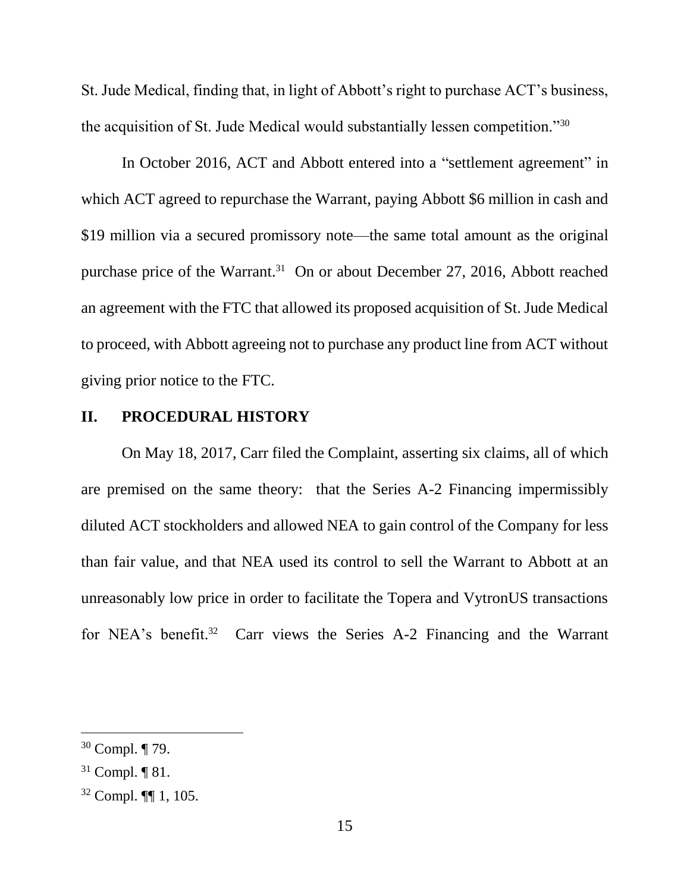St. Jude Medical, finding that, in light of Abbott's right to purchase ACT's business, the acquisition of St. Jude Medical would substantially lessen competition."[30]

In October 2016, ACT and Abbott entered into a "settlement agreement" in which ACT agreed to repurchase the Warrant, paying Abbott $6 million in cash and $19 million via a secured promissory note—the same total amount as the original purchase price of the Warrant.[31] On or about December 27, 2016, Abbott reached an agreement with the FTC that allowed its proposed acquisition of St. Jude Medical to proceed, with Abbott agreeing not to purchase any product line from ACT without giving prior notice to the FTC.

## II. PROCEDURAL HISTORY

On May 18, 2017, Carr filed the Complaint, asserting six claims, all of which are premised on the same theory: that the Series A-2 Financing impermissibly diluted ACT stockholders and allowed NEA to gain control of the Company for less than fair value, and that NEA used its control to sell the Warrant to Abbott at an unreasonably low price in order to facilitate the Topera and VytronUS transactions for NEA's benefit.[32] Carr views the Series A-2 Financing and the Warrant

---

[30] Compl. ¶ 79.

[31] Compl. ¶ 81.

[32] Compl. ¶¶ 1, 105.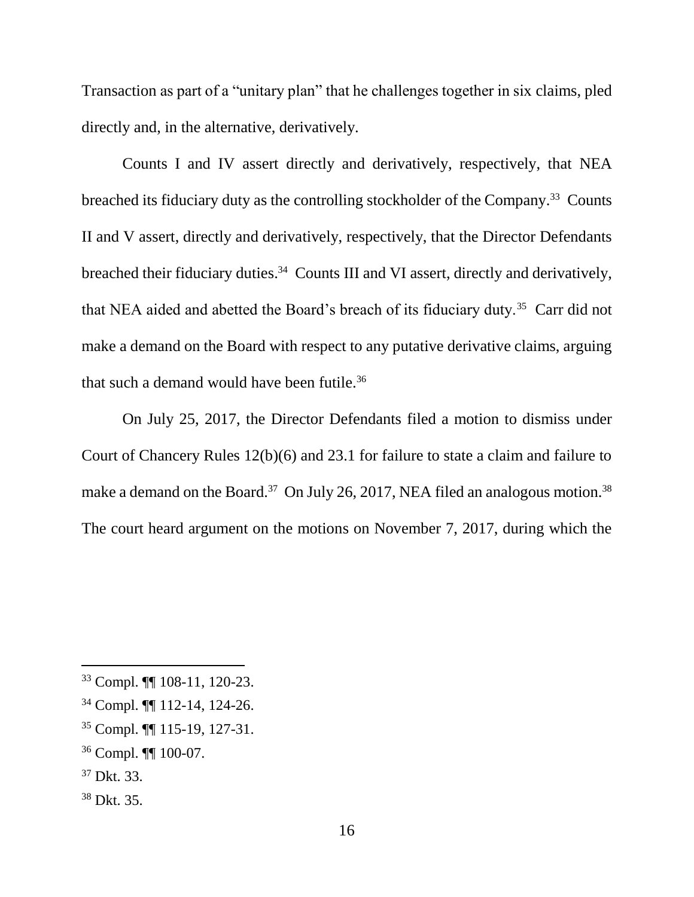Transaction as part of a "unitary plan" that he challenges together in six claims, pled directly and, in the alternative, derivatively.

Counts I and IV assert directly and derivatively, respectively, that NEA breached its fiduciary duty as the controlling stockholder of the Company.[33] Counts II and V assert, directly and derivatively, respectively, that the Director Defendants breached their fiduciary duties.[34] Counts III and VI assert, directly and derivatively, that NEA aided and abetted the Board's breach of its fiduciary duty.[35] Carr did not make a demand on the Board with respect to any putative derivative claims, arguing that such a demand would have been futile.[36]

On July 25, 2017, the Director Defendants filed a motion to dismiss under Court of Chancery Rules 12(b)(6) and 23.1 for failure to state a claim and failure to make a demand on the Board.[37] On July 26, 2017, NEA filed an analogous motion.[38] The court heard argument on the motions on November 7, 2017, during which the

---

[33] Compl. ¶¶ 108-11, 120-23.

[34] Compl. ¶¶ 112-14, 124-26.

[35] Compl. ¶¶ 115-19, 127-31.

[36] Compl. ¶¶ 100-07.

[37] Dkt. 33.

[38] Dkt. 35.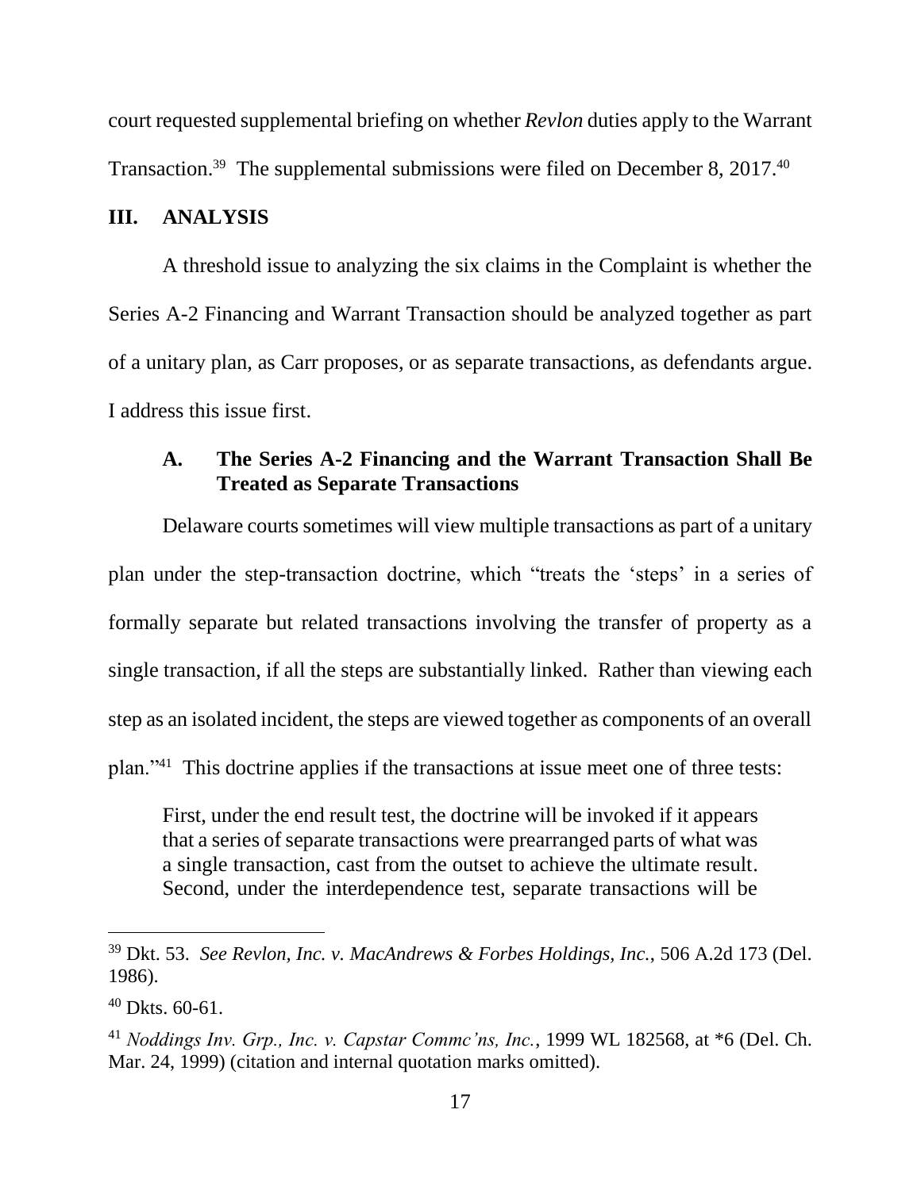court requested supplemental briefing on whether *Revlon* duties apply to the Warrant Transaction.[39] The supplemental submissions were filed on December 8, 2017.[40]

## III. ANALYSIS

A threshold issue to analyzing the six claims in the Complaint is whether the Series A-2 Financing and Warrant Transaction should be analyzed together as part of a unitary plan, as Carr proposes, or as separate transactions, as defendants argue. I address this issue first.

### A. The Series A-2 Financing and the Warrant Transaction Shall Be Treated as Separate Transactions

Delaware courts sometimes will view multiple transactions as part of a unitary plan under the step-transaction doctrine, which "treats the 'steps' in a series of formally separate but related transactions involving the transfer of property as a single transaction, if all the steps are substantially linked. Rather than viewing each step as an isolated incident, the steps are viewed together as components of an overall plan."[41] This doctrine applies if the transactions at issue meet one of three tests:

> First, under the end result test, the doctrine will be invoked if it appears that a series of separate transactions were prearranged parts of what was a single transaction, cast from the outset to achieve the ultimate result. Second, under the interdependence test, separate transactions will be

---

[39] Dkt. 53. *See Revlon, Inc. v. MacAndrews & Forbes Holdings, Inc.*, 506 A.2d 173 (Del. 1986).

[40] Dkts. 60-61.

[41] *Noddings Inv. Grp., Inc. v. Capstar Commc'ns, Inc.*, 1999 WL 182568, at *6 (Del. Ch. Mar. 24, 1999) (citation and internal quotation marks omitted).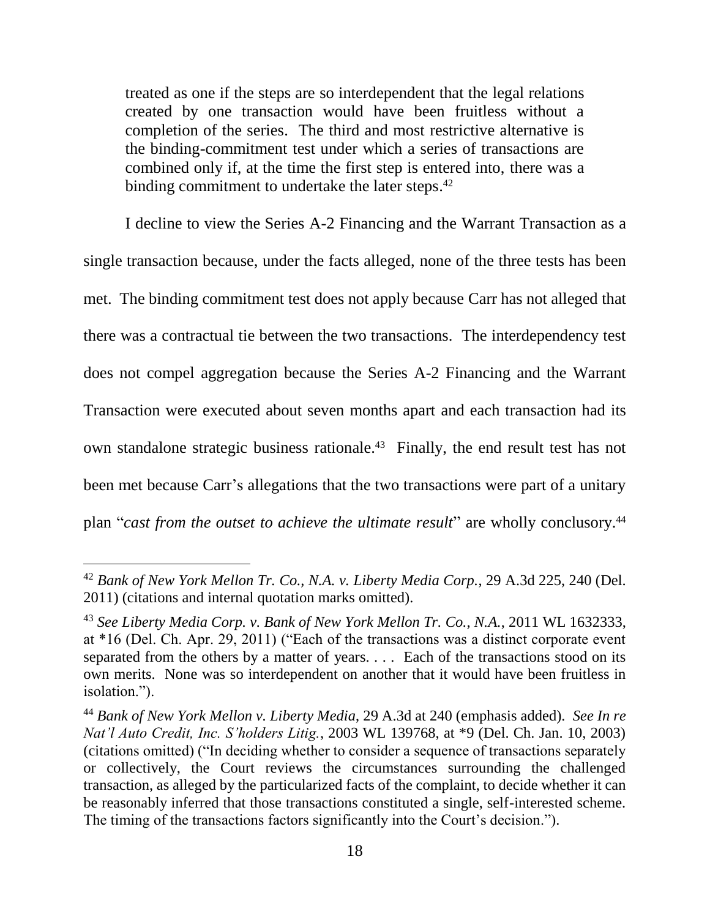treated as one if the steps are so interdependent that the legal relations created by one transaction would have been fruitless without a completion of the series. The third and most restrictive alternative is the binding-commitment test under which a series of transactions are combined only if, at the time the first step is entered into, there was a binding commitment to undertake the later steps.[42]

I decline to view the Series A-2 Financing and the Warrant Transaction as a single transaction because, under the facts alleged, none of the three tests has been met. The binding commitment test does not apply because Carr has not alleged that there was a contractual tie between the two transactions. The interdependency test does not compel aggregation because the Series A-2 Financing and the Warrant Transaction were executed about seven months apart and each transaction had its own standalone strategic business rationale.[43] Finally, the end result test has not been met because Carr's allegations that the two transactions were part of a unitary plan "*cast from the outset to achieve the ultimate result*" are wholly conclusory.[44]

---

[42] *Bank of New York Mellon Tr. Co., N.A. v. Liberty Media Corp.*, 29 A.3d 225, 240 (Del. 2011) (citations and internal quotation marks omitted).

[43] *See Liberty Media Corp. v. Bank of New York Mellon Tr. Co., N.A.*, 2011 WL 1632333, at *16 (Del. Ch. Apr. 29, 2011) ("Each of the transactions was a distinct corporate event separated from the others by a matter of years. . . . Each of the transactions stood on its own merits. None was so interdependent on another that it would have been fruitless in isolation.").

[44] *Bank of New York Mellon v. Liberty Media*, 29 A.3d at 240 (emphasis added). *See In re Nat'l Auto Credit, Inc. S'holders Litig.*, 2003 WL 139768, at *9 (Del. Ch. Jan. 10, 2003) (citations omitted) ("In deciding whether to consider a sequence of transactions separately or collectively, the Court reviews the circumstances surrounding the challenged transaction, as alleged by the particularized facts of the complaint, to decide whether it can be reasonably inferred that those transactions constituted a single, self-interested scheme. The timing of the transactions factors significantly into the Court's decision.").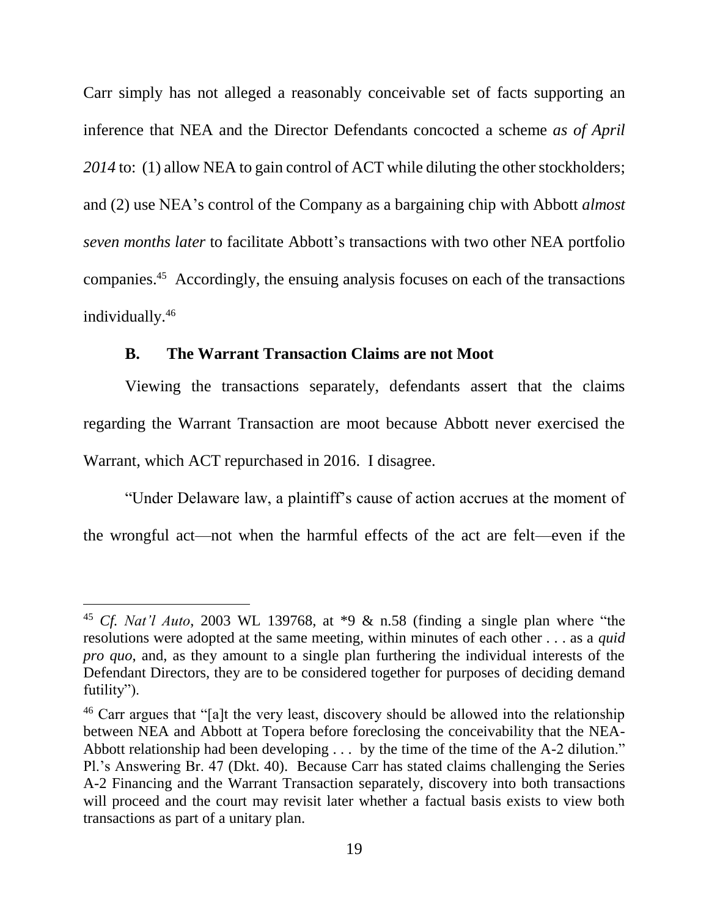Carr simply has not alleged a reasonably conceivable set of facts supporting an inference that NEA and the Director Defendants concocted a scheme *as of April 2014* to: (1) allow NEA to gain control of ACT while diluting the other stockholders; and (2) use NEA's control of the Company as a bargaining chip with Abbott *almost seven months later* to facilitate Abbott's transactions with two other NEA portfolio companies.[45] Accordingly, the ensuing analysis focuses on each of the transactions individually.[46]

### B. The Warrant Transaction Claims are not Moot

Viewing the transactions separately, defendants assert that the claims regarding the Warrant Transaction are moot because Abbott never exercised the Warrant, which ACT repurchased in 2016. I disagree.

"Under Delaware law, a plaintiff's cause of action accrues at the moment of the wrongful act—not when the harmful effects of the act are felt—even if the

---

[45] *Cf. Nat'l Auto*, 2003 WL 139768, at *9 & n.58 (finding a single plan where "the resolutions were adopted at the same meeting, within minutes of each other . . . as a *quid pro quo*, and, as they amount to a single plan furthering the individual interests of the Defendant Directors, they are to be considered together for purposes of deciding demand futility").

[46] Carr argues that "[a]t the very least, discovery should be allowed into the relationship between NEA and Abbott at Topera before foreclosing the conceivability that the NEA-Abbott relationship had been developing . . . by the time of the time of the A-2 dilution." Pl.'s Answering Br. 47 (Dkt. 40). Because Carr has stated claims challenging the Series A-2 Financing and the Warrant Transaction separately, discovery into both transactions will proceed and the court may revisit later whether a factual basis exists to view both transactions as part of a unitary plan.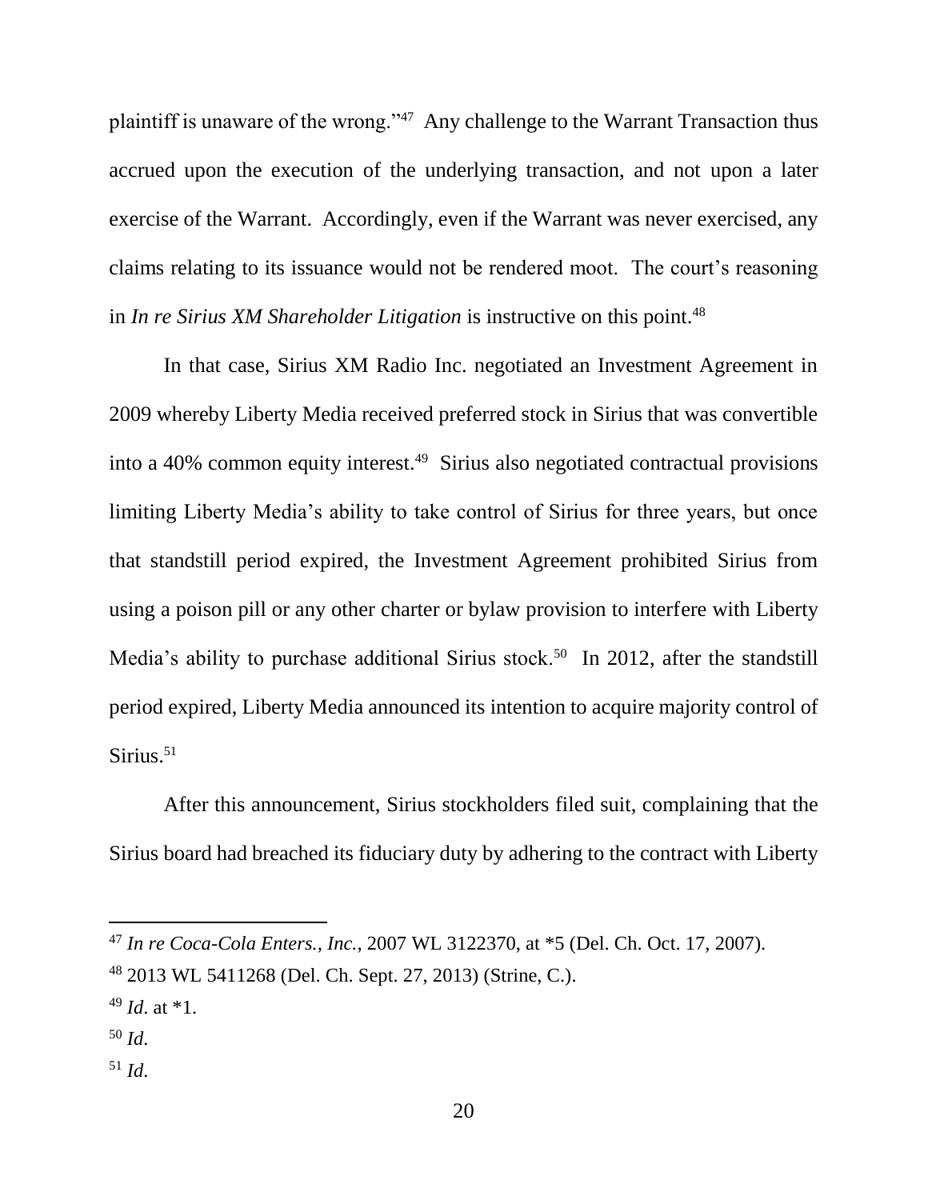plaintiff is unaware of the wrong."[47] Any challenge to the Warrant Transaction thus accrued upon the execution of the underlying transaction, and not upon a later exercise of the Warrant. Accordingly, even if the Warrant was never exercised, any claims relating to its issuance would not be rendered moot. The court's reasoning in *In re Sirius XM Shareholder Litigation* is instructive on this point.[48]

In that case, Sirius XM Radio Inc. negotiated an Investment Agreement in 2009 whereby Liberty Media received preferred stock in Sirius that was convertible into a 40% common equity interest.[49] Sirius also negotiated contractual provisions limiting Liberty Media's ability to take control of Sirius for three years, but once that standstill period expired, the Investment Agreement prohibited Sirius from using a poison pill or any other charter or bylaw provision to interfere with Liberty Media's ability to purchase additional Sirius stock.[50] In 2012, after the standstill period expired, Liberty Media announced its intention to acquire majority control of Sirius.[51]

After this announcement, Sirius stockholders filed suit, complaining that the Sirius board had breached its fiduciary duty by adhering to the contract with Liberty

---

[47] *In re Coca-Cola Enters., Inc.*, 2007 WL 3122370, at *5 (Del. Ch. Oct. 17, 2007).

[48] 2013 WL 5411268 (Del. Ch. Sept. 27, 2013) (Strine, C.).

[49] *Id*. at *1.

[50] *Id*.

[51] *Id*.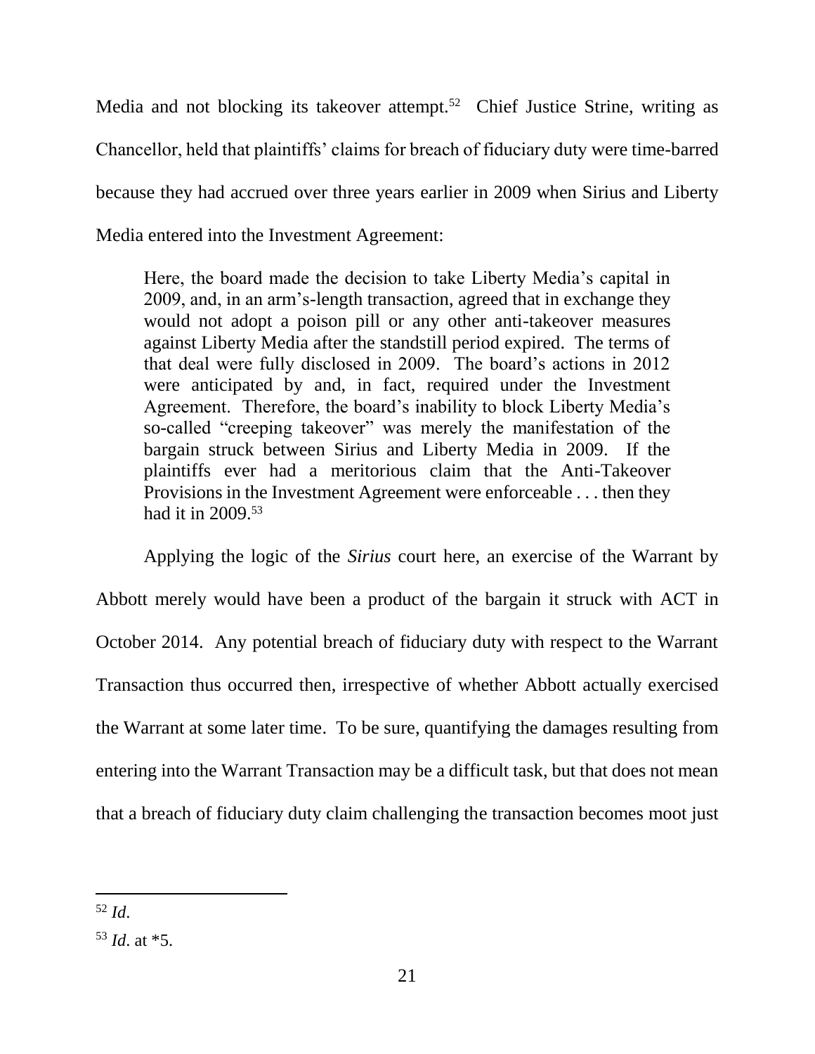Media and not blocking its takeover attempt.[52] Chief Justice Strine, writing as Chancellor, held that plaintiffs' claims for breach of fiduciary duty were time-barred because they had accrued over three years earlier in 2009 when Sirius and Liberty Media entered into the Investment Agreement:

> Here, the board made the decision to take Liberty Media's capital in 2009, and, in an arm's-length transaction, agreed that in exchange they would not adopt a poison pill or any other anti-takeover measures against Liberty Media after the standstill period expired. The terms of that deal were fully disclosed in 2009. The board's actions in 2012 were anticipated by and, in fact, required under the Investment Agreement. Therefore, the board's inability to block Liberty Media's so-called "creeping takeover" was merely the manifestation of the bargain struck between Sirius and Liberty Media in 2009. If the plaintiffs ever had a meritorious claim that the Anti-Takeover Provisions in the Investment Agreement were enforceable . . . then they had it in 2009.[53]

Applying the logic of the *Sirius* court here, an exercise of the Warrant by Abbott merely would have been a product of the bargain it struck with ACT in October 2014. Any potential breach of fiduciary duty with respect to the Warrant Transaction thus occurred then, irrespective of whether Abbott actually exercised the Warrant at some later time. To be sure, quantifying the damages resulting from entering into the Warrant Transaction may be a difficult task, but that does not mean that a breach of fiduciary duty claim challenging the transaction becomes moot just

---

[52] *Id*.

[53] *Id*. at *5.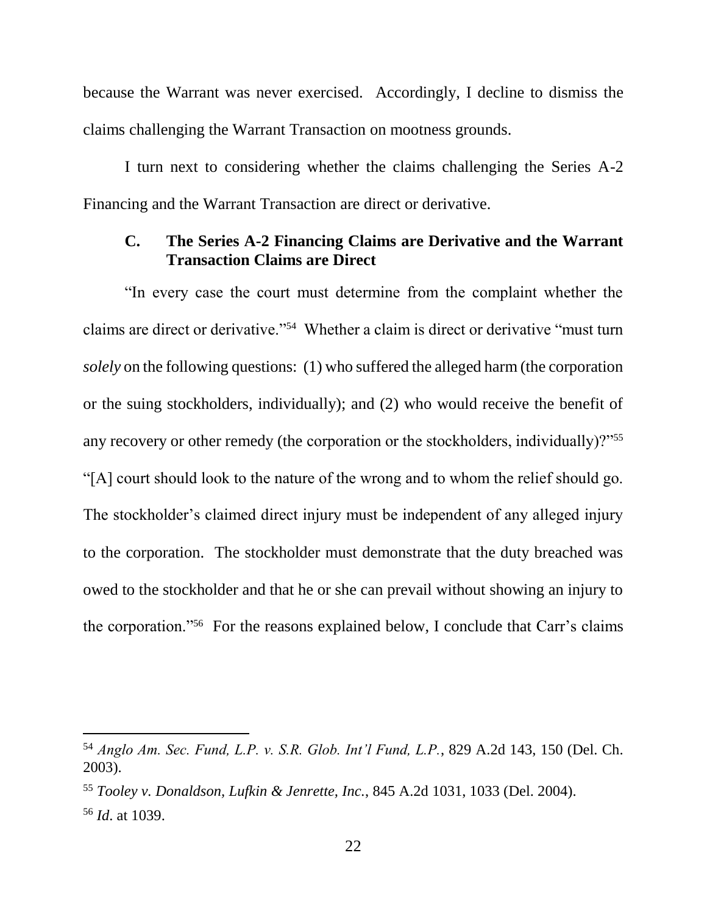because the Warrant was never exercised. Accordingly, I decline to dismiss the claims challenging the Warrant Transaction on mootness grounds.

I turn next to considering whether the claims challenging the Series A-2 Financing and the Warrant Transaction are direct or derivative.

### C. The Series A-2 Financing Claims are Derivative and the Warrant Transaction Claims are Direct

"In every case the court must determine from the complaint whether the claims are direct or derivative."[54] Whether a claim is direct or derivative "must turn *solely* on the following questions: (1) who suffered the alleged harm (the corporation or the suing stockholders, individually); and (2) who would receive the benefit of any recovery or other remedy (the corporation or the stockholders, individually)?"[55] "[A] court should look to the nature of the wrong and to whom the relief should go. The stockholder's claimed direct injury must be independent of any alleged injury to the corporation. The stockholder must demonstrate that the duty breached was owed to the stockholder and that he or she can prevail without showing an injury to the corporation."[56] For the reasons explained below, I conclude that Carr's claims

---

[54] *Anglo Am. Sec. Fund, L.P. v. S.R. Glob. Int'l Fund, L.P.*, 829 A.2d 143, 150 (Del. Ch. 2003).

[55] *Tooley v. Donaldson, Lufkin & Jenrette, Inc.*, 845 A.2d 1031, 1033 (Del. 2004).

[56] *Id*. at 1039.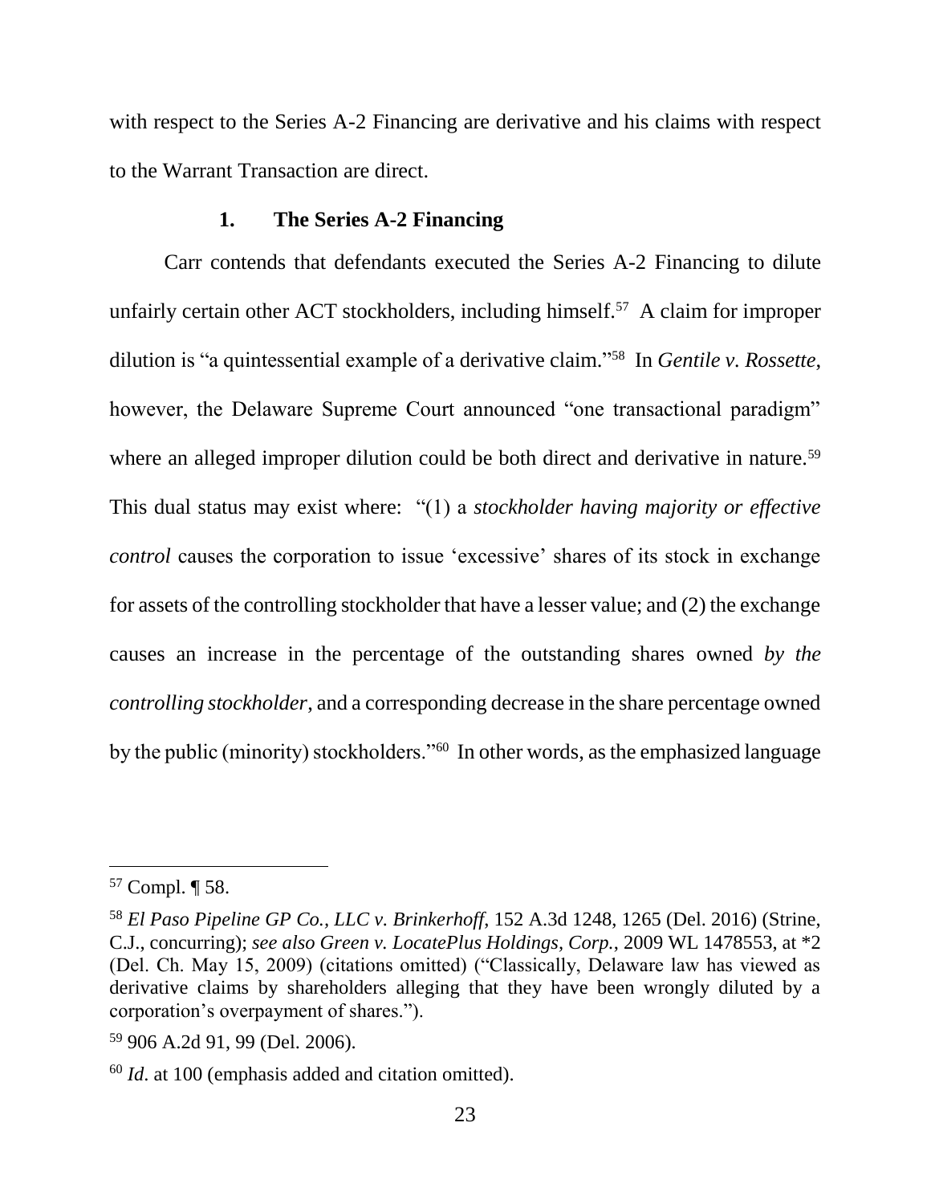with respect to the Series A-2 Financing are derivative and his claims with respect to the Warrant Transaction are direct.

### 1. The Series A-2 Financing

Carr contends that defendants executed the Series A-2 Financing to dilute unfairly certain other ACT stockholders, including himself.[57] A claim for improper dilution is "a quintessential example of a derivative claim."[58] In *Gentile v. Rossette*, however, the Delaware Supreme Court announced "one transactional paradigm" where an alleged improper dilution could be both direct and derivative in nature.[59] This dual status may exist where: "(1) a *stockholder having majority or effective control* causes the corporation to issue 'excessive' shares of its stock in exchange for assets of the controlling stockholder that have a lesser value; and (2) the exchange causes an increase in the percentage of the outstanding shares owned *by the controlling stockholder*, and a corresponding decrease in the share percentage owned by the public (minority) stockholders."[60] In other words, as the emphasized language

---

[57] Compl. ¶ 58.

[58] *El Paso Pipeline GP Co., LLC v. Brinkerhoff*, 152 A.3d 1248, 1265 (Del. 2016) (Strine, C.J., concurring); *see also Green v. LocatePlus Holdings, Corp.*, 2009 WL 1478553, at *2 (Del. Ch. May 15, 2009) (citations omitted) ("Classically, Delaware law has viewed as derivative claims by shareholders alleging that they have been wrongly diluted by a corporation's overpayment of shares.").

[59] 906 A.2d 91, 99 (Del. 2006).

[60] *Id.* at 100 (emphasis added and citation omitted).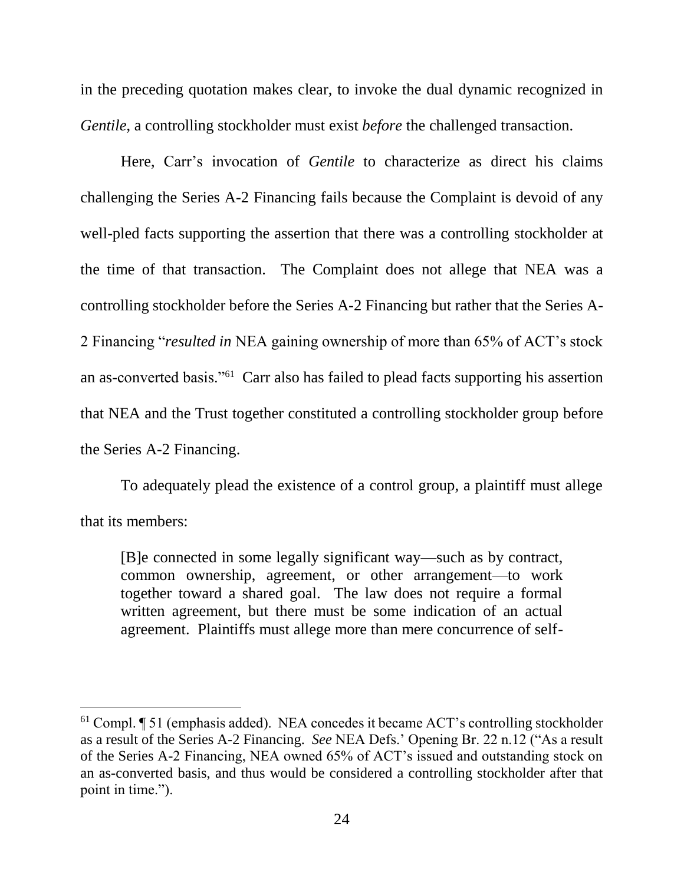in the preceding quotation makes clear, to invoke the dual dynamic recognized in *Gentile*, a controlling stockholder must exist *before* the challenged transaction.

Here, Carr's invocation of *Gentile* to characterize as direct his claims challenging the Series A-2 Financing fails because the Complaint is devoid of any well-pled facts supporting the assertion that there was a controlling stockholder at the time of that transaction. The Complaint does not allege that NEA was a controlling stockholder before the Series A-2 Financing but rather that the Series A-2 Financing "*resulted in* NEA gaining ownership of more than 65% of ACT's stock an as-converted basis."[61] Carr also has failed to plead facts supporting his assertion that NEA and the Trust together constituted a controlling stockholder group before the Series A-2 Financing.

To adequately plead the existence of a control group, a plaintiff must allege that its members:

> [B]e connected in some legally significant way—such as by contract, common ownership, agreement, or other arrangement—to work together toward a shared goal. The law does not require a formal written agreement, but there must be some indication of an actual agreement. Plaintiffs must allege more than mere concurrence of self-

---

[61] Compl. ¶ 51 (emphasis added). NEA concedes it became ACT's controlling stockholder as a result of the Series A-2 Financing. *See* NEA Defs.' Opening Br. 22 n.12 ("As a result of the Series A-2 Financing, NEA owned 65% of ACT's issued and outstanding stock on an as-converted basis, and thus would be considered a controlling stockholder after that point in time.").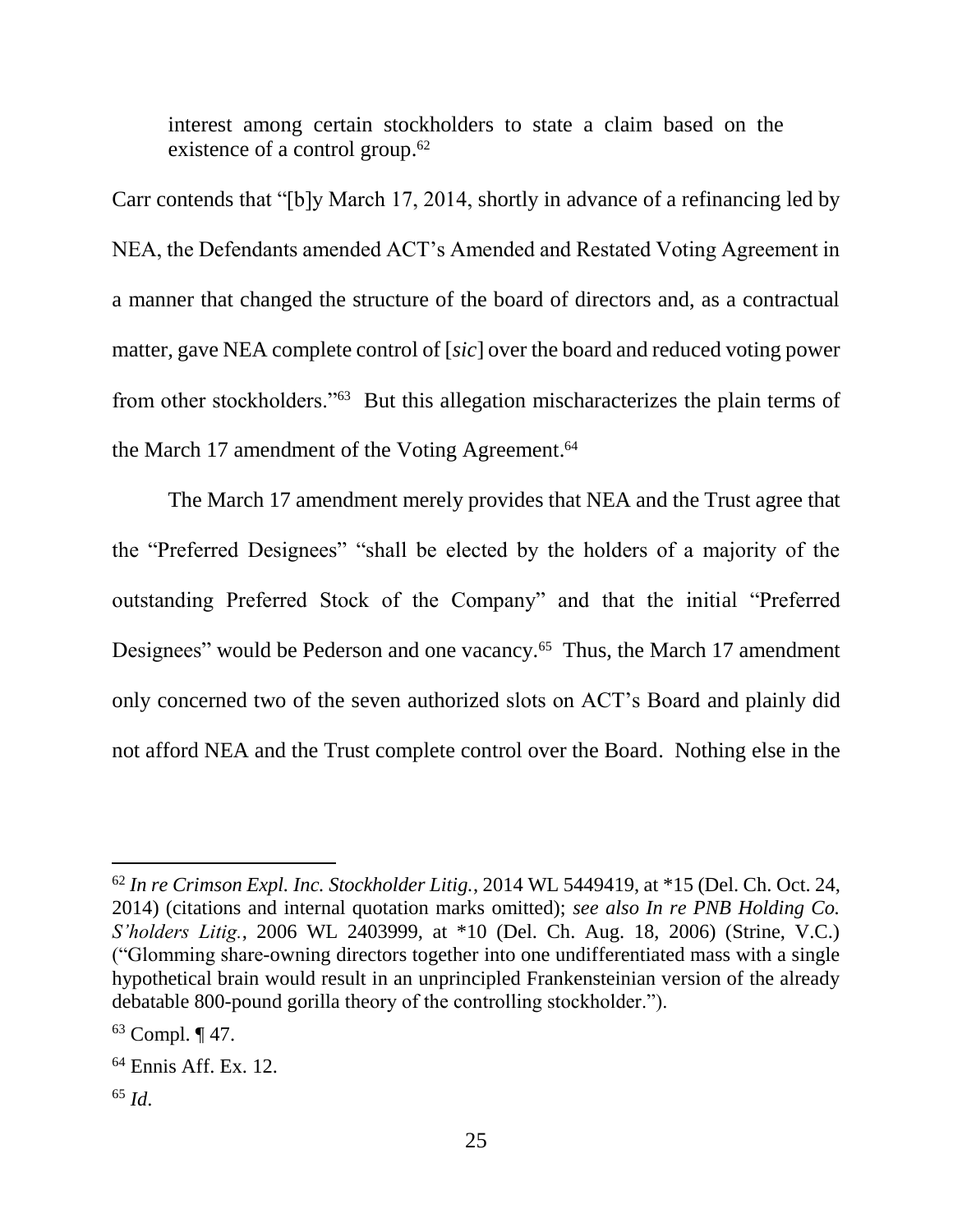interest among certain stockholders to state a claim based on the existence of a control group.[62]

Carr contends that "[b]y March 17, 2014, shortly in advance of a refinancing led by NEA, the Defendants amended ACT's Amended and Restated Voting Agreement in a manner that changed the structure of the board of directors and, as a contractual matter, gave NEA complete control of [*sic*] over the board and reduced voting power from other stockholders."[63] But this allegation mischaracterizes the plain terms of the March 17 amendment of the Voting Agreement.[64]

The March 17 amendment merely provides that NEA and the Trust agree that the "Preferred Designees" "shall be elected by the holders of a majority of the outstanding Preferred Stock of the Company" and that the initial "Preferred Designees" would be Pederson and one vacancy.[65] Thus, the March 17 amendment only concerned two of the seven authorized slots on ACT's Board and plainly did not afford NEA and the Trust complete control over the Board. Nothing else in the

---

[62] *In re Crimson Expl. Inc. Stockholder Litig.*, 2014 WL 5449419, at *15 (Del. Ch. Oct. 24, 2014) (citations and internal quotation marks omitted); *see also In re PNB Holding Co. S'holders Litig.*, 2006 WL 2403999, at *10 (Del. Ch. Aug. 18, 2006) (Strine, V.C.) ("Glomming share-owning directors together into one undifferentiated mass with a single hypothetical brain would result in an unprincipled Frankensteinian version of the already debatable 800-pound gorilla theory of the controlling stockholder.").

[63] Compl. ¶ 47.

[64] Ennis Aff. Ex. 12.

[65] *Id.*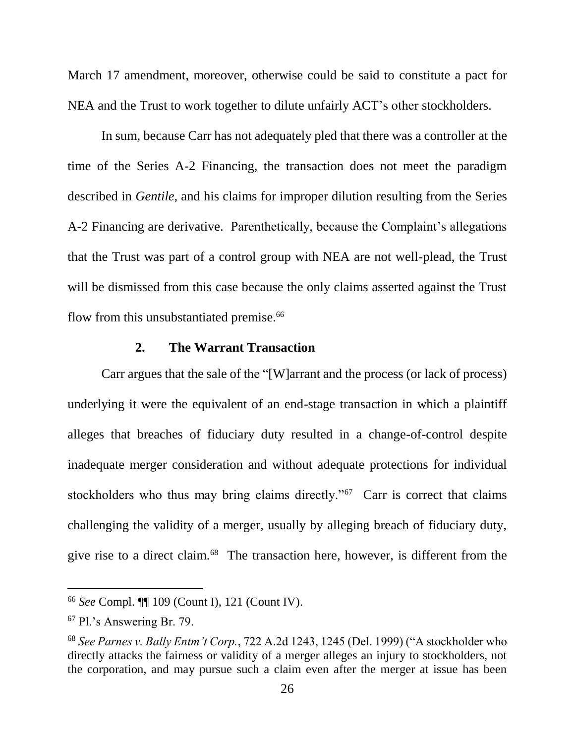March 17 amendment, moreover, otherwise could be said to constitute a pact for NEA and the Trust to work together to dilute unfairly ACT's other stockholders.

In sum, because Carr has not adequately pled that there was a controller at the time of the Series A-2 Financing, the transaction does not meet the paradigm described in *Gentile*, and his claims for improper dilution resulting from the Series A-2 Financing are derivative. Parenthetically, because the Complaint's allegations that the Trust was part of a control group with NEA are not well-plead, the Trust will be dismissed from this case because the only claims asserted against the Trust flow from this unsubstantiated premise.[66]

### 2. The Warrant Transaction

Carr argues that the sale of the "[W]arrant and the process (or lack of process) underlying it were the equivalent of an end-stage transaction in which a plaintiff alleges that breaches of fiduciary duty resulted in a change-of-control despite inadequate merger consideration and without adequate protections for individual stockholders who thus may bring claims directly."[67] Carr is correct that claims challenging the validity of a merger, usually by alleging breach of fiduciary duty, give rise to a direct claim.[68] The transaction here, however, is different from the

---

[66] *See* Compl. ¶¶ 109 (Count I), 121 (Count IV).

[67] Pl.'s Answering Br. 79.

[68] *See Parnes v. Bally Entm't Corp.*, 722 A.2d 1243, 1245 (Del. 1999) ("A stockholder who directly attacks the fairness or validity of a merger alleges an injury to stockholders, not the corporation, and may pursue such a claim even after the merger at issue has been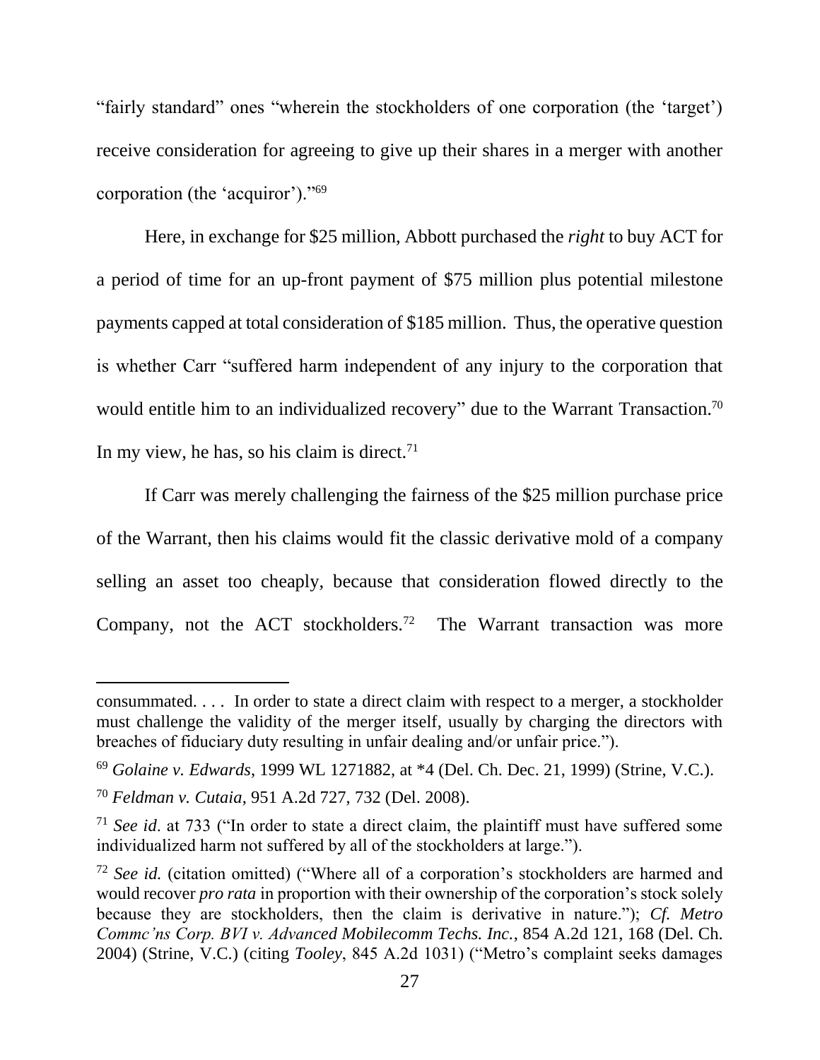"fairly standard" ones "wherein the stockholders of one corporation (the 'target') receive consideration for agreeing to give up their shares in a merger with another corporation (the 'acquiror')."[69]

Here, in exchange for $25 million, Abbott purchased the *right* to buy ACT for a period of time for an up-front payment of $75 million plus potential milestone payments capped at total consideration of $185 million. Thus, the operative question is whether Carr "suffered harm independent of any injury to the corporation that would entitle him to an individualized recovery" due to the Warrant Transaction.[70] In my view, he has, so his claim is direct.[71]

If Carr was merely challenging the fairness of the $25 million purchase price of the Warrant, then his claims would fit the classic derivative mold of a company selling an asset too cheaply, because that consideration flowed directly to the Company, not the ACT stockholders.[72] The Warrant transaction was more

---

consummated. . . . In order to state a direct claim with respect to a merger, a stockholder must challenge the validity of the merger itself, usually by charging the directors with breaches of fiduciary duty resulting in unfair dealing and/or unfair price.").

[69] *Golaine v. Edwards*, 1999 WL 1271882, at *4 (Del. Ch. Dec. 21, 1999) (Strine, V.C.).

[70] *Feldman v. Cutaia*, 951 A.2d 727, 732 (Del. 2008).

[71] *See id*. at 733 ("In order to state a direct claim, the plaintiff must have suffered some individualized harm not suffered by all of the stockholders at large.").

[72] *See id.* (citation omitted) ("Where all of a corporation's stockholders are harmed and would recover *pro rata* in proportion with their ownership of the corporation's stock solely because they are stockholders, then the claim is derivative in nature."); *Cf. Metro Commc'ns Corp. BVI v. Advanced Mobilecomm Techs. Inc.*, 854 A.2d 121, 168 (Del. Ch. 2004) (Strine, V.C.) (citing *Tooley*, 845 A.2d 1031) ("Metro's complaint seeks damages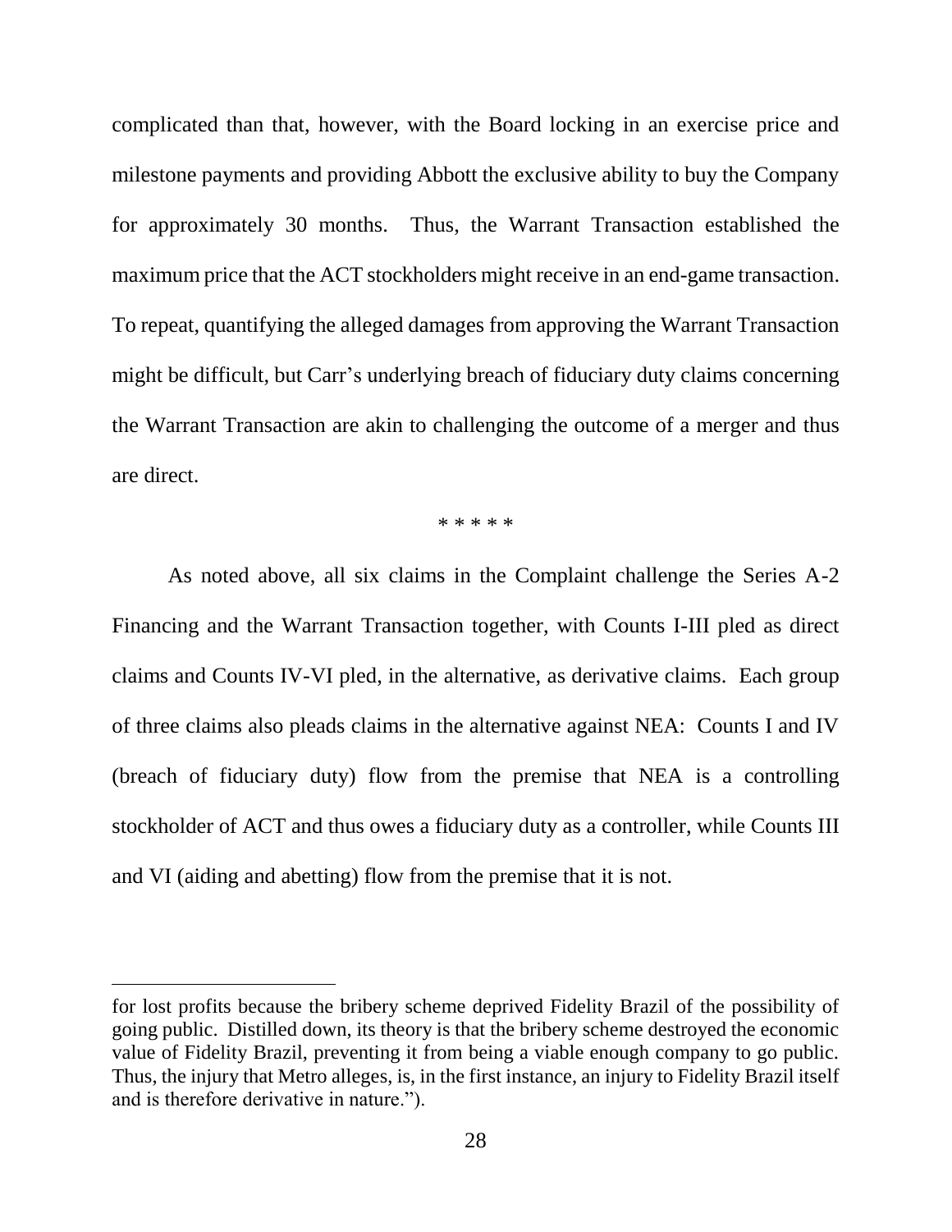complicated than that, however, with the Board locking in an exercise price and milestone payments and providing Abbott the exclusive ability to buy the Company for approximately 30 months. Thus, the Warrant Transaction established the maximum price that the ACT stockholders might receive in an end-game transaction. To repeat, quantifying the alleged damages from approving the Warrant Transaction might be difficult, but Carr's underlying breach of fiduciary duty claims concerning the Warrant Transaction are akin to challenging the outcome of a merger and thus are direct.

\* \* \* \* \*

As noted above, all six claims in the Complaint challenge the Series A-2 Financing and the Warrant Transaction together, with Counts I-III pled as direct claims and Counts IV-VI pled, in the alternative, as derivative claims. Each group of three claims also pleads claims in the alternative against NEA: Counts I and IV (breach of fiduciary duty) flow from the premise that NEA is a controlling stockholder of ACT and thus owes a fiduciary duty as a controller, while Counts III and VI (aiding and abetting) flow from the premise that it is not.

---

for lost profits because the bribery scheme deprived Fidelity Brazil of the possibility of going public. Distilled down, its theory is that the bribery scheme destroyed the economic value of Fidelity Brazil, preventing it from being a viable enough company to go public. Thus, the injury that Metro alleges, is, in the first instance, an injury to Fidelity Brazil itself and is therefore derivative in nature.").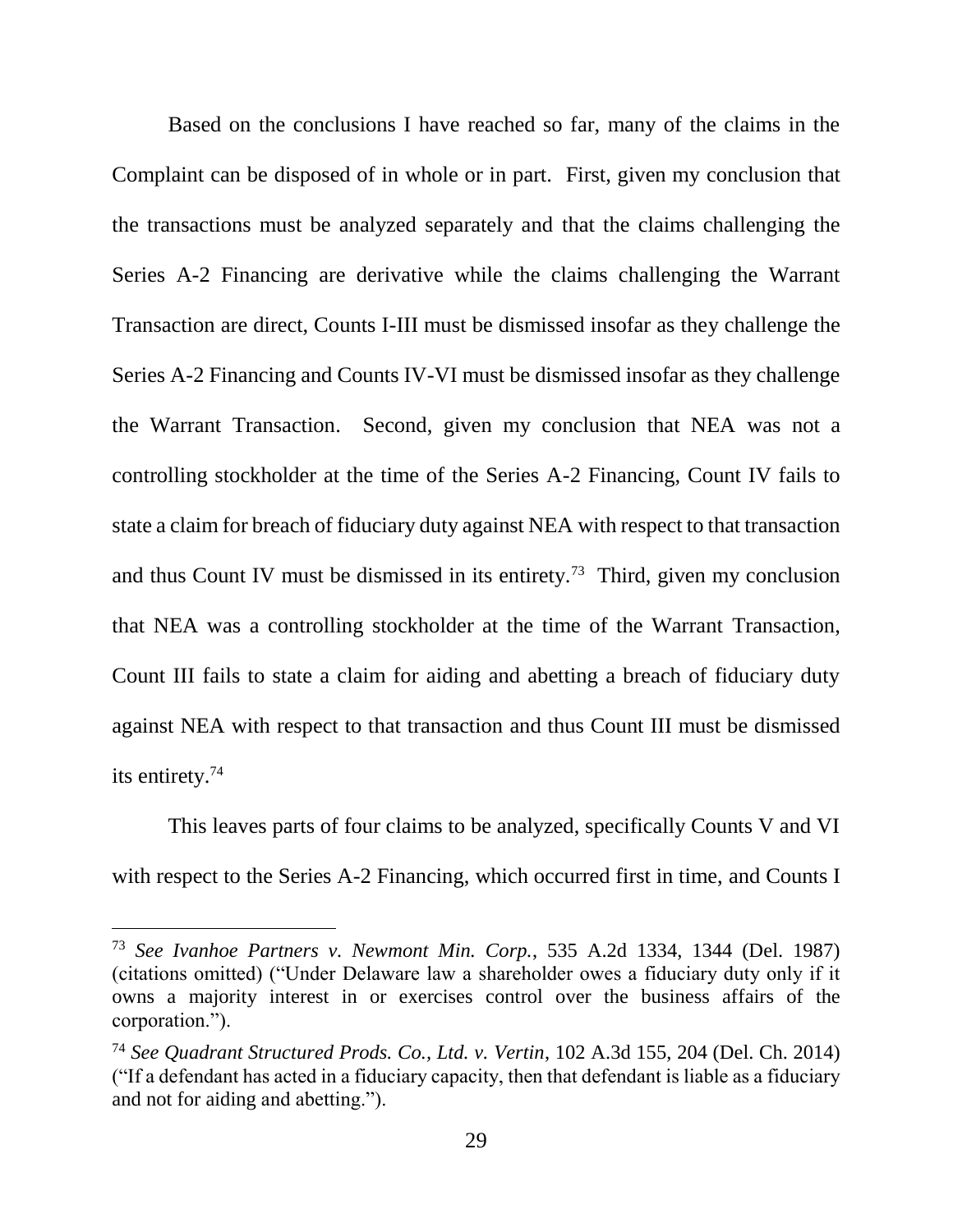Based on the conclusions I have reached so far, many of the claims in the Complaint can be disposed of in whole or in part. First, given my conclusion that the transactions must be analyzed separately and that the claims challenging the Series A-2 Financing are derivative while the claims challenging the Warrant Transaction are direct, Counts I-III must be dismissed insofar as they challenge the Series A-2 Financing and Counts IV-VI must be dismissed insofar as they challenge the Warrant Transaction. Second, given my conclusion that NEA was not a controlling stockholder at the time of the Series A-2 Financing, Count IV fails to state a claim for breach of fiduciary duty against NEA with respect to that transaction and thus Count IV must be dismissed in its entirety.[73] Third, given my conclusion that NEA was a controlling stockholder at the time of the Warrant Transaction, Count III fails to state a claim for aiding and abetting a breach of fiduciary duty against NEA with respect to that transaction and thus Count III must be dismissed its entirety.[74]

This leaves parts of four claims to be analyzed, specifically Counts V and VI with respect to the Series A-2 Financing, which occurred first in time, and Counts I

---

[73] *See Ivanhoe Partners v. Newmont Min. Corp.*, 535 A.2d 1334, 1344 (Del. 1987) (citations omitted) ("Under Delaware law a shareholder owes a fiduciary duty only if it owns a majority interest in or exercises control over the business affairs of the corporation.").

[74] *See Quadrant Structured Prods. Co., Ltd. v. Vertin*, 102 A.3d 155, 204 (Del. Ch. 2014) ("If a defendant has acted in a fiduciary capacity, then that defendant is liable as a fiduciary and not for aiding and abetting.").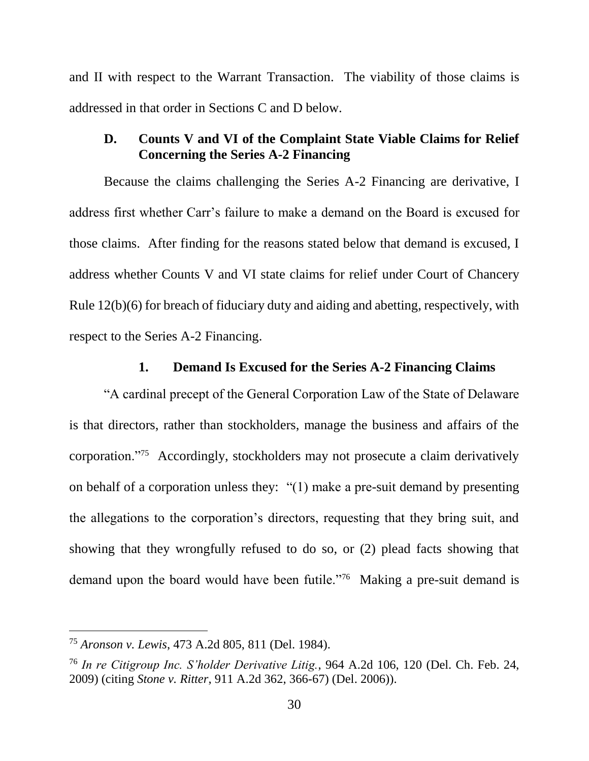and II with respect to the Warrant Transaction. The viability of those claims is addressed in that order in Sections C and D below.

### D. Counts V and VI of the Complaint State Viable Claims for Relief Concerning the Series A-2 Financing

Because the claims challenging the Series A-2 Financing are derivative, I address first whether Carr's failure to make a demand on the Board is excused for those claims. After finding for the reasons stated below that demand is excused, I address whether Counts V and VI state claims for relief under Court of Chancery Rule 12(b)(6) for breach of fiduciary duty and aiding and abetting, respectively, with respect to the Series A-2 Financing.

#### 1. Demand Is Excused for the Series A-2 Financing Claims

"A cardinal precept of the General Corporation Law of the State of Delaware is that directors, rather than stockholders, manage the business and affairs of the corporation."[75] Accordingly, stockholders may not prosecute a claim derivatively on behalf of a corporation unless they: "(1) make a pre-suit demand by presenting the allegations to the corporation's directors, requesting that they bring suit, and showing that they wrongfully refused to do so, or (2) plead facts showing that demand upon the board would have been futile."[76] Making a pre-suit demand is

---

[75] *Aronson v. Lewis*, 473 A.2d 805, 811 (Del. 1984).

[76] *In re Citigroup Inc. S'holder Derivative Litig.*, 964 A.2d 106, 120 (Del. Ch. Feb. 24, 2009) (citing *Stone v. Ritter*, 911 A.2d 362, 366-67) (Del. 2006)).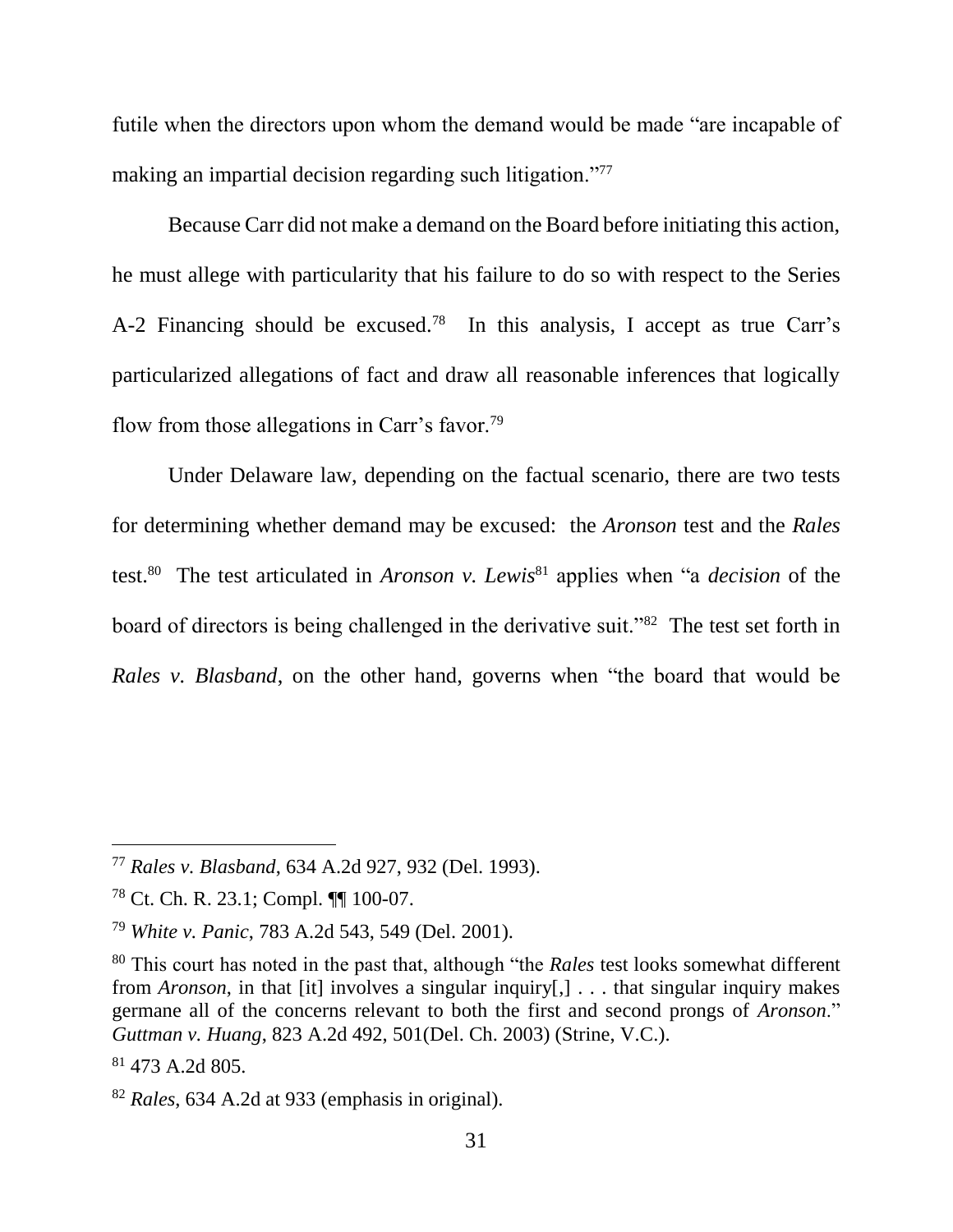futile when the directors upon whom the demand would be made "are incapable of making an impartial decision regarding such litigation."[77]

Because Carr did not make a demand on the Board before initiating this action, he must allege with particularity that his failure to do so with respect to the Series A-2 Financing should be excused.[78] In this analysis, I accept as true Carr's particularized allegations of fact and draw all reasonable inferences that logically flow from those allegations in Carr's favor.[79]

Under Delaware law, depending on the factual scenario, there are two tests for determining whether demand may be excused: the *Aronson* test and the *Rales* test.[80] The test articulated in *Aronson v. Lewis*[81] applies when "a *decision* of the board of directors is being challenged in the derivative suit."[82] The test set forth in *Rales v. Blasband*, on the other hand, governs when "the board that would be

---

[77] *Rales v. Blasband*, 634 A.2d 927, 932 (Del. 1993).

[78] Ct. Ch. R. 23.1; Compl. ¶¶ 100-07.

[79] *White v. Panic*, 783 A.2d 543, 549 (Del. 2001).

[80] This court has noted in the past that, although "the *Rales* test looks somewhat different from *Aronson*, in that [it] involves a singular inquiry[,] . . . that singular inquiry makes germane all of the concerns relevant to both the first and second prongs of *Aronson*." *Guttman v. Huang*, 823 A.2d 492, 501(Del. Ch. 2003) (Strine, V.C.).

[81] 473 A.2d 805.

[82] *Rales*, 634 A.2d at 933 (emphasis in original).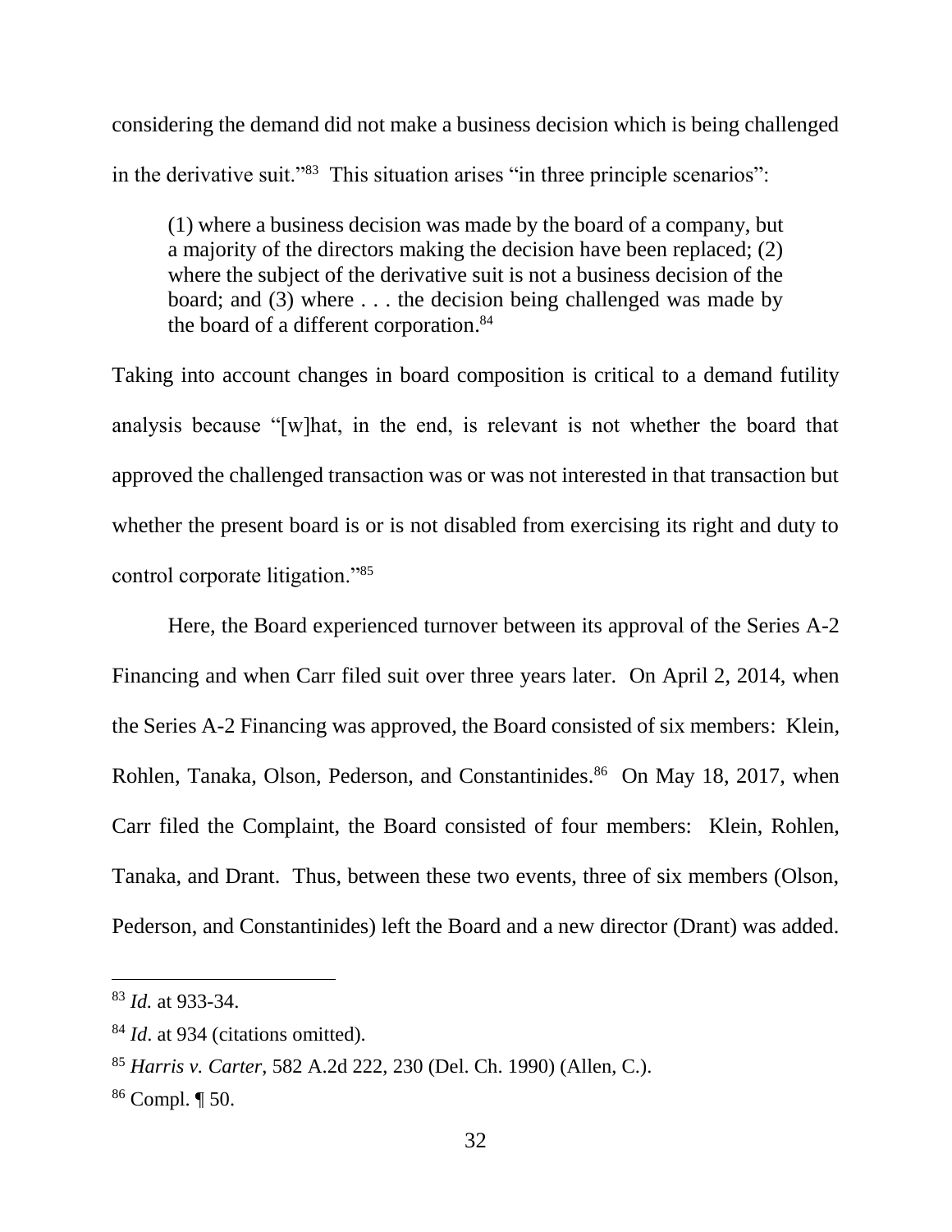considering the demand did not make a business decision which is being challenged in the derivative suit."[83] This situation arises "in three principle scenarios":

> (1) where a business decision was made by the board of a company, but a majority of the directors making the decision have been replaced; (2) where the subject of the derivative suit is not a business decision of the board; and (3) where . . . the decision being challenged was made by the board of a different corporation.[84]

Taking into account changes in board composition is critical to a demand futility analysis because "[w]hat, in the end, is relevant is not whether the board that approved the challenged transaction was or was not interested in that transaction but whether the present board is or is not disabled from exercising its right and duty to control corporate litigation."[85]

Here, the Board experienced turnover between its approval of the Series A-2 Financing and when Carr filed suit over three years later. On April 2, 2014, when the Series A-2 Financing was approved, the Board consisted of six members: Klein, Rohlen, Tanaka, Olson, Pederson, and Constantinides.[86] On May 18, 2017, when Carr filed the Complaint, the Board consisted of four members: Klein, Rohlen, Tanaka, and Drant. Thus, between these two events, three of six members (Olson, Pederson, and Constantinides) left the Board and a new director (Drant) was added.

---

[83] *Id.* at 933-34.

[84] *Id*. at 934 (citations omitted).

[85] *Harris v. Carter*, 582 A.2d 222, 230 (Del. Ch. 1990) (Allen, C.).

[86] Compl. ¶ 50.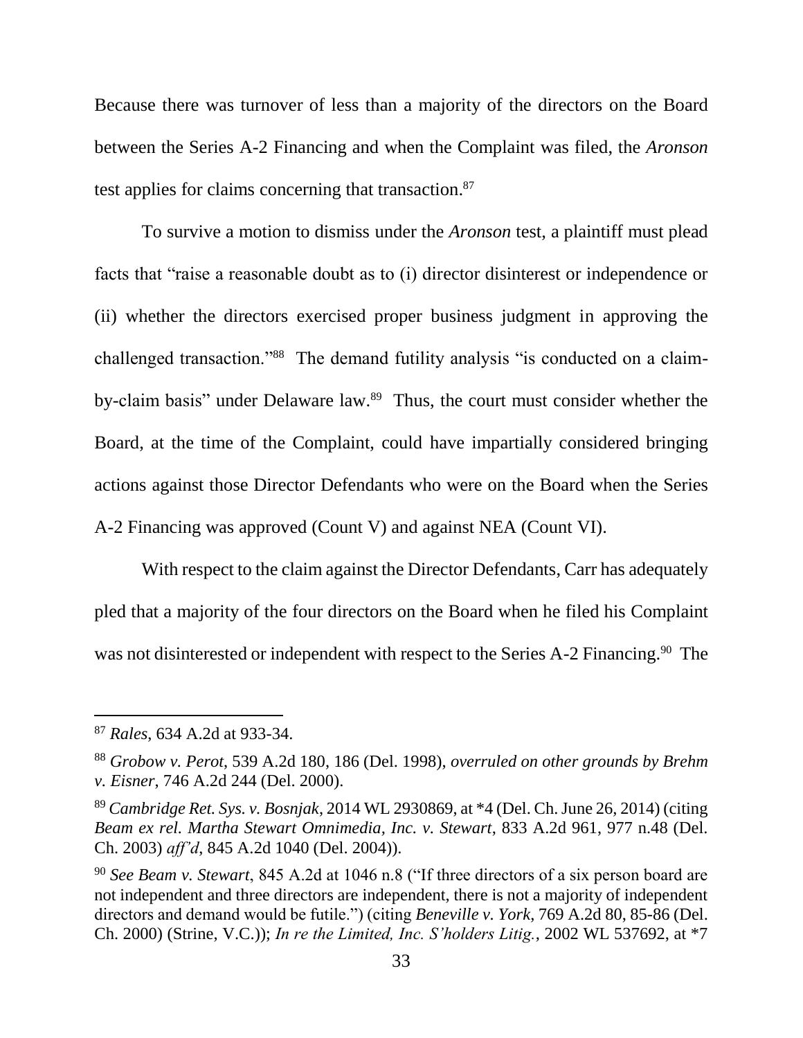Because there was turnover of less than a majority of the directors on the Board between the Series A-2 Financing and when the Complaint was filed, the *Aronson* test applies for claims concerning that transaction.[87]

To survive a motion to dismiss under the *Aronson* test, a plaintiff must plead facts that "raise a reasonable doubt as to (i) director disinterest or independence or (ii) whether the directors exercised proper business judgment in approving the challenged transaction."[88] The demand futility analysis "is conducted on a claim-by-claim basis" under Delaware law.[89] Thus, the court must consider whether the Board, at the time of the Complaint, could have impartially considered bringing actions against those Director Defendants who were on the Board when the Series A-2 Financing was approved (Count V) and against NEA (Count VI).

With respect to the claim against the Director Defendants, Carr has adequately pled that a majority of the four directors on the Board when he filed his Complaint was not disinterested or independent with respect to the Series A-2 Financing.[90] The

---

[87] *Rales*, 634 A.2d at 933-34.

[88] *Grobow v. Perot*, 539 A.2d 180, 186 (Del. 1998), *overruled on other grounds by Brehm v. Eisner*, 746 A.2d 244 (Del. 2000).

[89] *Cambridge Ret. Sys. v. Bosnjak*, 2014 WL 2930869, at *4 (Del. Ch. June 26, 2014) (citing *Beam ex rel. Martha Stewart Omnimedia, Inc. v. Stewart*, 833 A.2d 961, 977 n.48 (Del. Ch. 2003) *aff'd*, 845 A.2d 1040 (Del. 2004)).

[90] *See Beam v. Stewart*, 845 A.2d at 1046 n.8 ("If three directors of a six person board are not independent and three directors are independent, there is not a majority of independent directors and demand would be futile.") (citing *Beneville v. York*, 769 A.2d 80, 85-86 (Del. Ch. 2000) (Strine, V.C.)); *In re the Limited, Inc. S'holders Litig.*, 2002 WL 537692, at *7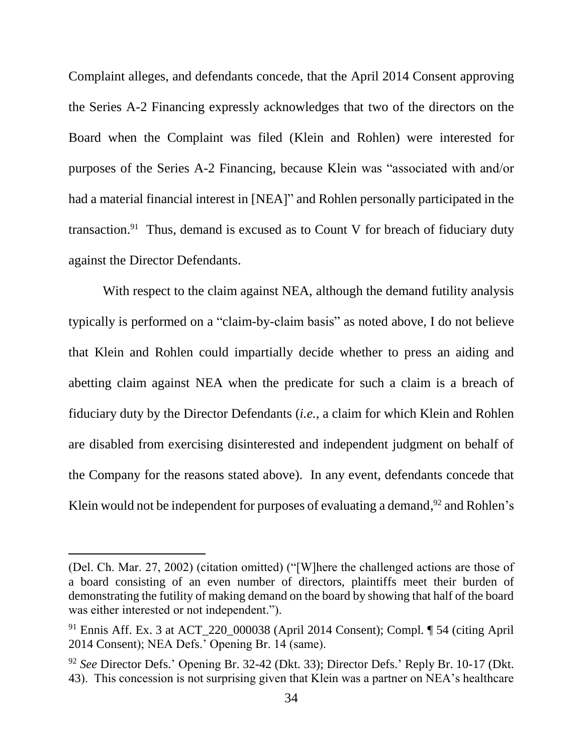Complaint alleges, and defendants concede, that the April 2014 Consent approving the Series A-2 Financing expressly acknowledges that two of the directors on the Board when the Complaint was filed (Klein and Rohlen) were interested for purposes of the Series A-2 Financing, because Klein was "associated with and/or had a material financial interest in [NEA]" and Rohlen personally participated in the transaction.[91] Thus, demand is excused as to Count V for breach of fiduciary duty against the Director Defendants.

With respect to the claim against NEA, although the demand futility analysis typically is performed on a "claim-by-claim basis" as noted above, I do not believe that Klein and Rohlen could impartially decide whether to press an aiding and abetting claim against NEA when the predicate for such a claim is a breach of fiduciary duty by the Director Defendants (*i.e.*, a claim for which Klein and Rohlen are disabled from exercising disinterested and independent judgment on behalf of the Company for the reasons stated above). In any event, defendants concede that Klein would not be independent for purposes of evaluating a demand,[92] and Rohlen's

---

(Del. Ch. Mar. 27, 2002) (citation omitted) ("[W]here the challenged actions are those of a board consisting of an even number of directors, plaintiffs meet their burden of demonstrating the futility of making demand on the board by showing that half of the board was either interested or not independent.").

[91] Ennis Aff. Ex. 3 at ACT_220_000038 (April 2014 Consent); Compl. ¶ 54 (citing April 2014 Consent); NEA Defs.' Opening Br. 14 (same).

[92] *See* Director Defs.' Opening Br. 32-42 (Dkt. 33); Director Defs.' Reply Br. 10-17 (Dkt. 43). This concession is not surprising given that Klein was a partner on NEA's healthcare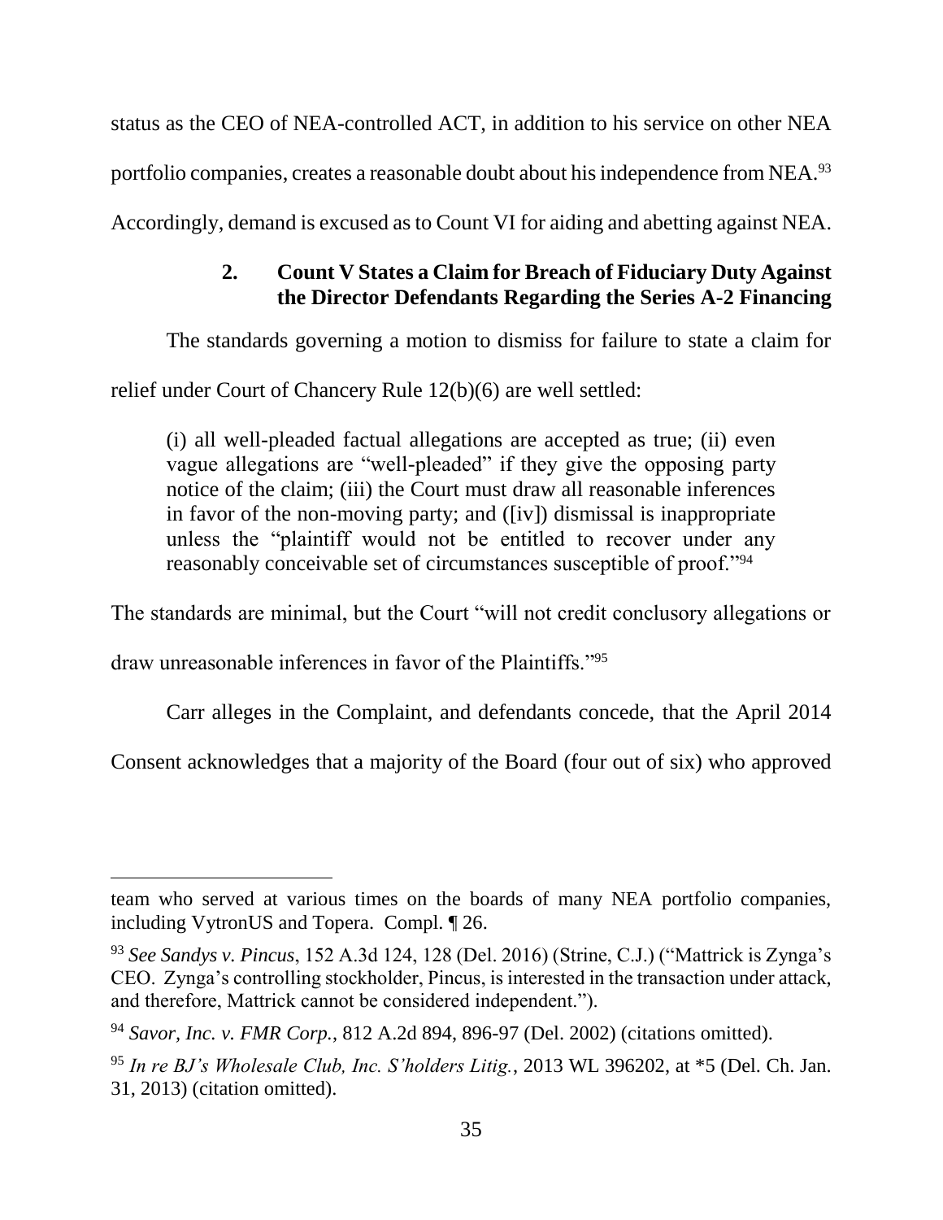status as the CEO of NEA-controlled ACT, in addition to his service on other NEA portfolio companies, creates a reasonable doubt about his independence from NEA.[93] Accordingly, demand is excused as to Count VI for aiding and abetting against NEA.

### 2. Count V States a Claim for Breach of Fiduciary Duty Against the Director Defendants Regarding the Series A-2 Financing

The standards governing a motion to dismiss for failure to state a claim for relief under Court of Chancery Rule 12(b)(6) are well settled:

> (i) all well-pleaded factual allegations are accepted as true; (ii) even vague allegations are "well-pleaded" if they give the opposing party notice of the claim; (iii) the Court must draw all reasonable inferences in favor of the non-moving party; and ([iv]) dismissal is inappropriate unless the "plaintiff would not be entitled to recover under any reasonably conceivable set of circumstances susceptible of proof."[94]

The standards are minimal, but the Court "will not credit conclusory allegations or draw unreasonable inferences in favor of the Plaintiffs."[95]

Carr alleges in the Complaint, and defendants concede, that the April 2014 Consent acknowledges that a majority of the Board (four out of six) who approved

---

team who served at various times on the boards of many NEA portfolio companies, including VytronUS and Topera. Compl. ¶ 26.

[93] *See Sandys v. Pincus*, 152 A.3d 124, 128 (Del. 2016) (Strine, C.J.) ("Mattrick is Zynga's CEO. Zynga's controlling stockholder, Pincus, is interested in the transaction under attack, and therefore, Mattrick cannot be considered independent.").

[94] *Savor, Inc. v. FMR Corp.*, 812 A.2d 894, 896-97 (Del. 2002) (citations omitted).

[95] *In re BJ's Wholesale Club, Inc. S'holders Litig.*, 2013 WL 396202, at *5 (Del. Ch. Jan. 31, 2013) (citation omitted).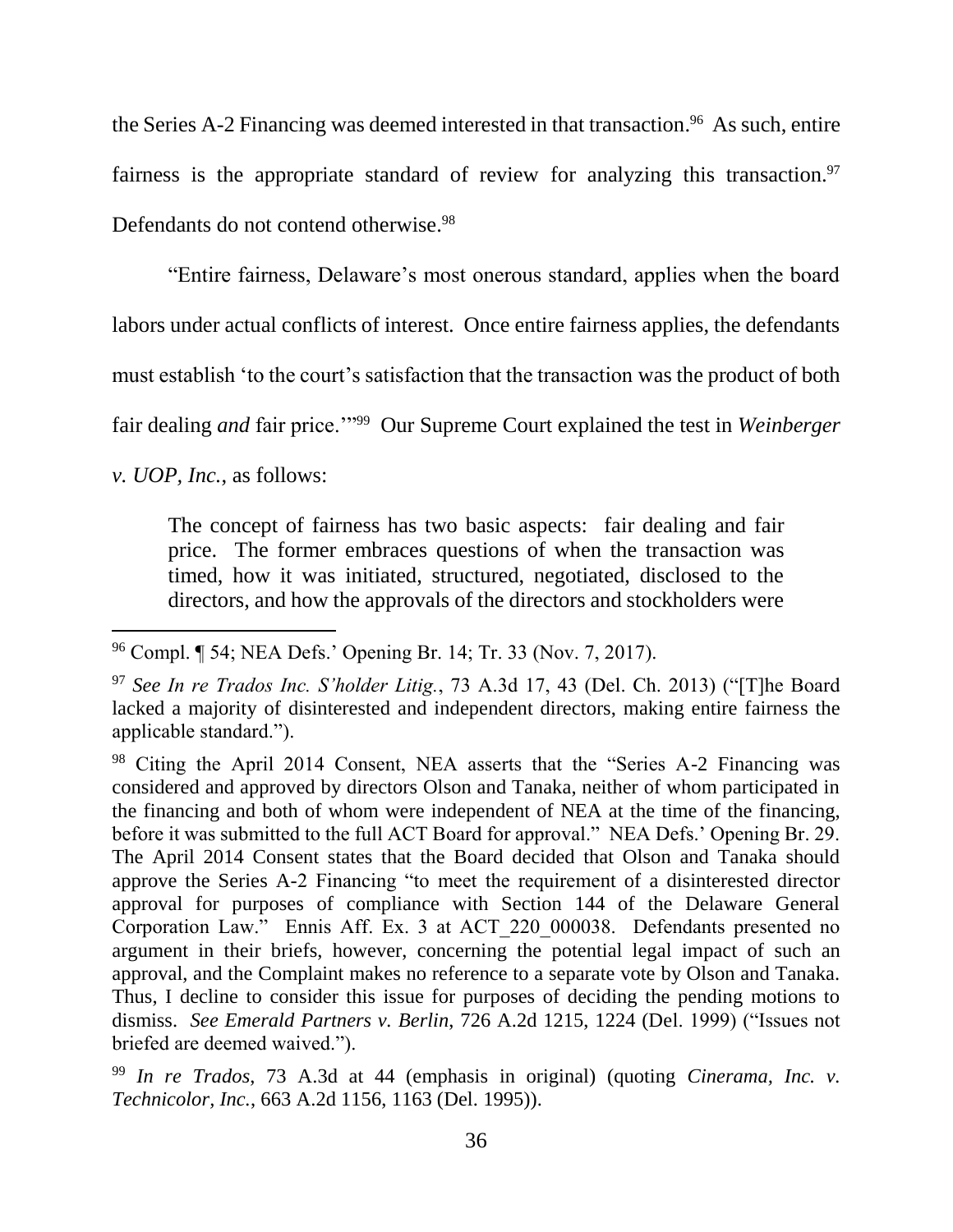the Series A-2 Financing was deemed interested in that transaction.[96] As such, entire fairness is the appropriate standard of review for analyzing this transaction.[97] Defendants do not contend otherwise.[98]

"Entire fairness, Delaware's most onerous standard, applies when the board labors under actual conflicts of interest. Once entire fairness applies, the defendants must establish 'to the court's satisfaction that the transaction was the product of both fair dealing *and* fair price.'"[99] Our Supreme Court explained the test in *Weinberger v. UOP, Inc.*, as follows:

> The concept of fairness has two basic aspects: fair dealing and fair price. The former embraces questions of when the transaction was timed, how it was initiated, structured, negotiated, disclosed to the directors, and how the approvals of the directors and stockholders were

---

[96] Compl. ¶ 54; NEA Defs.' Opening Br. 14; Tr. 33 (Nov. 7, 2017).

[97] *See In re Trados Inc. S'holder Litig.*, 73 A.3d 17, 43 (Del. Ch. 2013) ("[T]he Board lacked a majority of disinterested and independent directors, making entire fairness the applicable standard.").

[98] Citing the April 2014 Consent, NEA asserts that the "Series A-2 Financing was considered and approved by directors Olson and Tanaka, neither of whom participated in the financing and both of whom were independent of NEA at the time of the financing, before it was submitted to the full ACT Board for approval." NEA Defs.' Opening Br. 29. The April 2014 Consent states that the Board decided that Olson and Tanaka should approve the Series A-2 Financing "to meet the requirement of a disinterested director approval for purposes of compliance with Section 144 of the Delaware General Corporation Law." Ennis Aff. Ex. 3 at ACT_220_000038. Defendants presented no argument in their briefs, however, concerning the potential legal impact of such an approval, and the Complaint makes no reference to a separate vote by Olson and Tanaka. Thus, I decline to consider this issue for purposes of deciding the pending motions to dismiss. *See Emerald Partners v. Berlin*, 726 A.2d 1215, 1224 (Del. 1999) ("Issues not briefed are deemed waived.").

[99] *In re Trados*, 73 A.3d at 44 (emphasis in original) (quoting *Cinerama, Inc. v. Technicolor, Inc.*, 663 A.2d 1156, 1163 (Del. 1995)).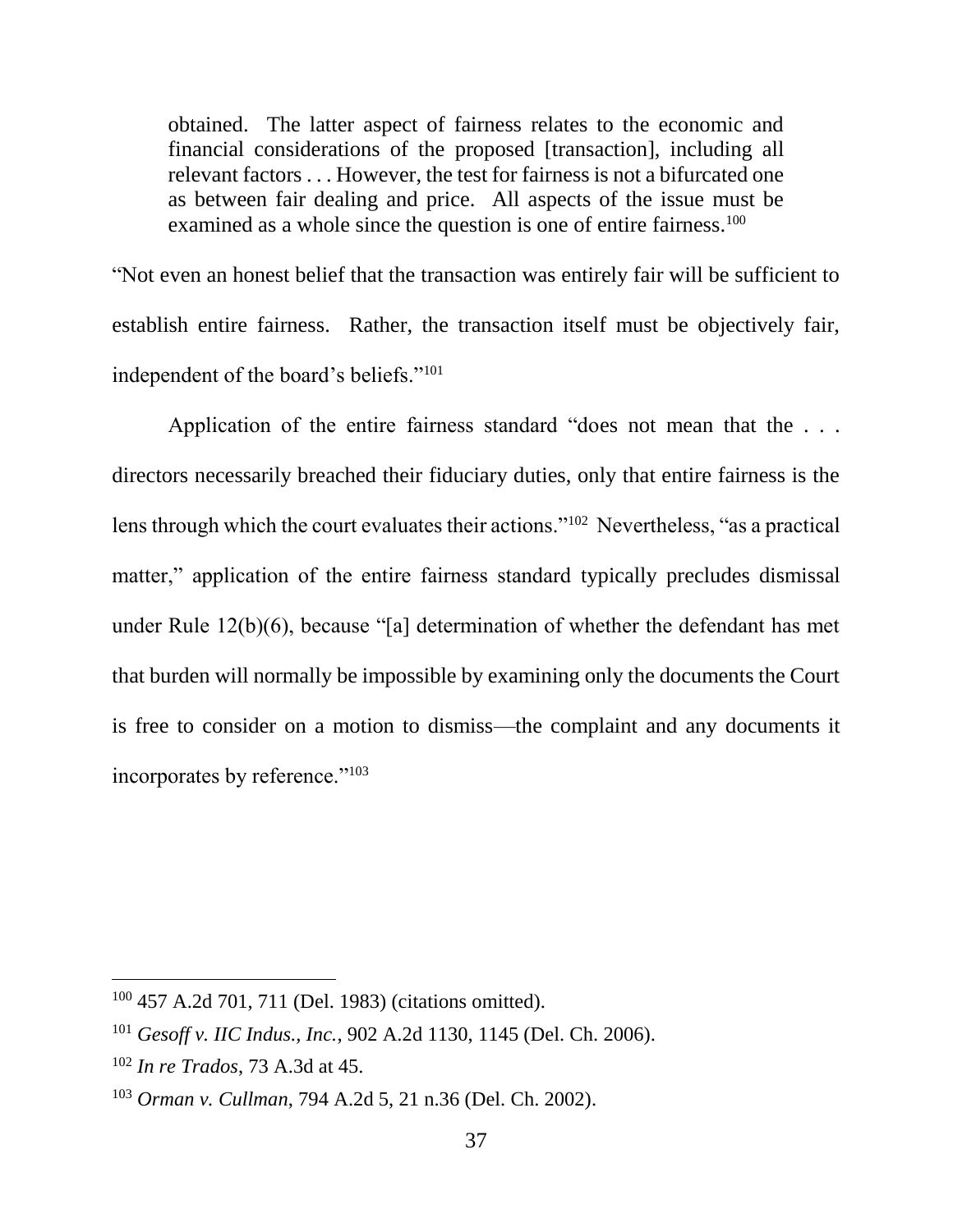> obtained. The latter aspect of fairness relates to the economic and financial considerations of the proposed [transaction], including all relevant factors . . . However, the test for fairness is not a bifurcated one as between fair dealing and price. All aspects of the issue must be examined as a whole since the question is one of entire fairness.[100]

"Not even an honest belief that the transaction was entirely fair will be sufficient to establish entire fairness. Rather, the transaction itself must be objectively fair, independent of the board's beliefs."[101]

Application of the entire fairness standard "does not mean that the . . . directors necessarily breached their fiduciary duties, only that entire fairness is the lens through which the court evaluates their actions."[102] Nevertheless, "as a practical matter," application of the entire fairness standard typically precludes dismissal under Rule 12(b)(6), because "[a] determination of whether the defendant has met that burden will normally be impossible by examining only the documents the Court is free to consider on a motion to dismiss—the complaint and any documents it incorporates by reference."[103]

---

[100] 457 A.2d 701, 711 (Del. 1983) (citations omitted).

[101] *Gesoff v. IIC Indus., Inc.*, 902 A.2d 1130, 1145 (Del. Ch. 2006).

[102] *In re Trados*, 73 A.3d at 45.

[103] *Orman v. Cullman*, 794 A.2d 5, 21 n.36 (Del. Ch. 2002).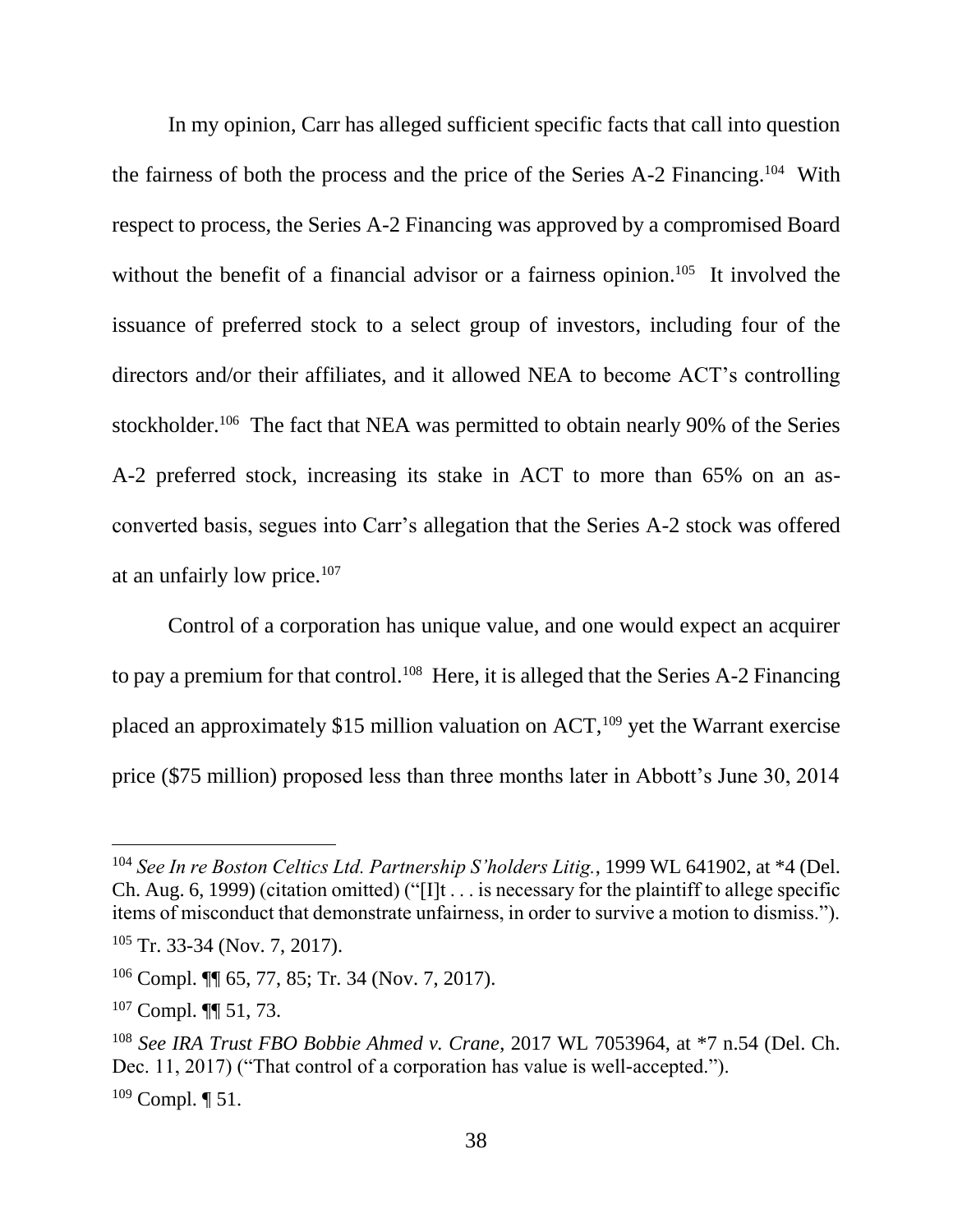In my opinion, Carr has alleged sufficient specific facts that call into question the fairness of both the process and the price of the Series A-2 Financing.[104] With respect to process, the Series A-2 Financing was approved by a compromised Board without the benefit of a financial advisor or a fairness opinion.[105] It involved the issuance of preferred stock to a select group of investors, including four of the directors and/or their affiliates, and it allowed NEA to become ACT's controlling stockholder.[106] The fact that NEA was permitted to obtain nearly 90% of the Series A-2 preferred stock, increasing its stake in ACT to more than 65% on an as-converted basis, segues into Carr's allegation that the Series A-2 stock was offered at an unfairly low price.[107]

Control of a corporation has unique value, and one would expect an acquirer to pay a premium for that control.[108] Here, it is alleged that the Series A-2 Financing placed an approximately $15 million valuation on ACT,[109] yet the Warrant exercise price ($75 million) proposed less than three months later in Abbott's June 30, 2014

---

[104] *See In re Boston Celtics Ltd. Partnership S'holders Litig.*, 1999 WL 641902, at *4 (Del. Ch. Aug. 6, 1999) (citation omitted) ("[I]t . . . is necessary for the plaintiff to allege specific items of misconduct that demonstrate unfairness, in order to survive a motion to dismiss.").

[105] Tr. 33-34 (Nov. 7, 2017).

[106] Compl. ¶¶ 65, 77, 85; Tr. 34 (Nov. 7, 2017).

[107] Compl. ¶¶ 51, 73.

[108] *See IRA Trust FBO Bobbie Ahmed v. Crane*, 2017 WL 7053964, at *7 n.54 (Del. Ch. Dec. 11, 2017) ("That control of a corporation has value is well-accepted.").

[109] Compl. ¶ 51.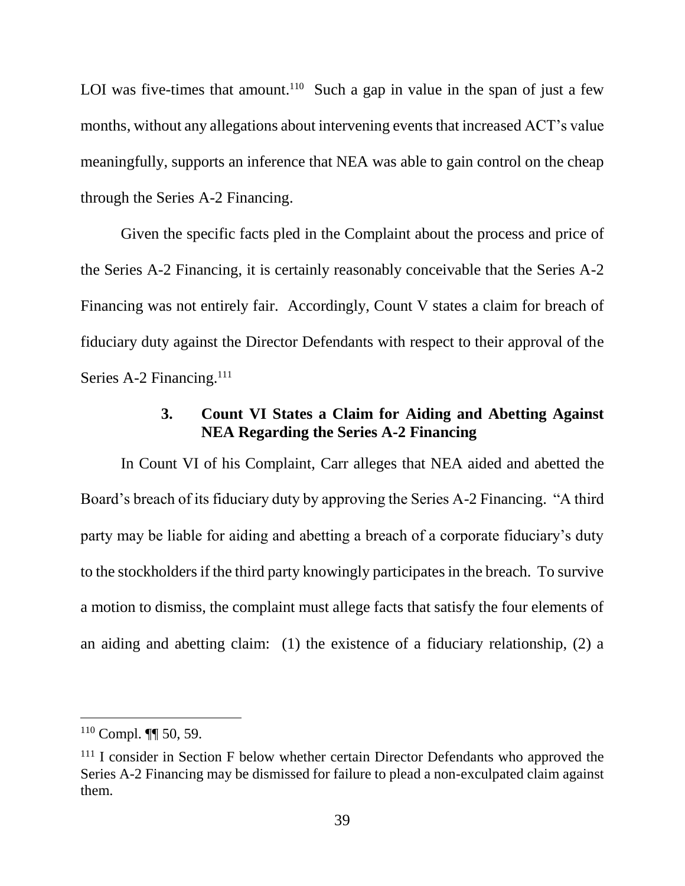LOI was five-times that amount.[110] Such a gap in value in the span of just a few months, without any allegations about intervening events that increased ACT's value meaningfully, supports an inference that NEA was able to gain control on the cheap through the Series A-2 Financing.

Given the specific facts pled in the Complaint about the process and price of the Series A-2 Financing, it is certainly reasonably conceivable that the Series A-2 Financing was not entirely fair. Accordingly, Count V states a claim for breach of fiduciary duty against the Director Defendants with respect to their approval of the Series A-2 Financing.[111]

### 3. Count VI States a Claim for Aiding and Abetting Against NEA Regarding the Series A-2 Financing

In Count VI of his Complaint, Carr alleges that NEA aided and abetted the Board's breach of its fiduciary duty by approving the Series A-2 Financing. "A third party may be liable for aiding and abetting a breach of a corporate fiduciary's duty to the stockholders if the third party knowingly participates in the breach. To survive a motion to dismiss, the complaint must allege facts that satisfy the four elements of an aiding and abetting claim: (1) the existence of a fiduciary relationship, (2) a

---

[110] Compl. ¶¶ 50, 59.

[111] I consider in Section F below whether certain Director Defendants who approved the Series A-2 Financing may be dismissed for failure to plead a non-exculpated claim against them.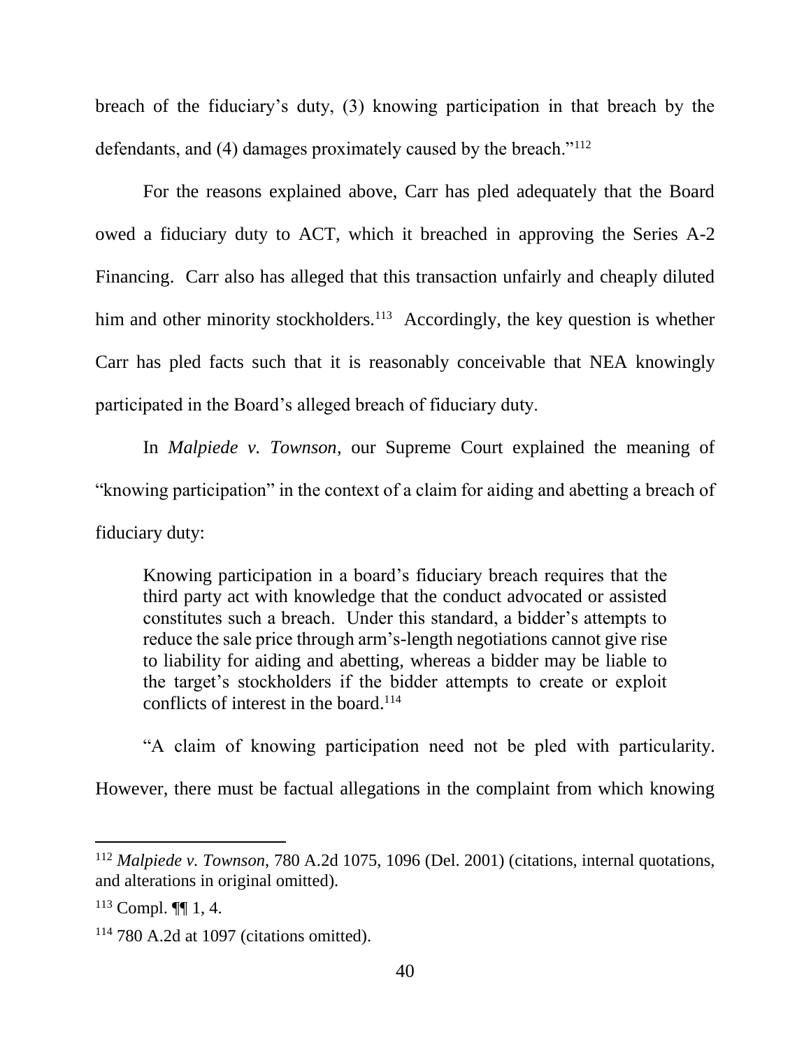breach of the fiduciary's duty, (3) knowing participation in that breach by the defendants, and (4) damages proximately caused by the breach."[112]

For the reasons explained above, Carr has pled adequately that the Board owed a fiduciary duty to ACT, which it breached in approving the Series A-2 Financing. Carr also has alleged that this transaction unfairly and cheaply diluted him and other minority stockholders.[113] Accordingly, the key question is whether Carr has pled facts such that it is reasonably conceivable that NEA knowingly participated in the Board's alleged breach of fiduciary duty.

In *Malpiede v. Townson*, our Supreme Court explained the meaning of "knowing participation" in the context of a claim for aiding and abetting a breach of fiduciary duty:

> Knowing participation in a board's fiduciary breach requires that the third party act with knowledge that the conduct advocated or assisted constitutes such a breach. Under this standard, a bidder's attempts to reduce the sale price through arm's-length negotiations cannot give rise to liability for aiding and abetting, whereas a bidder may be liable to the target's stockholders if the bidder attempts to create or exploit conflicts of interest in the board.[114]

"A claim of knowing participation need not be pled with particularity. However, there must be factual allegations in the complaint from which knowing

---

[112] *Malpiede v. Townson*, 780 A.2d 1075, 1096 (Del. 2001) (citations, internal quotations, and alterations in original omitted).

[113] Compl. ¶¶ 1, 4.

[114] 780 A.2d at 1097 (citations omitted).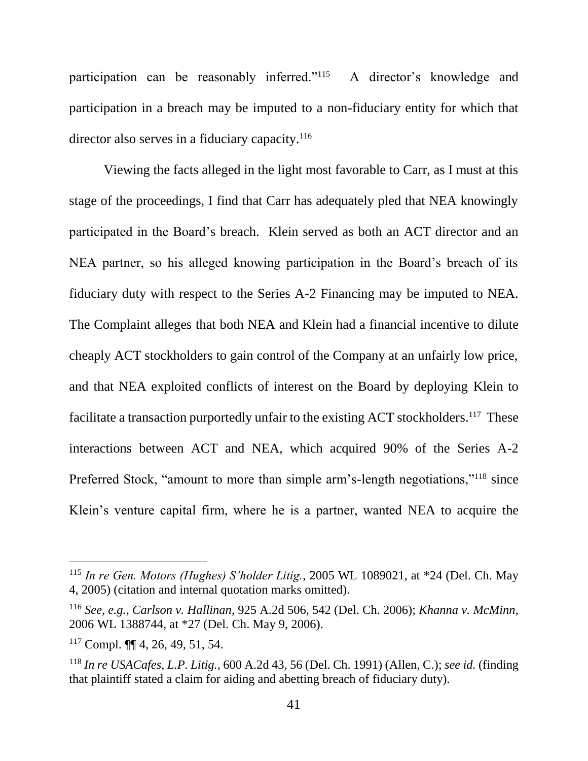participation can be reasonably inferred."[115] A director's knowledge and participation in a breach may be imputed to a non-fiduciary entity for which that director also serves in a fiduciary capacity.[116]

Viewing the facts alleged in the light most favorable to Carr, as I must at this stage of the proceedings, I find that Carr has adequately pled that NEA knowingly participated in the Board's breach. Klein served as both an ACT director and an NEA partner, so his alleged knowing participation in the Board's breach of its fiduciary duty with respect to the Series A-2 Financing may be imputed to NEA. The Complaint alleges that both NEA and Klein had a financial incentive to dilute cheaply ACT stockholders to gain control of the Company at an unfairly low price, and that NEA exploited conflicts of interest on the Board by deploying Klein to facilitate a transaction purportedly unfair to the existing ACT stockholders.[117] These interactions between ACT and NEA, which acquired 90% of the Series A-2 Preferred Stock, "amount to more than simple arm's-length negotiations,"[118] since Klein's venture capital firm, where he is a partner, wanted NEA to acquire the

---

[115] *In re Gen. Motors (Hughes) S'holder Litig.*, 2005 WL 1089021, at *24 (Del. Ch. May 4, 2005) (citation and internal quotation marks omitted).

[116] *See, e.g.*, *Carlson v. Hallinan*, 925 A.2d 506, 542 (Del. Ch. 2006); *Khanna v. McMinn*, 2006 WL 1388744, at *27 (Del. Ch. May 9, 2006).

[117] Compl. ¶¶ 4, 26, 49, 51, 54.

[118] *In re USACafes, L.P. Litig.*, 600 A.2d 43, 56 (Del. Ch. 1991) (Allen, C.); *see id.* (finding that plaintiff stated a claim for aiding and abetting breach of fiduciary duty).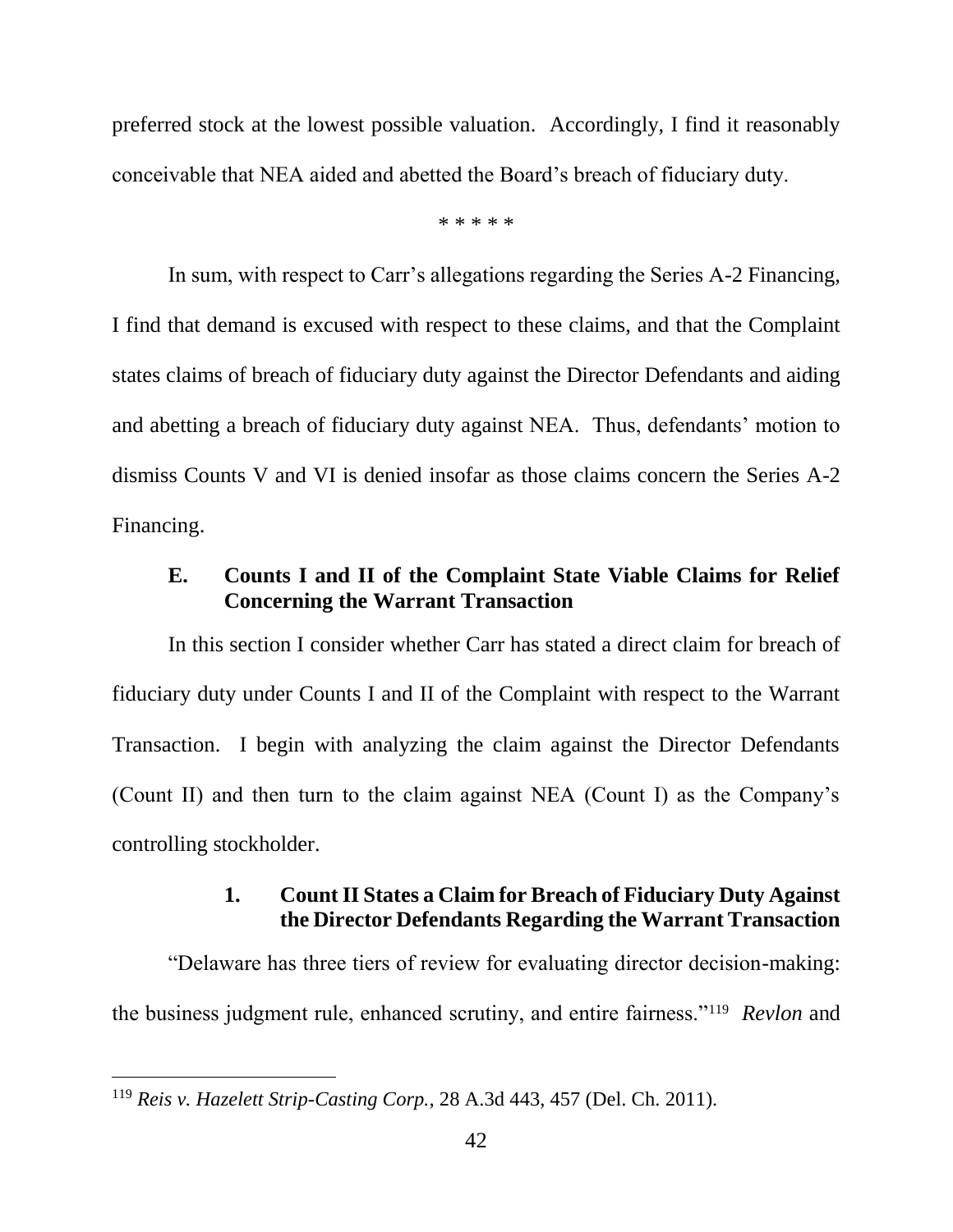preferred stock at the lowest possible valuation. Accordingly, I find it reasonably conceivable that NEA aided and abetted the Board's breach of fiduciary duty.

\* \* \* \* \*

In sum, with respect to Carr's allegations regarding the Series A-2 Financing, I find that demand is excused with respect to these claims, and that the Complaint states claims of breach of fiduciary duty against the Director Defendants and aiding and abetting a breach of fiduciary duty against NEA. Thus, defendants' motion to dismiss Counts V and VI is denied insofar as those claims concern the Series A-2 Financing.

### E. Counts I and II of the Complaint State Viable Claims for Relief Concerning the Warrant Transaction

In this section I consider whether Carr has stated a direct claim for breach of fiduciary duty under Counts I and II of the Complaint with respect to the Warrant Transaction. I begin with analyzing the claim against the Director Defendants (Count II) and then turn to the claim against NEA (Count I) as the Company's controlling stockholder.

#### 1. Count II States a Claim for Breach of Fiduciary Duty Against the Director Defendants Regarding the Warrant Transaction

"Delaware has three tiers of review for evaluating director decision-making: the business judgment rule, enhanced scrutiny, and entire fairness."[119] *Revlon* and

---

[119] *Reis v. Hazelett Strip-Casting Corp.*, 28 A.3d 443, 457 (Del. Ch. 2011).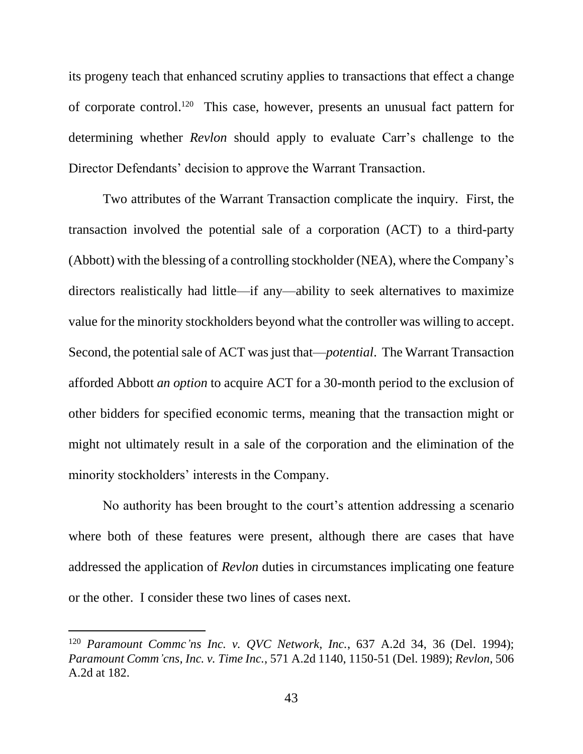its progeny teach that enhanced scrutiny applies to transactions that effect a change of corporate control.[120] This case, however, presents an unusual fact pattern for determining whether *Revlon* should apply to evaluate Carr's challenge to the Director Defendants' decision to approve the Warrant Transaction.

Two attributes of the Warrant Transaction complicate the inquiry. First, the transaction involved the potential sale of a corporation (ACT) to a third-party (Abbott) with the blessing of a controlling stockholder (NEA), where the Company's directors realistically had little—if any—ability to seek alternatives to maximize value for the minority stockholders beyond what the controller was willing to accept. Second, the potential sale of ACT was just that—*potential*. The Warrant Transaction afforded Abbott *an option* to acquire ACT for a 30-month period to the exclusion of other bidders for specified economic terms, meaning that the transaction might or might not ultimately result in a sale of the corporation and the elimination of the minority stockholders' interests in the Company.

No authority has been brought to the court's attention addressing a scenario where both of these features were present, although there are cases that have addressed the application of *Revlon* duties in circumstances implicating one feature or the other. I consider these two lines of cases next.

---

[120] *Paramount Commc'ns Inc. v. QVC Network, Inc.*, 637 A.2d 34, 36 (Del. 1994); *Paramount Comm'cns, Inc. v. Time Inc.*, 571 A.2d 1140, 1150-51 (Del. 1989); *Revlon*, 506 A.2d at 182.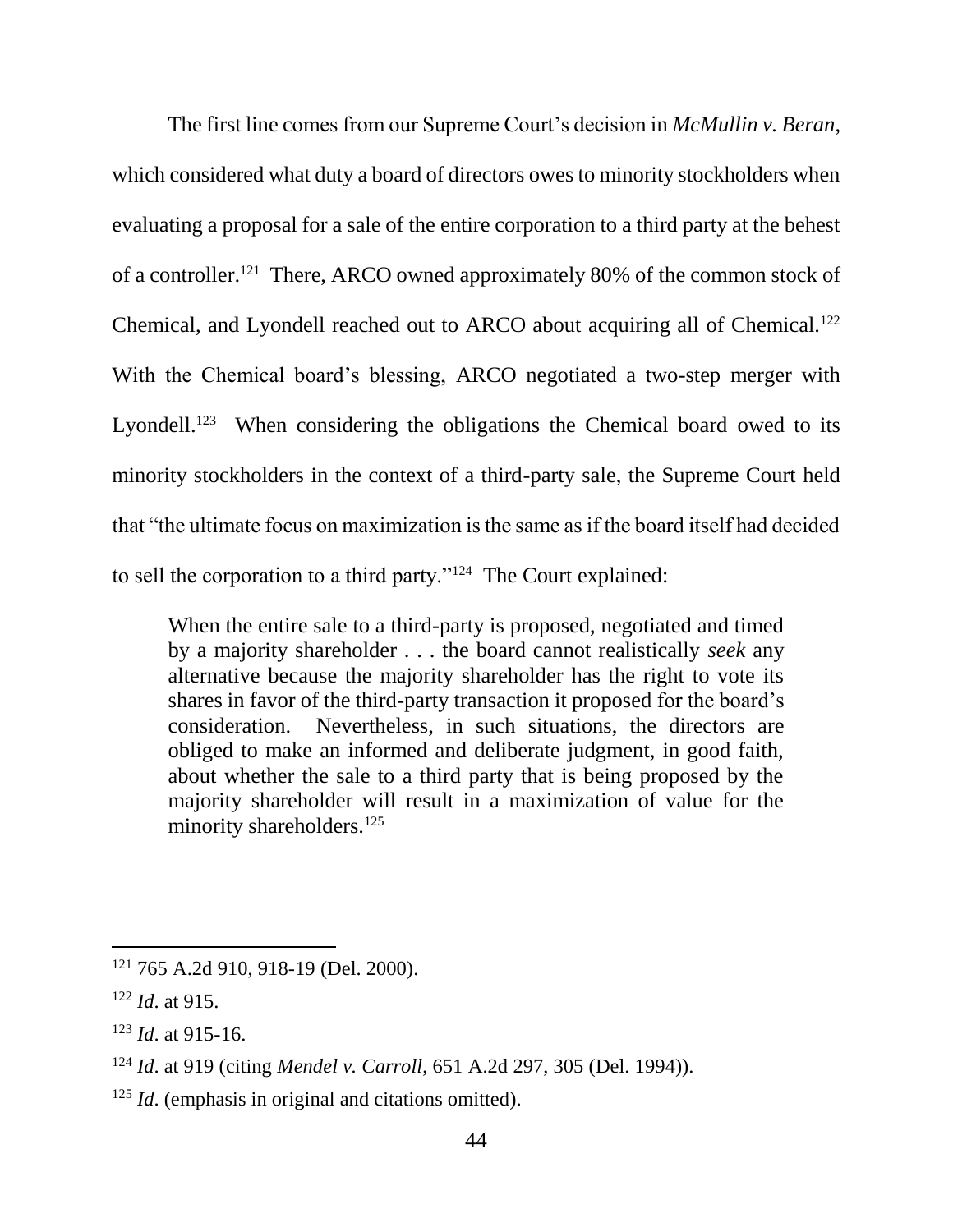The first line comes from our Supreme Court's decision in *McMullin v. Beran*, which considered what duty a board of directors owes to minority stockholders when evaluating a proposal for a sale of the entire corporation to a third party at the behest of a controller.[121] There, ARCO owned approximately 80% of the common stock of Chemical, and Lyondell reached out to ARCO about acquiring all of Chemical.[122] With the Chemical board's blessing, ARCO negotiated a two-step merger with Lyondell.[123] When considering the obligations the Chemical board owed to its minority stockholders in the context of a third-party sale, the Supreme Court held that "the ultimate focus on maximization is the same as if the board itself had decided to sell the corporation to a third party."[124] The Court explained:

> When the entire sale to a third-party is proposed, negotiated and timed by a majority shareholder . . . the board cannot realistically *seek* any alternative because the majority shareholder has the right to vote its shares in favor of the third-party transaction it proposed for the board's consideration. Nevertheless, in such situations, the directors are obliged to make an informed and deliberate judgment, in good faith, about whether the sale to a third party that is being proposed by the majority shareholder will result in a maximization of value for the minority shareholders.[125]

---

[121] 765 A.2d 910, 918-19 (Del. 2000).

[122] *Id*. at 915.

[123] *Id*. at 915-16.

[124] *Id*. at 919 (citing *Mendel v. Carroll*, 651 A.2d 297, 305 (Del. 1994)).

[125] *Id*. (emphasis in original and citations omitted).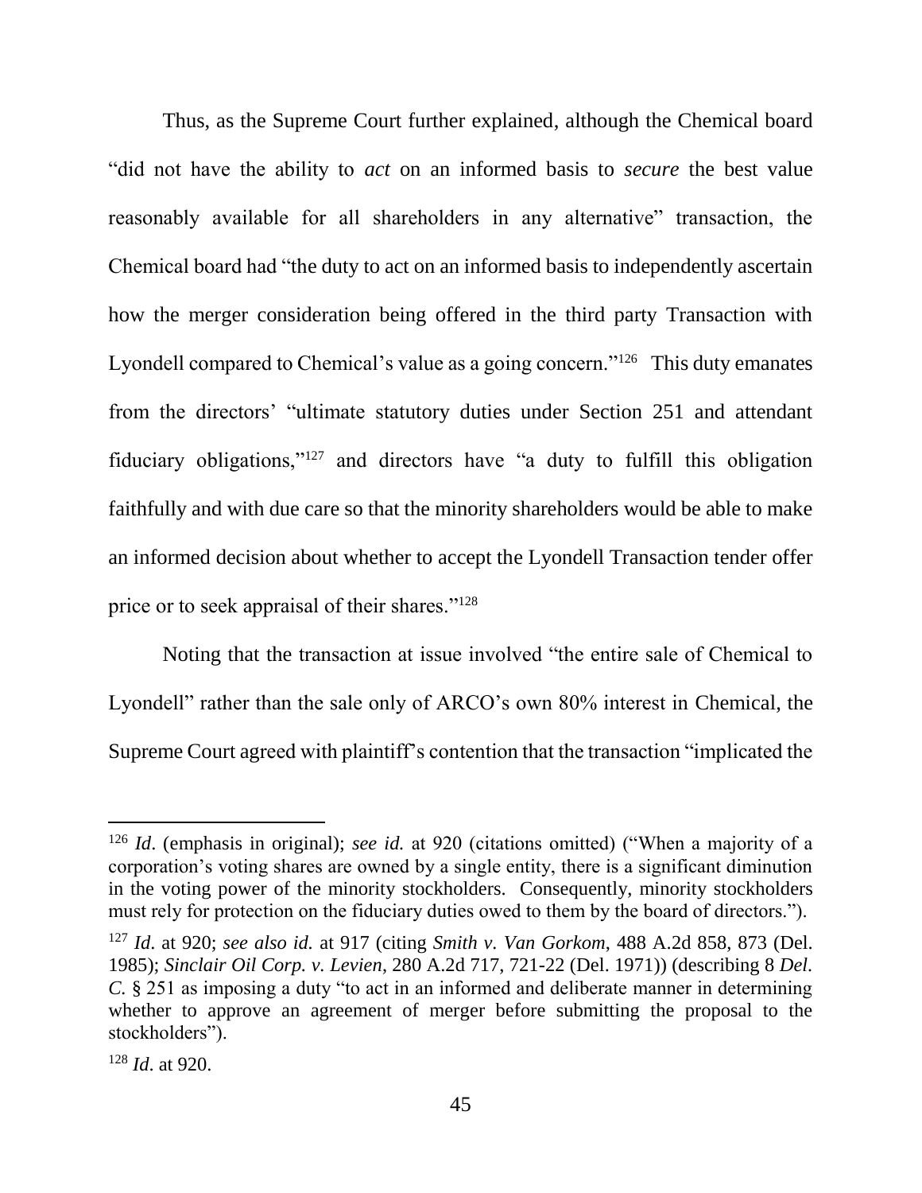Thus, as the Supreme Court further explained, although the Chemical board "did not have the ability to *act* on an informed basis to *secure* the best value reasonably available for all shareholders in any alternative" transaction, the Chemical board had "the duty to act on an informed basis to independently ascertain how the merger consideration being offered in the third party Transaction with Lyondell compared to Chemical's value as a going concern."[126] This duty emanates from the directors' "ultimate statutory duties under Section 251 and attendant fiduciary obligations,"[127] and directors have "a duty to fulfill this obligation faithfully and with due care so that the minority shareholders would be able to make an informed decision about whether to accept the Lyondell Transaction tender offer price or to seek appraisal of their shares."[128]

Noting that the transaction at issue involved "the entire sale of Chemical to Lyondell" rather than the sale only of ARCO's own 80% interest in Chemical, the Supreme Court agreed with plaintiff's contention that the transaction "implicated the

---

[126] *Id*. (emphasis in original); *see id.* at 920 (citations omitted) ("When a majority of a corporation's voting shares are owned by a single entity, there is a significant diminution in the voting power of the minority stockholders. Consequently, minority stockholders must rely for protection on the fiduciary duties owed to them by the board of directors.").

[127] *Id*. at 920; *see also id.* at 917 (citing *Smith v. Van Gorkom*, 488 A.2d 858, 873 (Del. 1985); *Sinclair Oil Corp. v. Levien*, 280 A.2d 717, 721-22 (Del. 1971)) (describing 8 *Del. C.* § 251 as imposing a duty "to act in an informed and deliberate manner in determining whether to approve an agreement of merger before submitting the proposal to the stockholders").

[128] *Id*. at 920.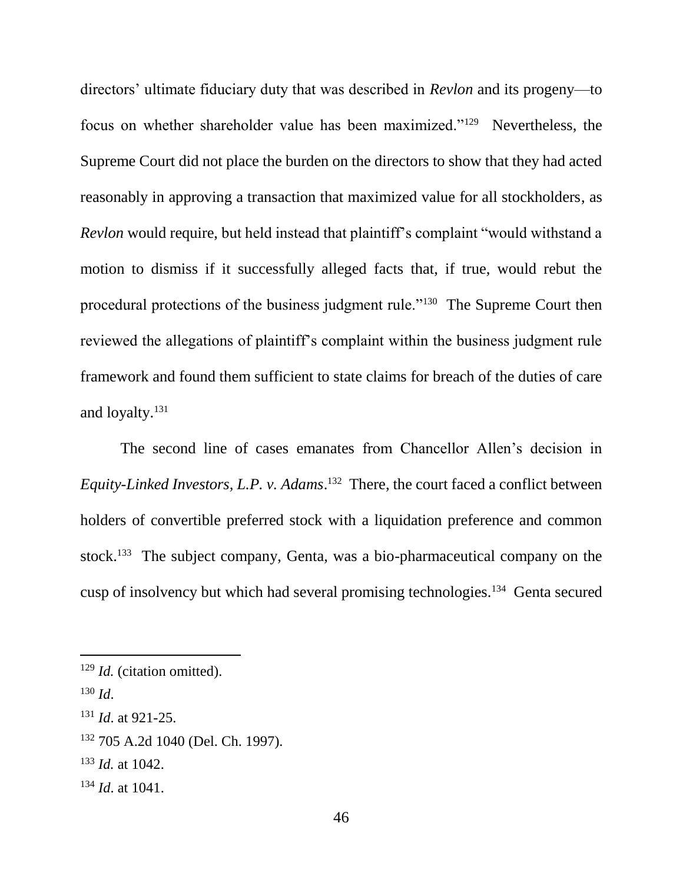directors' ultimate fiduciary duty that was described in *Revlon* and its progeny—to focus on whether shareholder value has been maximized."[129] Nevertheless, the Supreme Court did not place the burden on the directors to show that they had acted reasonably in approving a transaction that maximized value for all stockholders, as *Revlon* would require, but held instead that plaintiff's complaint "would withstand a motion to dismiss if it successfully alleged facts that, if true, would rebut the procedural protections of the business judgment rule."[130] The Supreme Court then reviewed the allegations of plaintiff's complaint within the business judgment rule framework and found them sufficient to state claims for breach of the duties of care and loyalty.[131]

The second line of cases emanates from Chancellor Allen's decision in *Equity-Linked Investors, L.P. v. Adams*.[132] There, the court faced a conflict between holders of convertible preferred stock with a liquidation preference and common stock.[133] The subject company, Genta, was a bio-pharmaceutical company on the cusp of insolvency but which had several promising technologies.[134] Genta secured

---

[129] *Id.* (citation omitted).

[130] *Id*.

[131] *Id*. at 921-25.

[132] 705 A.2d 1040 (Del. Ch. 1997).

[133] *Id.* at 1042.

[134] *Id*. at 1041.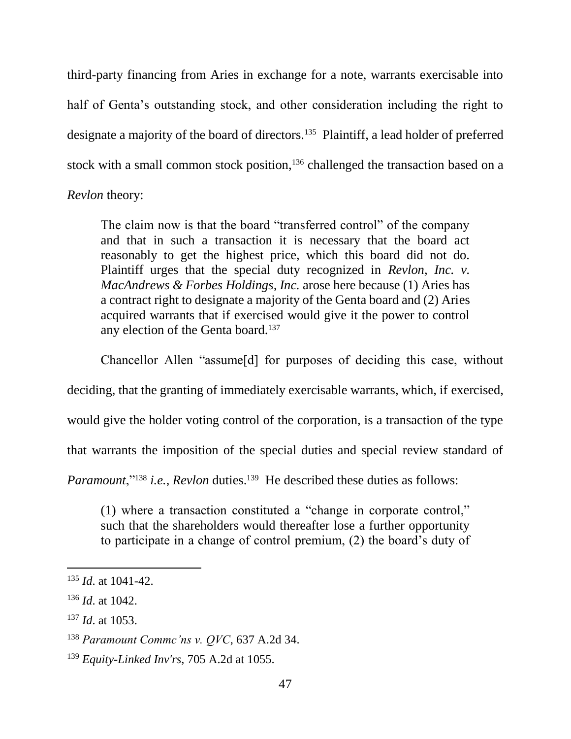third-party financing from Aries in exchange for a note, warrants exercisable into half of Genta's outstanding stock, and other consideration including the right to designate a majority of the board of directors.[135] Plaintiff, a lead holder of preferred stock with a small common stock position,[136] challenged the transaction based on a *Revlon* theory:

> The claim now is that the board "transferred control" of the company and that in such a transaction it is necessary that the board act reasonably to get the highest price, which this board did not do. Plaintiff urges that the special duty recognized in *Revlon, Inc. v. MacAndrews & Forbes Holdings, Inc.* arose here because (1) Aries has a contract right to designate a majority of the Genta board and (2) Aries acquired warrants that if exercised would give it the power to control any election of the Genta board.[137]

Chancellor Allen "assume[d] for purposes of deciding this case, without deciding, that the granting of immediately exercisable warrants, which, if exercised, would give the holder voting control of the corporation, is a transaction of the type that warrants the imposition of the special duties and special review standard of *Paramount*,"[138] *i.e.*, *Revlon* duties.[139] He described these duties as follows:

> (1) where a transaction constituted a "change in corporate control," such that the shareholders would thereafter lose a further opportunity to participate in a change of control premium, (2) the board's duty of

---

[135] *Id*. at 1041-42.

[136] *Id*. at 1042.

[137] *Id*. at 1053.

[138] *Paramount Commc'ns v. QVC*, 637 A.2d 34.

[139] *Equity-Linked Inv'rs*, 705 A.2d at 1055.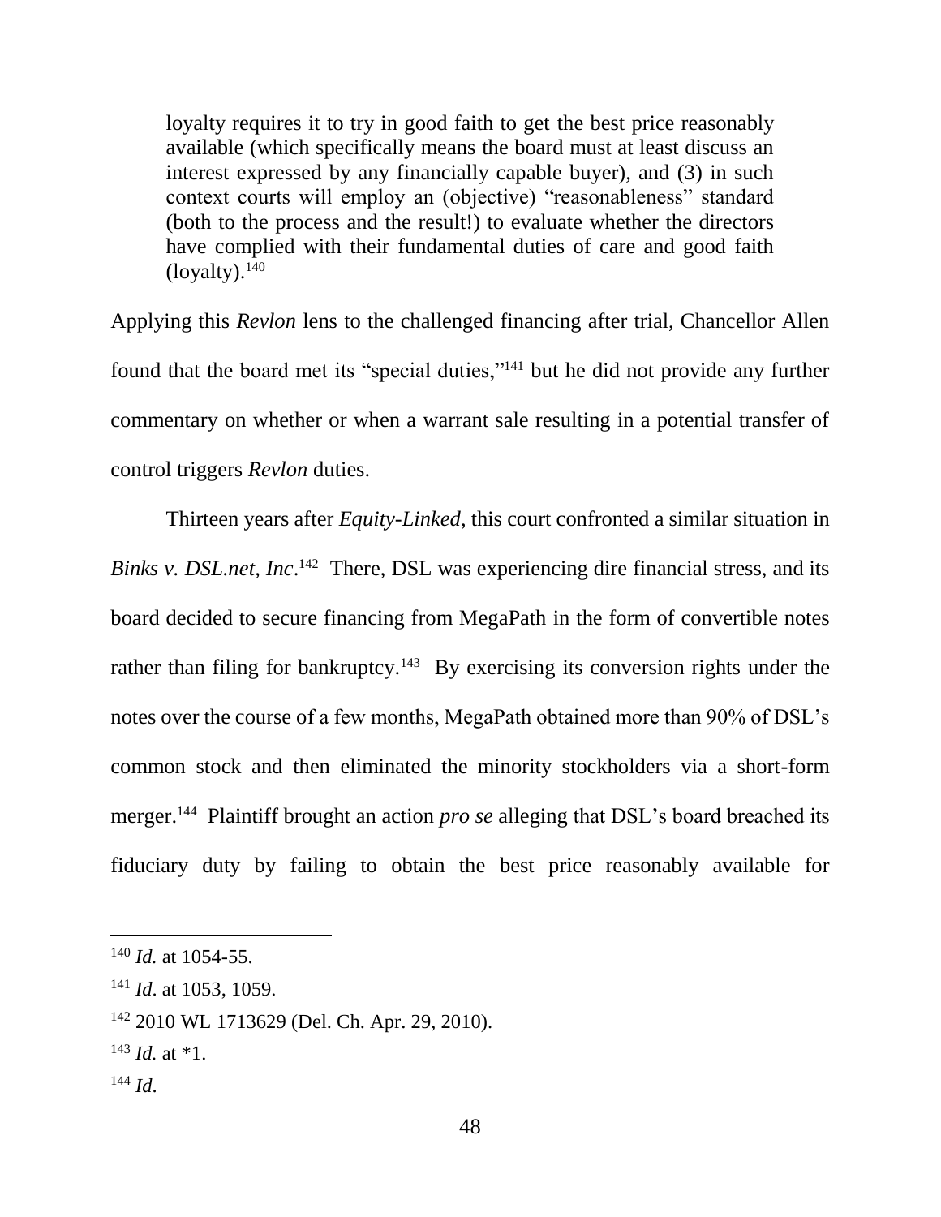> loyalty requires it to try in good faith to get the best price reasonably available (which specifically means the board must at least discuss an interest expressed by any financially capable buyer), and (3) in such context courts will employ an (objective) "reasonableness" standard (both to the process and the result!) to evaluate whether the directors have complied with their fundamental duties of care and good faith (loyalty).[140]

Applying this *Revlon* lens to the challenged financing after trial, Chancellor Allen found that the board met its "special duties,"[141] but he did not provide any further commentary on whether or when a warrant sale resulting in a potential transfer of control triggers *Revlon* duties.

Thirteen years after *Equity-Linked*, this court confronted a similar situation in *Binks v. DSL.net, Inc*.[142] There, DSL was experiencing dire financial stress, and its board decided to secure financing from MegaPath in the form of convertible notes rather than filing for bankruptcy.[143] By exercising its conversion rights under the notes over the course of a few months, MegaPath obtained more than 90% of DSL's common stock and then eliminated the minority stockholders via a short-form merger.[144] Plaintiff brought an action *pro se* alleging that DSL's board breached its fiduciary duty by failing to obtain the best price reasonably available for

---

[140] *Id.* at 1054-55.

[141] *Id*. at 1053, 1059.

[142] 2010 WL 1713629 (Del. Ch. Apr. 29, 2010).

[143] *Id.* at *1.

[144] *Id*.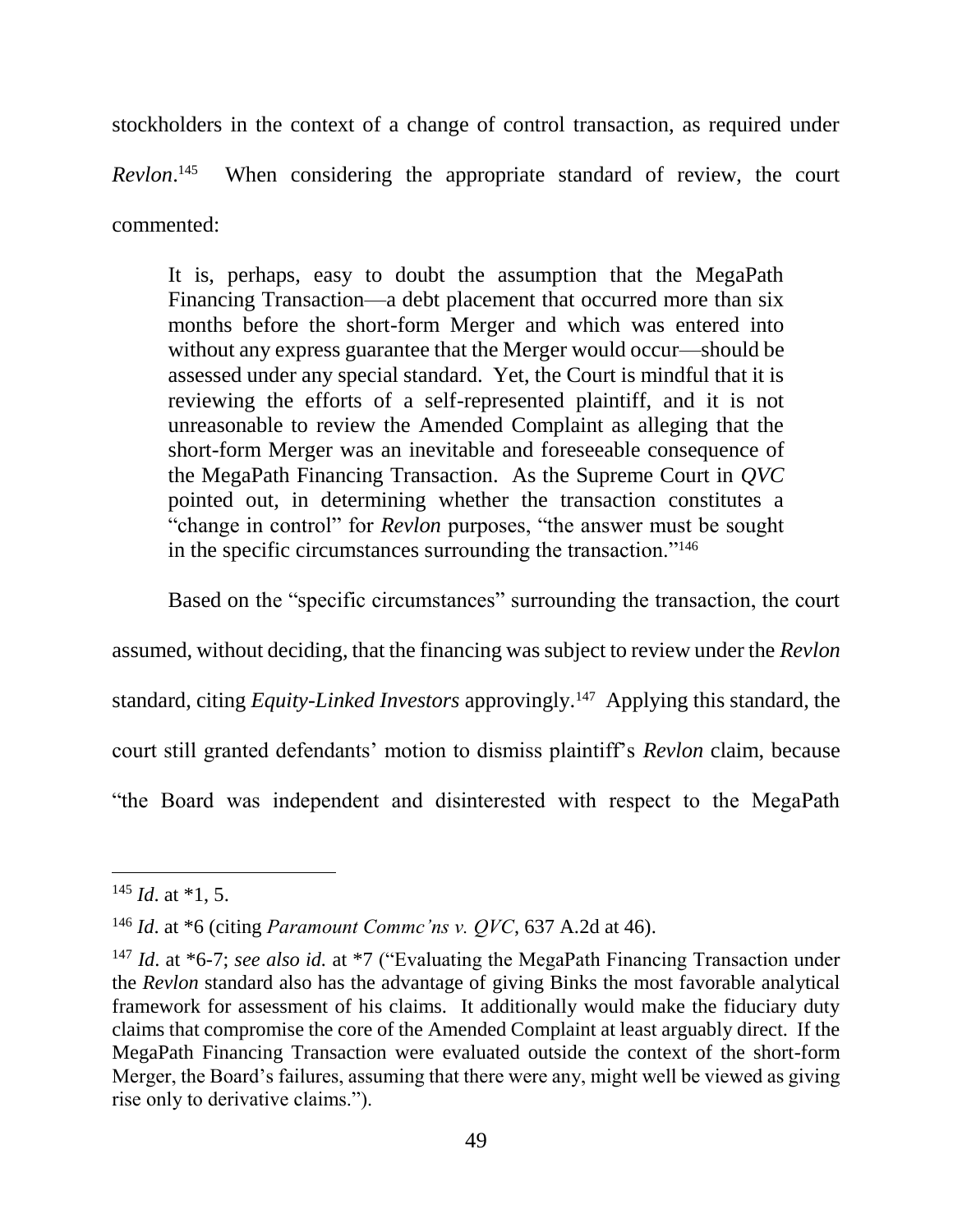stockholders in the context of a change of control transaction, as required under *Revlon*.[145] When considering the appropriate standard of review, the court commented:

> It is, perhaps, easy to doubt the assumption that the MegaPath Financing Transaction—a debt placement that occurred more than six months before the short-form Merger and which was entered into without any express guarantee that the Merger would occur—should be assessed under any special standard. Yet, the Court is mindful that it is reviewing the efforts of a self-represented plaintiff, and it is not unreasonable to review the Amended Complaint as alleging that the short-form Merger was an inevitable and foreseeable consequence of the MegaPath Financing Transaction. As the Supreme Court in *QVC* pointed out, in determining whether the transaction constitutes a "change in control" for *Revlon* purposes, "the answer must be sought in the specific circumstances surrounding the transaction."[146]

Based on the "specific circumstances" surrounding the transaction, the court assumed, without deciding, that the financing was subject to review under the *Revlon* standard, citing *Equity-Linked Investors* approvingly.[147] Applying this standard, the court still granted defendants' motion to dismiss plaintiff's *Revlon* claim, because "the Board was independent and disinterested with respect to the MegaPath

---

[145] *Id*. at *1, 5.

[146] *Id*. at *6 (citing *Paramount Commc'ns v. QVC*, 637 A.2d at 46).

[147] *Id*. at *6-7; *see also id.* at *7 ("Evaluating the MegaPath Financing Transaction under the *Revlon* standard also has the advantage of giving Binks the most favorable analytical framework for assessment of his claims. It additionally would make the fiduciary duty claims that compromise the core of the Amended Complaint at least arguably direct. If the MegaPath Financing Transaction were evaluated outside the context of the short-form Merger, the Board's failures, assuming that there were any, might well be viewed as giving rise only to derivative claims.").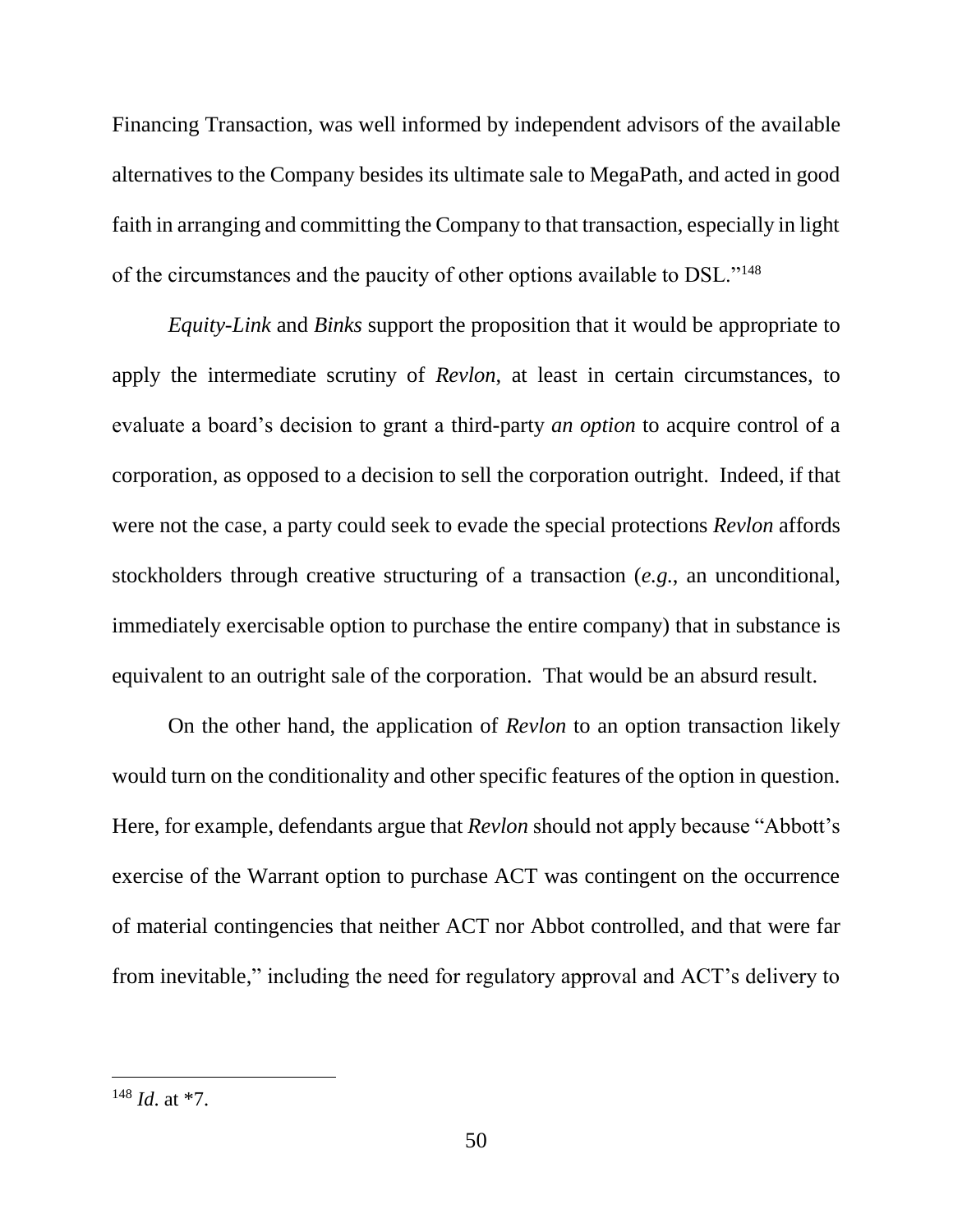Financing Transaction, was well informed by independent advisors of the available alternatives to the Company besides its ultimate sale to MegaPath, and acted in good faith in arranging and committing the Company to that transaction, especially in light of the circumstances and the paucity of other options available to DSL."[148]

*Equity-Link* and *Binks* support the proposition that it would be appropriate to apply the intermediate scrutiny of *Revlon*, at least in certain circumstances, to evaluate a board's decision to grant a third-party *an option* to acquire control of a corporation, as opposed to a decision to sell the corporation outright. Indeed, if that were not the case, a party could seek to evade the special protections *Revlon* affords stockholders through creative structuring of a transaction (*e.g.*, an unconditional, immediately exercisable option to purchase the entire company) that in substance is equivalent to an outright sale of the corporation. That would be an absurd result.

On the other hand, the application of *Revlon* to an option transaction likely would turn on the conditionality and other specific features of the option in question. Here, for example, defendants argue that *Revlon* should not apply because "Abbott's exercise of the Warrant option to purchase ACT was contingent on the occurrence of material contingencies that neither ACT nor Abbot controlled, and that were far from inevitable," including the need for regulatory approval and ACT's delivery to

---

[148] *Id*. at *7.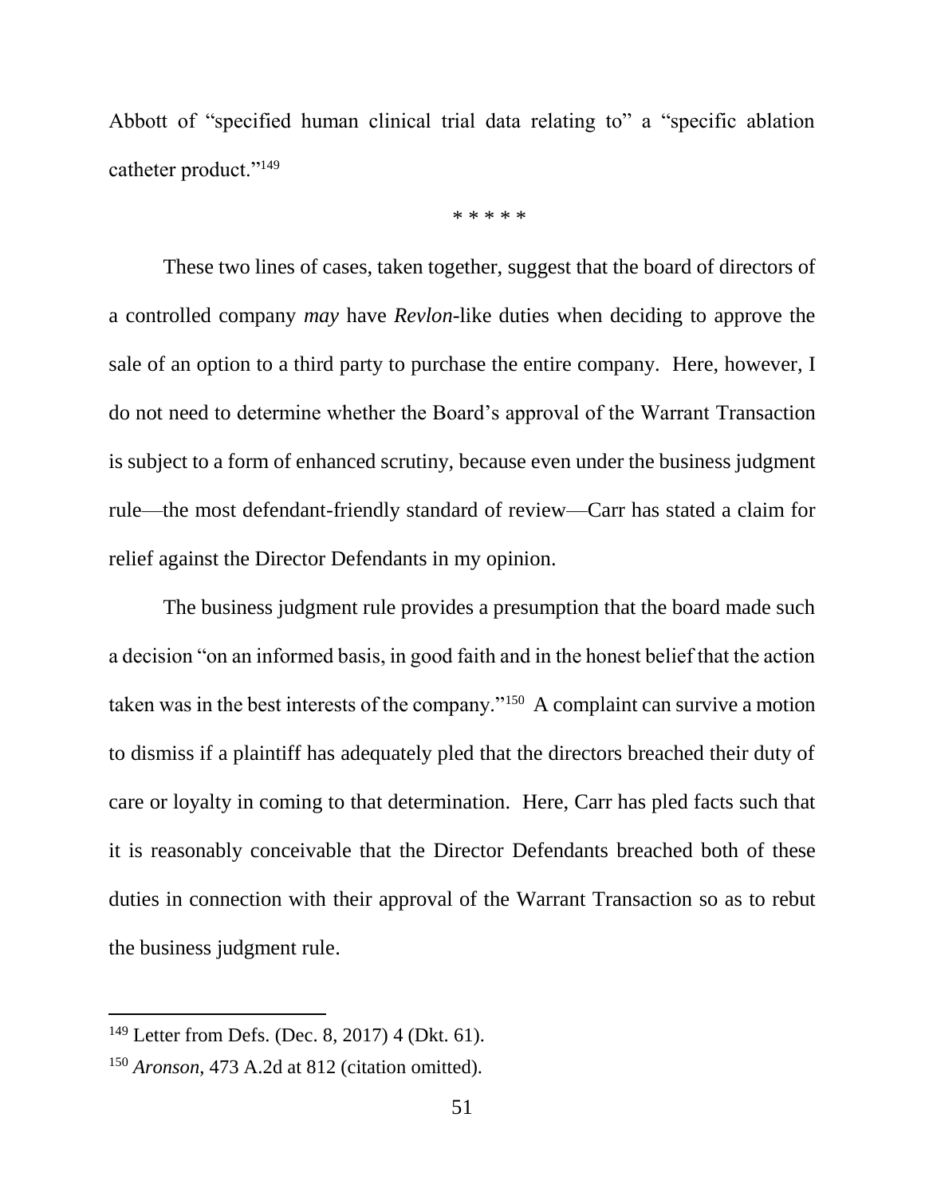Abbott of "specified human clinical trial data relating to" a "specific ablation catheter product."[149]

\* \* \* \* \*

These two lines of cases, taken together, suggest that the board of directors of a controlled company *may* have *Revlon*-like duties when deciding to approve the sale of an option to a third party to purchase the entire company. Here, however, I do not need to determine whether the Board's approval of the Warrant Transaction is subject to a form of enhanced scrutiny, because even under the business judgment rule—the most defendant-friendly standard of review—Carr has stated a claim for relief against the Director Defendants in my opinion.

The business judgment rule provides a presumption that the board made such a decision "on an informed basis, in good faith and in the honest belief that the action taken was in the best interests of the company."[150] A complaint can survive a motion to dismiss if a plaintiff has adequately pled that the directors breached their duty of care or loyalty in coming to that determination. Here, Carr has pled facts such that it is reasonably conceivable that the Director Defendants breached both of these duties in connection with their approval of the Warrant Transaction so as to rebut the business judgment rule.

---

[149] Letter from Defs. (Dec. 8, 2017) 4 (Dkt. 61).

[150] *Aronson*, 473 A.2d at 812 (citation omitted).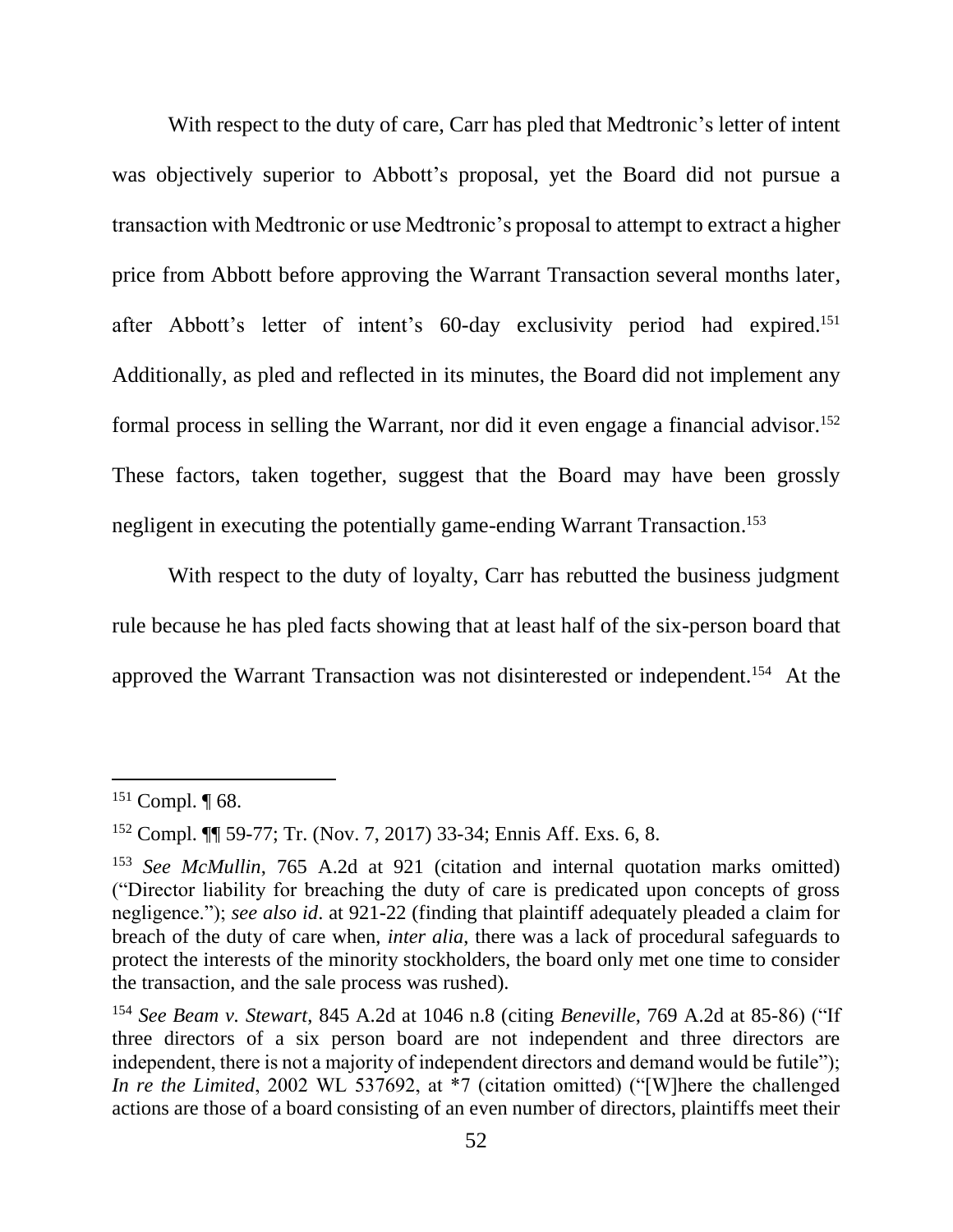With respect to the duty of care, Carr has pled that Medtronic's letter of intent was objectively superior to Abbott's proposal, yet the Board did not pursue a transaction with Medtronic or use Medtronic's proposal to attempt to extract a higher price from Abbott before approving the Warrant Transaction several months later, after Abbott's letter of intent's 60-day exclusivity period had expired.[151] Additionally, as pled and reflected in its minutes, the Board did not implement any formal process in selling the Warrant, nor did it even engage a financial advisor.[152] These factors, taken together, suggest that the Board may have been grossly negligent in executing the potentially game-ending Warrant Transaction.[153]

With respect to the duty of loyalty, Carr has rebutted the business judgment rule because he has pled facts showing that at least half of the six-person board that approved the Warrant Transaction was not disinterested or independent.[154] At the

---

[151] Compl. ¶ 68.

[152] Compl. ¶¶ 59-77; Tr. (Nov. 7, 2017) 33-34; Ennis Aff. Exs. 6, 8.

[153] *See McMullin*, 765 A.2d at 921 (citation and internal quotation marks omitted) ("Director liability for breaching the duty of care is predicated upon concepts of gross negligence."); *see also id*. at 921-22 (finding that plaintiff adequately pleaded a claim for breach of the duty of care when, *inter alia*, there was a lack of procedural safeguards to protect the interests of the minority stockholders, the board only met one time to consider the transaction, and the sale process was rushed).

[154] *See Beam v. Stewart*, 845 A.2d at 1046 n.8 (citing *Beneville*, 769 A.2d at 85-86) ("If three directors of a six person board are not independent and three directors are independent, there is not a majority of independent directors and demand would be futile"); *In re the Limited*, 2002 WL 537692, at *7 (citation omitted) ("[W]here the challenged actions are those of a board consisting of an even number of directors, plaintiffs meet their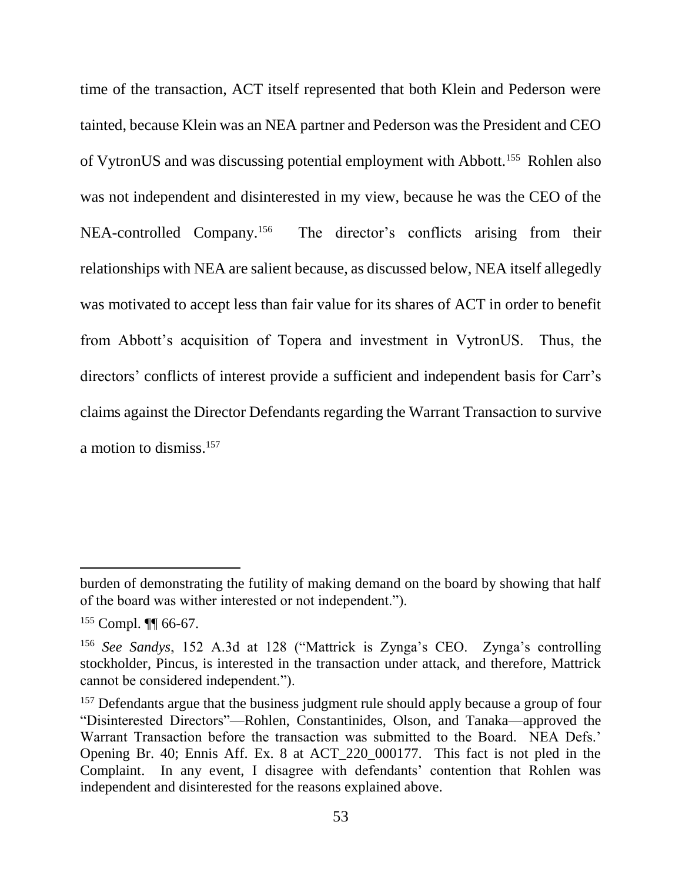time of the transaction, ACT itself represented that both Klein and Pederson were tainted, because Klein was an NEA partner and Pederson was the President and CEO of VytronUS and was discussing potential employment with Abbott.[155] Rohlen also was not independent and disinterested in my view, because he was the CEO of the NEA-controlled Company.[156] The director's conflicts arising from their relationships with NEA are salient because, as discussed below, NEA itself allegedly was motivated to accept less than fair value for its shares of ACT in order to benefit from Abbott's acquisition of Topera and investment in VytronUS. Thus, the directors' conflicts of interest provide a sufficient and independent basis for Carr's claims against the Director Defendants regarding the Warrant Transaction to survive a motion to dismiss.[157]

---

burden of demonstrating the futility of making demand on the board by showing that half of the board was wither interested or not independent.").

[155] Compl. ¶¶ 66-67.

[156] *See Sandys*, 152 A.3d at 128 ("Mattrick is Zynga's CEO. Zynga's controlling stockholder, Pincus, is interested in the transaction under attack, and therefore, Mattrick cannot be considered independent.").

[157] Defendants argue that the business judgment rule should apply because a group of four "Disinterested Directors"—Rohlen, Constantinides, Olson, and Tanaka—approved the Warrant Transaction before the transaction was submitted to the Board. NEA Defs.' Opening Br. 40; Ennis Aff. Ex. 8 at ACT_220_000177. This fact is not pled in the Complaint. In any event, I disagree with defendants' contention that Rohlen was independent and disinterested for the reasons explained above.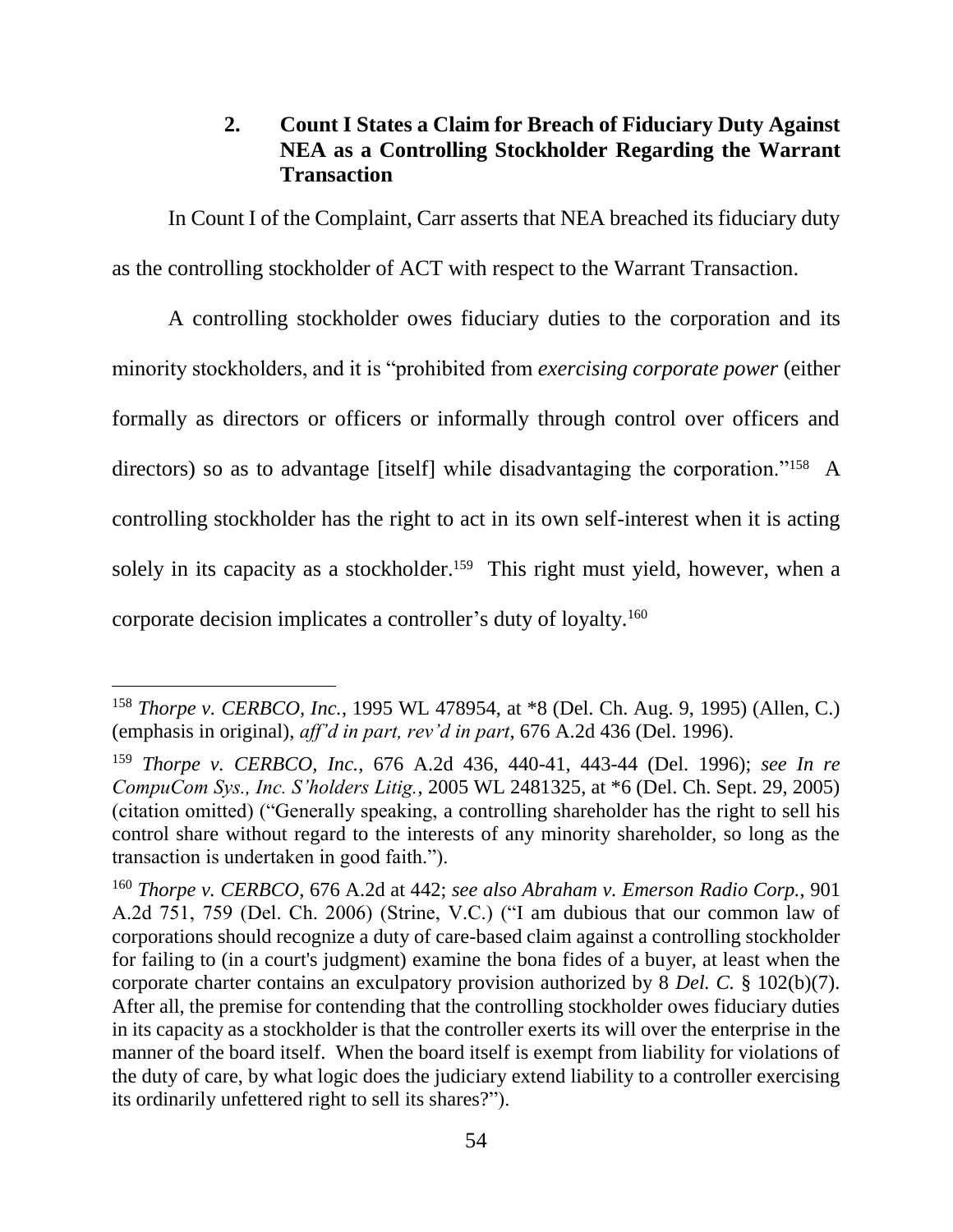### 2. Count I States a Claim for Breach of Fiduciary Duty Against NEA as a Controlling Stockholder Regarding the Warrant Transaction

In Count I of the Complaint, Carr asserts that NEA breached its fiduciary duty as the controlling stockholder of ACT with respect to the Warrant Transaction.

A controlling stockholder owes fiduciary duties to the corporation and its minority stockholders, and it is "prohibited from *exercising corporate power* (either formally as directors or officers or informally through control over officers and directors) so as to advantage [itself] while disadvantaging the corporation."[158] A controlling stockholder has the right to act in its own self-interest when it is acting solely in its capacity as a stockholder.[159] This right must yield, however, when a corporate decision implicates a controller's duty of loyalty.[160]

---

[158] *Thorpe v. CERBCO, Inc.*, 1995 WL 478954, at *8 (Del. Ch. Aug. 9, 1995) (Allen, C.) (emphasis in original), *aff'd in part, rev'd in part*, 676 A.2d 436 (Del. 1996).

[159] *Thorpe v. CERBCO, Inc.*, 676 A.2d 436, 440-41, 443-44 (Del. 1996); *see In re CompuCom Sys., Inc. S'holders Litig.*, 2005 WL 2481325, at *6 (Del. Ch. Sept. 29, 2005) (citation omitted) ("Generally speaking, a controlling shareholder has the right to sell his control share without regard to the interests of any minority shareholder, so long as the transaction is undertaken in good faith.").

[160] *Thorpe v. CERBCO*, 676 A.2d at 442; *see also Abraham v. Emerson Radio Corp.*, 901 A.2d 751, 759 (Del. Ch. 2006) (Strine, V.C.) ("I am dubious that our common law of corporations should recognize a duty of care-based claim against a controlling stockholder for failing to (in a court's judgment) examine the bona fides of a buyer, at least when the corporate charter contains an exculpatory provision authorized by 8 *Del. C.* § 102(b)(7). After all, the premise for contending that the controlling stockholder owes fiduciary duties in its capacity as a stockholder is that the controller exerts its will over the enterprise in the manner of the board itself. When the board itself is exempt from liability for violations of the duty of care, by what logic does the judiciary extend liability to a controller exercising its ordinarily unfettered right to sell its shares?").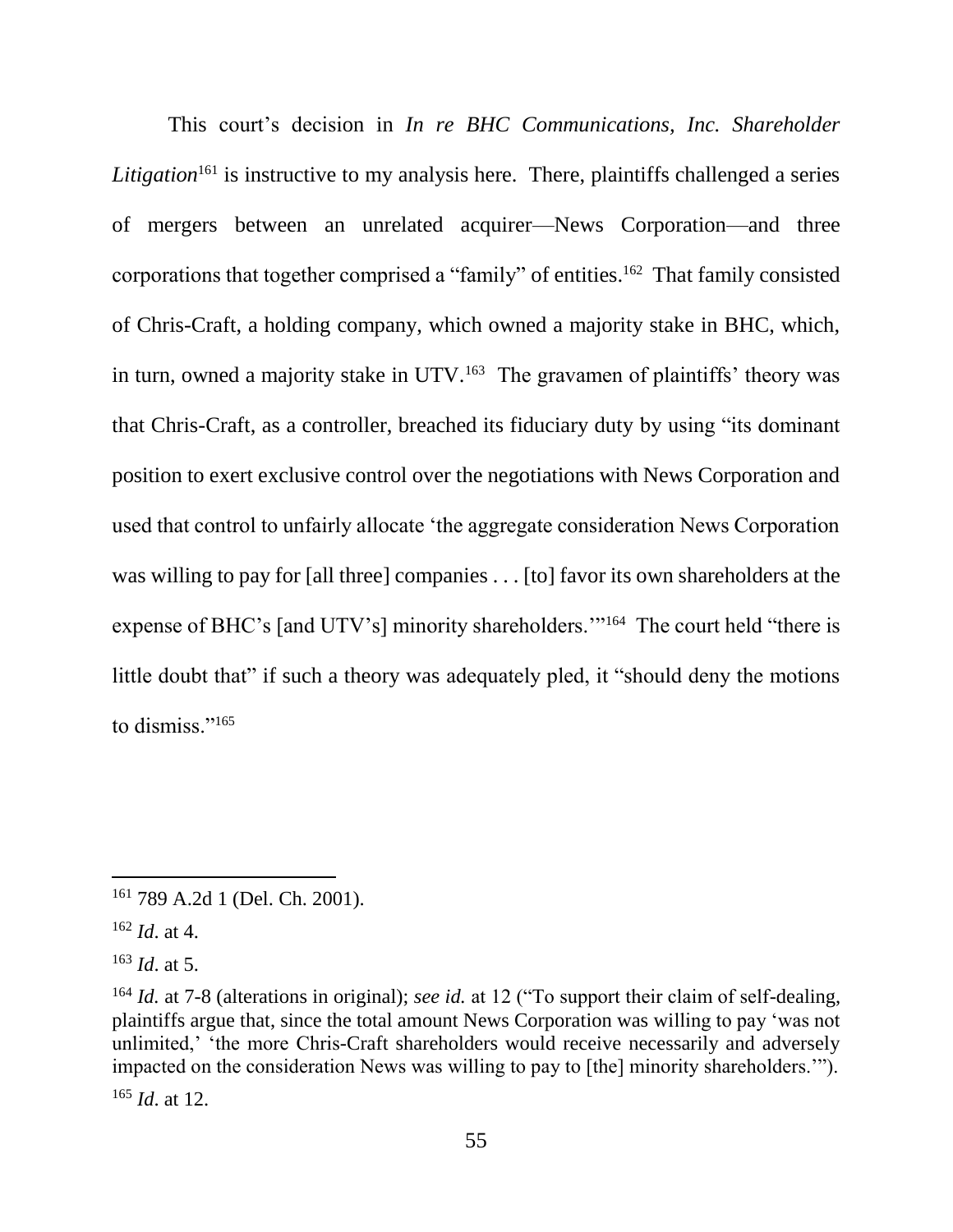This court's decision in *In re BHC Communications, Inc. Shareholder Litigation*[161] is instructive to my analysis here. There, plaintiffs challenged a series of mergers between an unrelated acquirer—News Corporation—and three corporations that together comprised a "family" of entities.[162] That family consisted of Chris-Craft, a holding company, which owned a majority stake in BHC, which, in turn, owned a majority stake in UTV.[163] The gravamen of plaintiffs' theory was that Chris-Craft, as a controller, breached its fiduciary duty by using "its dominant position to exert exclusive control over the negotiations with News Corporation and used that control to unfairly allocate 'the aggregate consideration News Corporation was willing to pay for [all three] companies . . . [to] favor its own shareholders at the expense of BHC's [and UTV's] minority shareholders.'"[164] The court held "there is little doubt that" if such a theory was adequately pled, it "should deny the motions to dismiss."[165]

---

[161] 789 A.2d 1 (Del. Ch. 2001).

[162] *Id*. at 4.

[163] *Id*. at 5.

[164] *Id.* at 7-8 (alterations in original); *see id.* at 12 ("To support their claim of self-dealing, plaintiffs argue that, since the total amount News Corporation was willing to pay 'was not unlimited,' 'the more Chris-Craft shareholders would receive necessarily and adversely impacted on the consideration News was willing to pay to [the] minority shareholders.'").

[165] *Id*. at 12.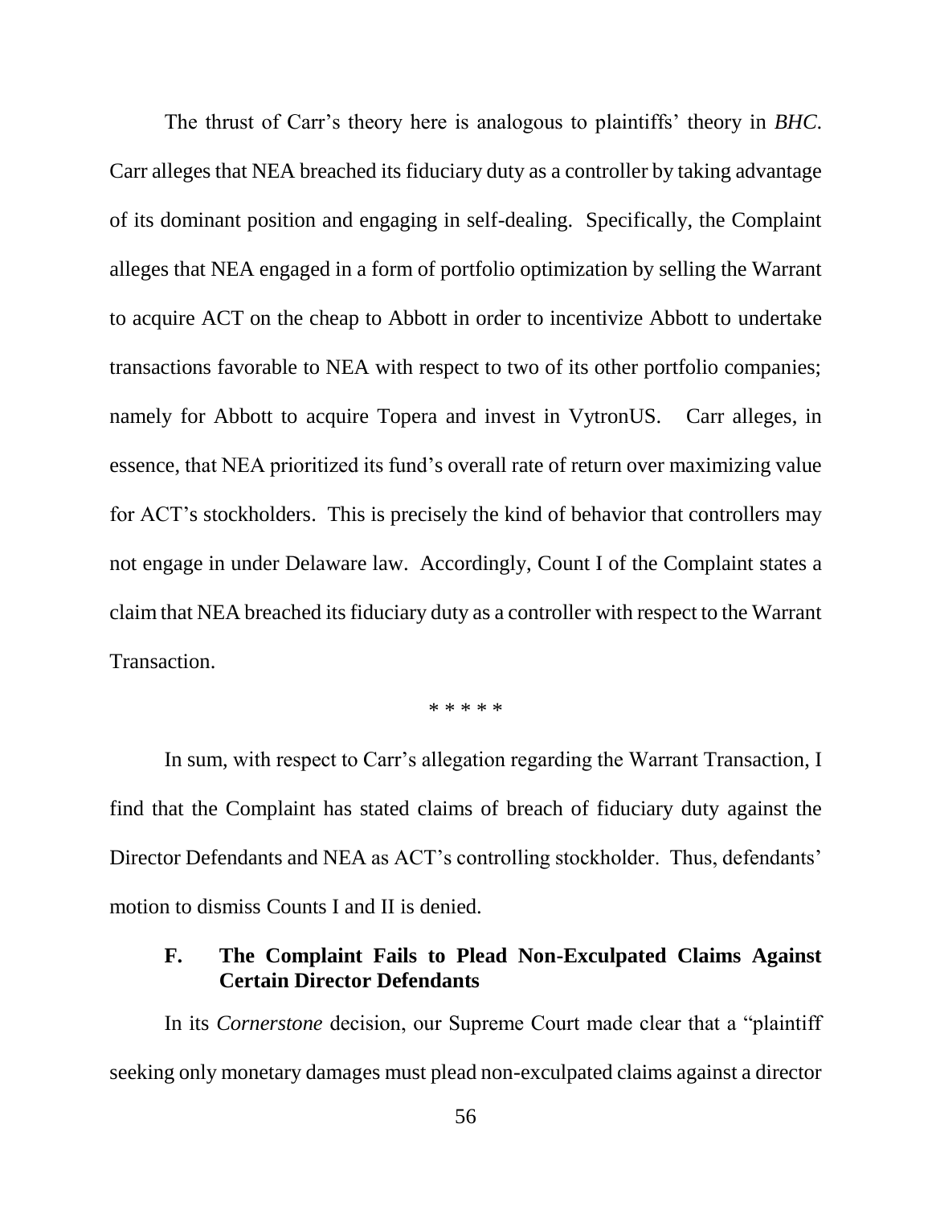The thrust of Carr's theory here is analogous to plaintiffs' theory in *BHC*. Carr alleges that NEA breached its fiduciary duty as a controller by taking advantage of its dominant position and engaging in self-dealing. Specifically, the Complaint alleges that NEA engaged in a form of portfolio optimization by selling the Warrant to acquire ACT on the cheap to Abbott in order to incentivize Abbott to undertake transactions favorable to NEA with respect to two of its other portfolio companies; namely for Abbott to acquire Topera and invest in VytronUS. Carr alleges, in essence, that NEA prioritized its fund's overall rate of return over maximizing value for ACT's stockholders. This is precisely the kind of behavior that controllers may not engage in under Delaware law. Accordingly, Count I of the Complaint states a claim that NEA breached its fiduciary duty as a controller with respect to the Warrant Transaction.

\* \* \* \* \*

In sum, with respect to Carr's allegation regarding the Warrant Transaction, I find that the Complaint has stated claims of breach of fiduciary duty against the Director Defendants and NEA as ACT's controlling stockholder. Thus, defendants' motion to dismiss Counts I and II is denied.

### F. The Complaint Fails to Plead Non-Exculpated Claims Against Certain Director Defendants

In its *Cornerstone* decision, our Supreme Court made clear that a "plaintiff seeking only monetary damages must plead non-exculpated claims against a director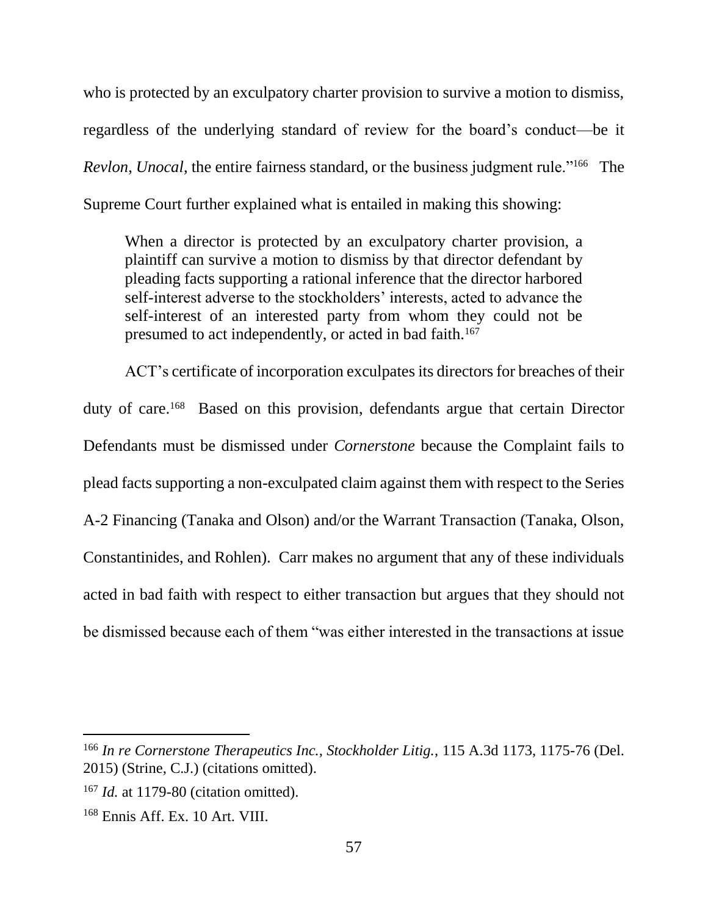who is protected by an exculpatory charter provision to survive a motion to dismiss, regardless of the underlying standard of review for the board's conduct—be it *Revlon*, *Unocal*, the entire fairness standard, or the business judgment rule."[166] The Supreme Court further explained what is entailed in making this showing:

> When a director is protected by an exculpatory charter provision, a plaintiff can survive a motion to dismiss by that director defendant by pleading facts supporting a rational inference that the director harbored self-interest adverse to the stockholders' interests, acted to advance the self-interest of an interested party from whom they could not be presumed to act independently, or acted in bad faith.[167]

ACT's certificate of incorporation exculpates its directors for breaches of their duty of care.[168] Based on this provision, defendants argue that certain Director Defendants must be dismissed under *Cornerstone* because the Complaint fails to plead facts supporting a non-exculpated claim against them with respect to the Series A-2 Financing (Tanaka and Olson) and/or the Warrant Transaction (Tanaka, Olson, Constantinides, and Rohlen). Carr makes no argument that any of these individuals acted in bad faith with respect to either transaction but argues that they should not be dismissed because each of them "was either interested in the transactions at issue

---

[166] *In re Cornerstone Therapeutics Inc., Stockholder Litig.*, 115 A.3d 1173, 1175-76 (Del. 2015) (Strine, C.J.) (citations omitted).

[167] *Id.* at 1179-80 (citation omitted).

[168] Ennis Aff. Ex. 10 Art. VIII.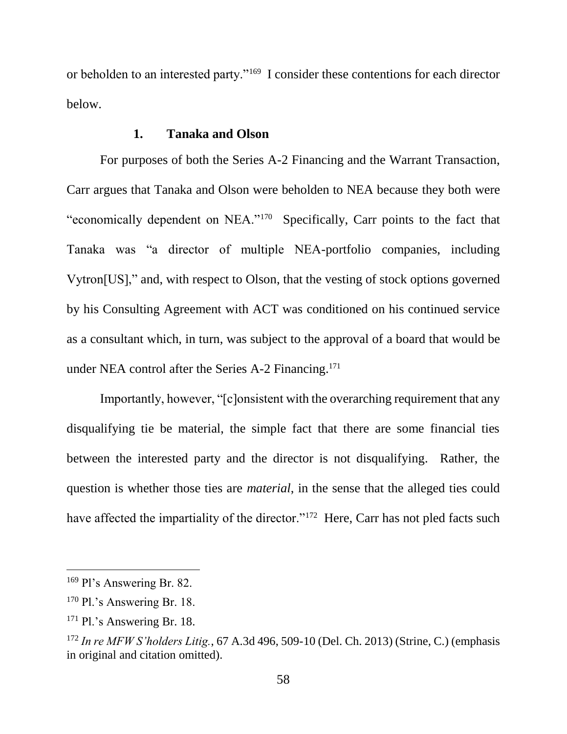or beholden to an interested party."[169] I consider these contentions for each director below.

### 1. Tanaka and Olson

For purposes of both the Series A-2 Financing and the Warrant Transaction, Carr argues that Tanaka and Olson were beholden to NEA because they both were "economically dependent on NEA."[170] Specifically, Carr points to the fact that Tanaka was "a director of multiple NEA-portfolio companies, including Vytron[US]," and, with respect to Olson, that the vesting of stock options governed by his Consulting Agreement with ACT was conditioned on his continued service as a consultant which, in turn, was subject to the approval of a board that would be under NEA control after the Series A-2 Financing.[171]

Importantly, however, "[c]onsistent with the overarching requirement that any disqualifying tie be material, the simple fact that there are some financial ties between the interested party and the director is not disqualifying. Rather, the question is whether those ties are *material*, in the sense that the alleged ties could have affected the impartiality of the director."[172] Here, Carr has not pled facts such

---

[169] Pl's Answering Br. 82.

[170] Pl.'s Answering Br. 18.

[171] Pl.'s Answering Br. 18.

[172] *In re MFW S'holders Litig.*, 67 A.3d 496, 509-10 (Del. Ch. 2013) (Strine, C.) (emphasis in original and citation omitted).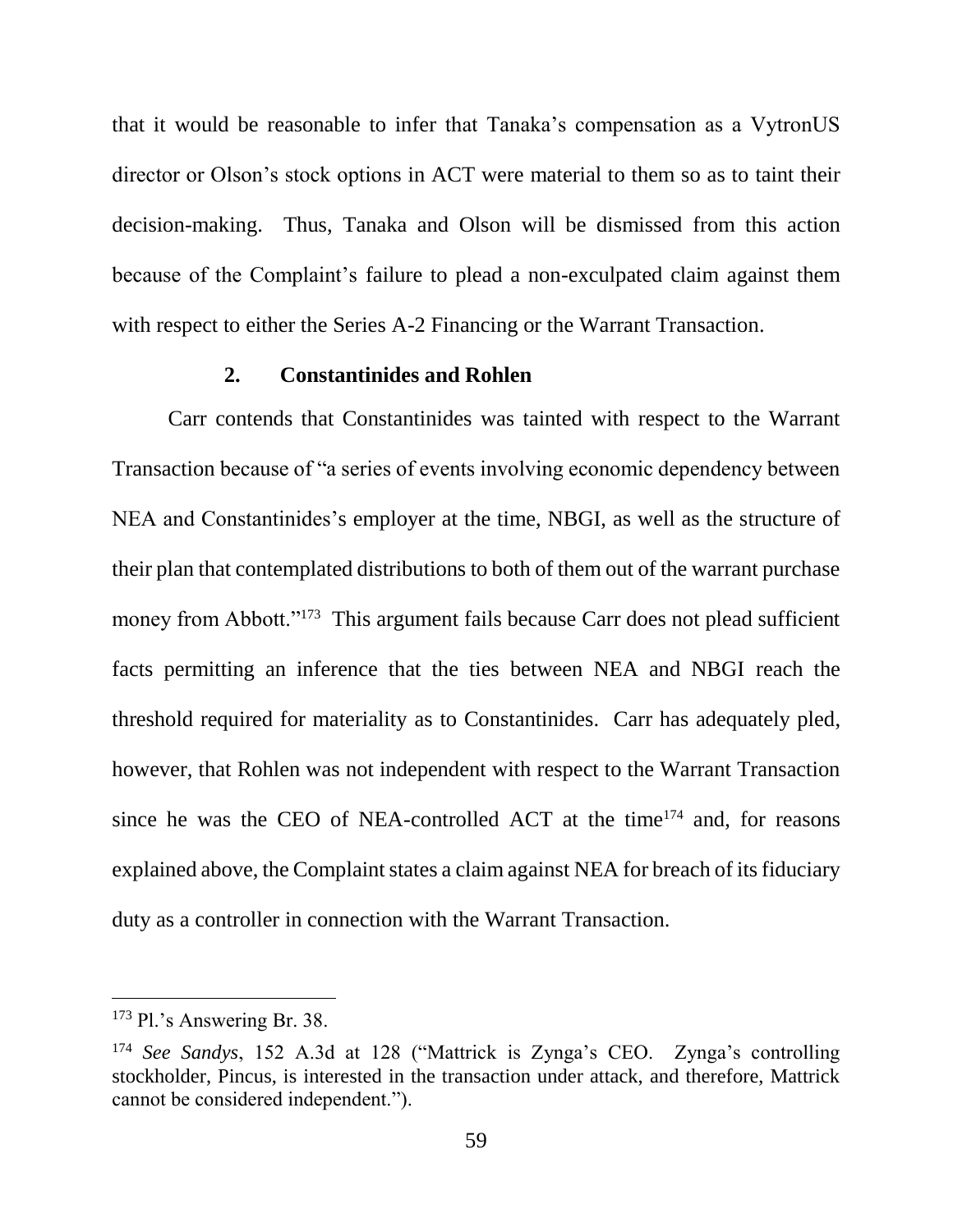that it would be reasonable to infer that Tanaka's compensation as a VytronUS director or Olson's stock options in ACT were material to them so as to taint their decision-making. Thus, Tanaka and Olson will be dismissed from this action because of the Complaint's failure to plead a non-exculpated claim against them with respect to either the Series A-2 Financing or the Warrant Transaction.

### 2. Constantinides and Rohlen

Carr contends that Constantinides was tainted with respect to the Warrant Transaction because of "a series of events involving economic dependency between NEA and Constantinides's employer at the time, NBGI, as well as the structure of their plan that contemplated distributions to both of them out of the warrant purchase money from Abbott."[173] This argument fails because Carr does not plead sufficient facts permitting an inference that the ties between NEA and NBGI reach the threshold required for materiality as to Constantinides. Carr has adequately pled, however, that Rohlen was not independent with respect to the Warrant Transaction since he was the CEO of NEA-controlled ACT at the time[174] and, for reasons explained above, the Complaint states a claim against NEA for breach of its fiduciary duty as a controller in connection with the Warrant Transaction.

---

[173] Pl.'s Answering Br. 38.

[174] *See Sandys*, 152 A.3d at 128 ("Mattrick is Zynga's CEO. Zynga's controlling stockholder, Pincus, is interested in the transaction under attack, and therefore, Mattrick cannot be considered independent.").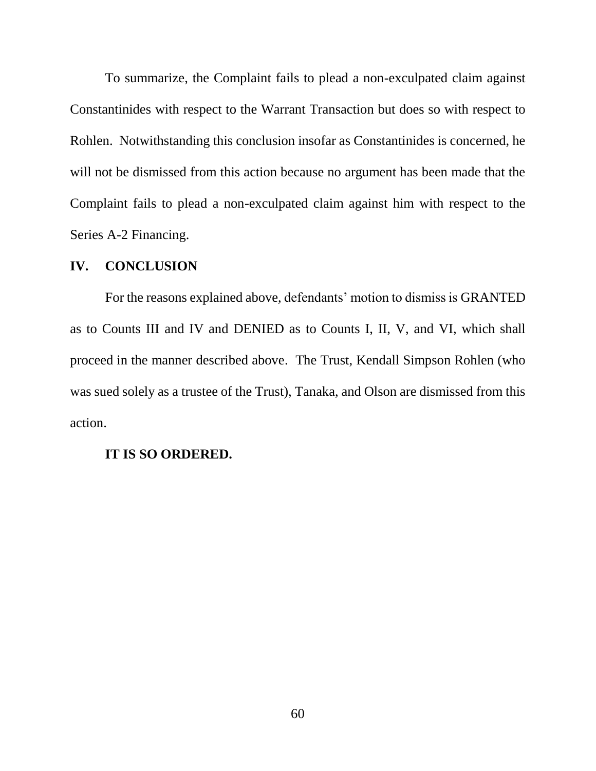To summarize, the Complaint fails to plead a non-exculpated claim against Constantinides with respect to the Warrant Transaction but does so with respect to Rohlen. Notwithstanding this conclusion insofar as Constantinides is concerned, he will not be dismissed from this action because no argument has been made that the Complaint fails to plead a non-exculpated claim against him with respect to the Series A-2 Financing.

## IV. CONCLUSION

For the reasons explained above, defendants' motion to dismiss is GRANTED as to Counts III and IV and DENIED as to Counts I, II, V, and VI, which shall proceed in the manner described above. The Trust, Kendall Simpson Rohlen (who was sued solely as a trustee of the Trust), Tanaka, and Olson are dismissed from this action.

**IT IS SO ORDERED.**